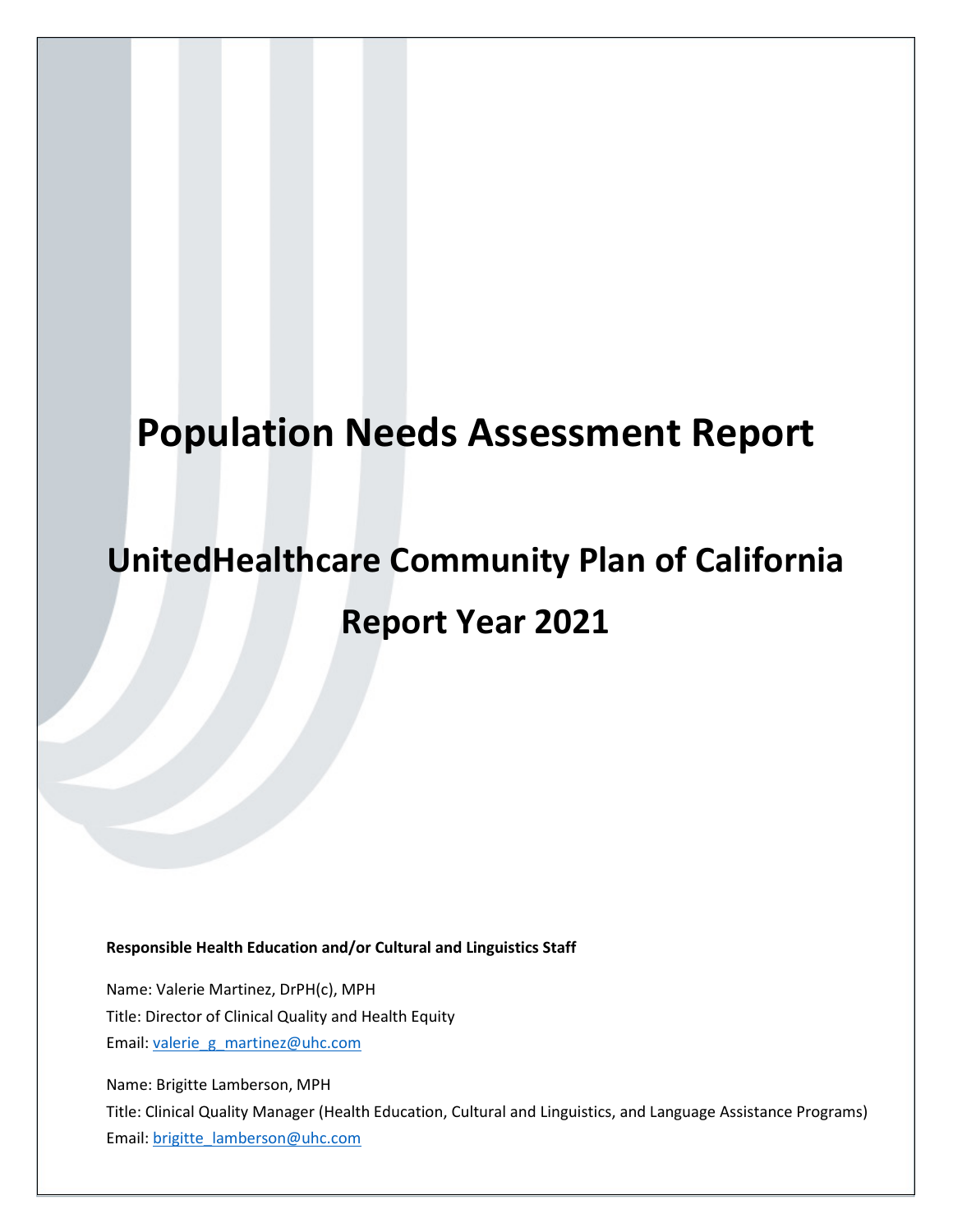# Population Needs Assessment Report

## UnitedHealthcare Community Plan of California

## Report Year 2021

**Responsible Health Education and/or Cultural and Linguistics Staff**

Name: Valerie Martinez, DrPH(c), MPH
Title: Director of Clinical Quality and Health Equity
Email: valerie_g_martinez@uhc.com

Name: Brigitte Lamberson, MPH
Title: Clinical Quality Manager (Health Education, Cultural and Linguistics, and Language Assistance Programs)
Email: brigitte_lamberson@uhc.com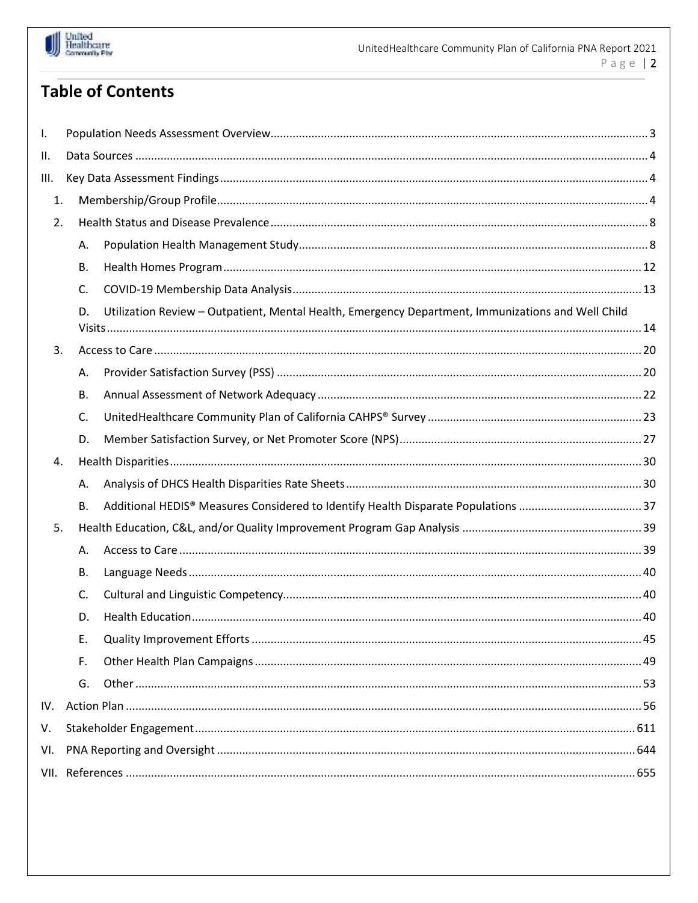# Table of Contents

I. Population Needs Assessment Overview ..... 3

II. Data Sources ..... 4

III. Key Data Assessment Findings ..... 4

1. Membership/Group Profile ..... 4
2. Health Status and Disease Prevalence ..... 8
   - A. Population Health Management Study ..... 8
   - B. Health Homes Program ..... 12
   - C. COVID-19 Membership Data Analysis ..... 13
   - D. Utilization Review – Outpatient, Mental Health, Emergency Department, Immunizations and Well Child Visits ..... 14
3. Access to Care ..... 20
   - A. Provider Satisfaction Survey (PSS) ..... 20
   - B. Annual Assessment of Network Adequacy ..... 22
   - C. UnitedHealthcare Community Plan of California CAHPS® Survey ..... 23
   - D. Member Satisfaction Survey, or Net Promoter Score (NPS) ..... 27
4. Health Disparities ..... 30
   - A. Analysis of DHCS Health Disparities Rate Sheets ..... 30
   - B. Additional HEDIS® Measures Considered to Identify Health Disparate Populations ..... 37
5. Health Education, C&L, and/or Quality Improvement Program Gap Analysis ..... 39
   - A. Access to Care ..... 39
   - B. Language Needs ..... 40
   - C. Cultural and Linguistic Competency ..... 40
   - D. Health Education ..... 40
   - E. Quality Improvement Efforts ..... 45
   - F. Other Health Plan Campaigns ..... 49
   - G. Other ..... 53

IV. Action Plan ..... 56

V. Stakeholder Engagement ..... 611

VI. PNA Reporting and Oversight ..... 644

VII. References ..... 655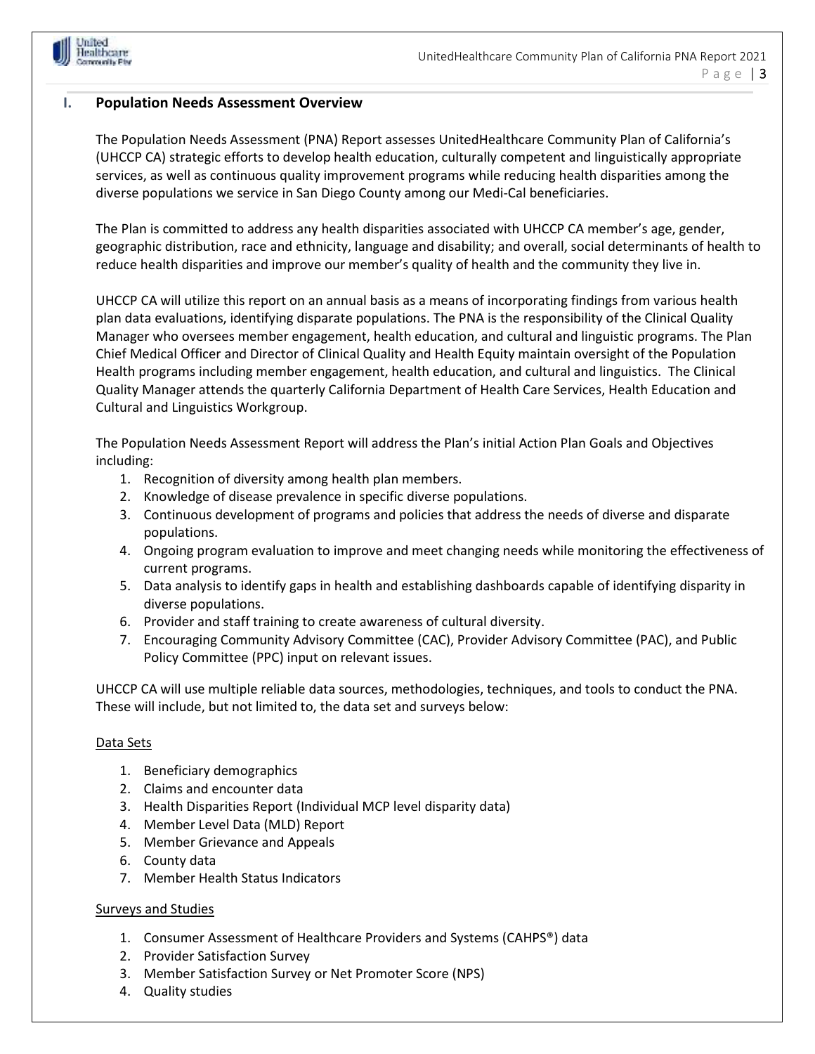## I. Population Needs Assessment Overview

The Population Needs Assessment (PNA) Report assesses UnitedHealthcare Community Plan of California's (UHCCP CA) strategic efforts to develop health education, culturally competent and linguistically appropriate services, as well as continuous quality improvement programs while reducing health disparities among the diverse populations we service in San Diego County among our Medi-Cal beneficiaries.

The Plan is committed to address any health disparities associated with UHCCP CA member's age, gender, geographic distribution, race and ethnicity, language and disability; and overall, social determinants of health to reduce health disparities and improve our member's quality of health and the community they live in.

UHCCP CA will utilize this report on an annual basis as a means of incorporating findings from various health plan data evaluations, identifying disparate populations. The PNA is the responsibility of the Clinical Quality Manager who oversees member engagement, health education, and cultural and linguistic programs. The Plan Chief Medical Officer and Director of Clinical Quality and Health Equity maintain oversight of the Population Health programs including member engagement, health education, and cultural and linguistics. The Clinical Quality Manager attends the quarterly California Department of Health Care Services, Health Education and Cultural and Linguistics Workgroup.

The Population Needs Assessment Report will address the Plan's initial Action Plan Goals and Objectives including:

1. Recognition of diversity among health plan members.
2. Knowledge of disease prevalence in specific diverse populations.
3. Continuous development of programs and policies that address the needs of diverse and disparate populations.
4. Ongoing program evaluation to improve and meet changing needs while monitoring the effectiveness of current programs.
5. Data analysis to identify gaps in health and establishing dashboards capable of identifying disparity in diverse populations.
6. Provider and staff training to create awareness of cultural diversity.
7. Encouraging Community Advisory Committee (CAC), Provider Advisory Committee (PAC), and Public Policy Committee (PPC) input on relevant issues.

UHCCP CA will use multiple reliable data sources, methodologies, techniques, and tools to conduct the PNA. These will include, but not limited to, the data set and surveys below:

<u>Data Sets</u>

1. Beneficiary demographics
2. Claims and encounter data
3. Health Disparities Report (Individual MCP level disparity data)
4. Member Level Data (MLD) Report
5. Member Grievance and Appeals
6. County data
7. Member Health Status Indicators

<u>Surveys and Studies</u>

1. Consumer Assessment of Healthcare Providers and Systems (CAHPS®) data
2. Provider Satisfaction Survey
3. Member Satisfaction Survey or Net Promoter Score (NPS)
4. Quality studies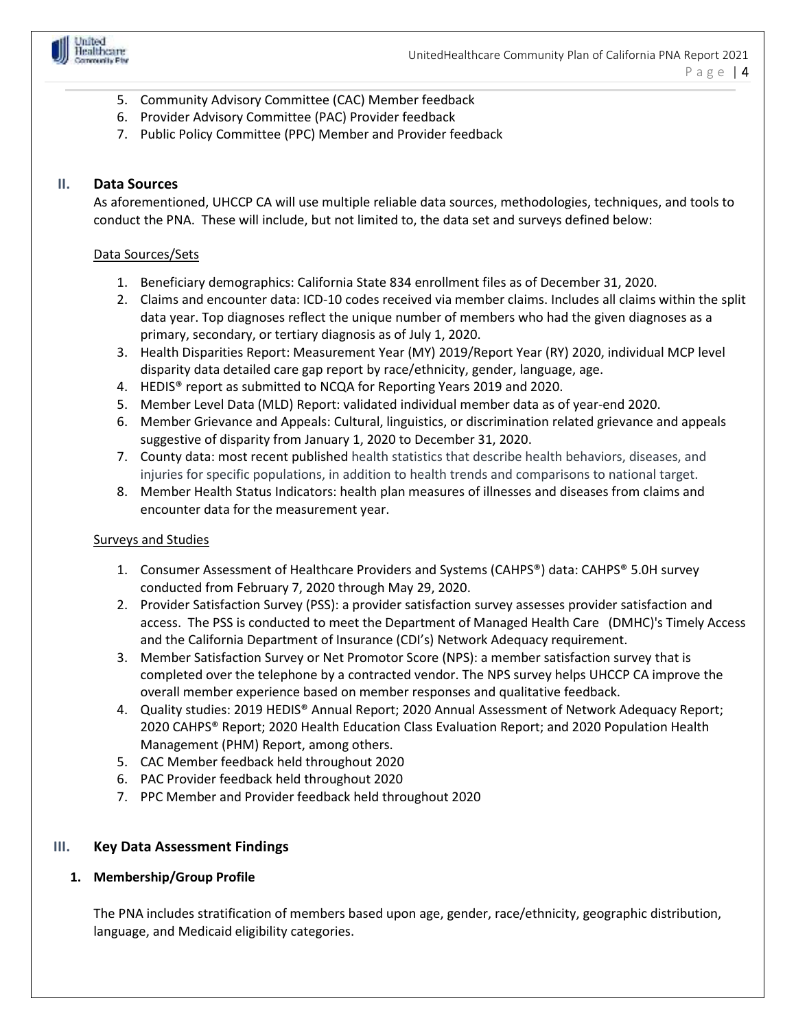5. Community Advisory Committee (CAC) Member feedback
6. Provider Advisory Committee (PAC) Provider feedback
7. Public Policy Committee (PPC) Member and Provider feedback

## II. Data Sources

As aforementioned, UHCCP CA will use multiple reliable data sources, methodologies, techniques, and tools to conduct the PNA. These will include, but not limited to, the data set and surveys defined below:

Data Sources/Sets

1. Beneficiary demographics: California State 834 enrollment files as of December 31, 2020.
2. Claims and encounter data: ICD-10 codes received via member claims. Includes all claims within the split data year. Top diagnoses reflect the unique number of members who had the given diagnoses as a primary, secondary, or tertiary diagnosis as of July 1, 2020.
3. Health Disparities Report: Measurement Year (MY) 2019/Report Year (RY) 2020, individual MCP level disparity data detailed care gap report by race/ethnicity, gender, language, age.
4. HEDIS® report as submitted to NCQA for Reporting Years 2019 and 2020.
5. Member Level Data (MLD) Report: validated individual member data as of year-end 2020.
6. Member Grievance and Appeals: Cultural, linguistics, or discrimination related grievance and appeals suggestive of disparity from January 1, 2020 to December 31, 2020.
7. County data: most recent published health statistics that describe health behaviors, diseases, and injuries for specific populations, in addition to health trends and comparisons to national target.
8. Member Health Status Indicators: health plan measures of illnesses and diseases from claims and encounter data for the measurement year.

Surveys and Studies

1. Consumer Assessment of Healthcare Providers and Systems (CAHPS®) data: CAHPS® 5.0H survey conducted from February 7, 2020 through May 29, 2020.
2. Provider Satisfaction Survey (PSS): a provider satisfaction survey assesses provider satisfaction and access. The PSS is conducted to meet the Department of Managed Health Care (DMHC)'s Timely Access and the California Department of Insurance (CDI's) Network Adequacy requirement.
3. Member Satisfaction Survey or Net Promotor Score (NPS): a member satisfaction survey that is completed over the telephone by a contracted vendor. The NPS survey helps UHCCP CA improve the overall member experience based on member responses and qualitative feedback.
4. Quality studies: 2019 HEDIS® Annual Report; 2020 Annual Assessment of Network Adequacy Report; 2020 CAHPS® Report; 2020 Health Education Class Evaluation Report; and 2020 Population Health Management (PHM) Report, among others.
5. CAC Member feedback held throughout 2020
6. PAC Provider feedback held throughout 2020
7. PPC Member and Provider feedback held throughout 2020

## III. Key Data Assessment Findings

### 1. Membership/Group Profile

The PNA includes stratification of members based upon age, gender, race/ethnicity, geographic distribution, language, and Medicaid eligibility categories.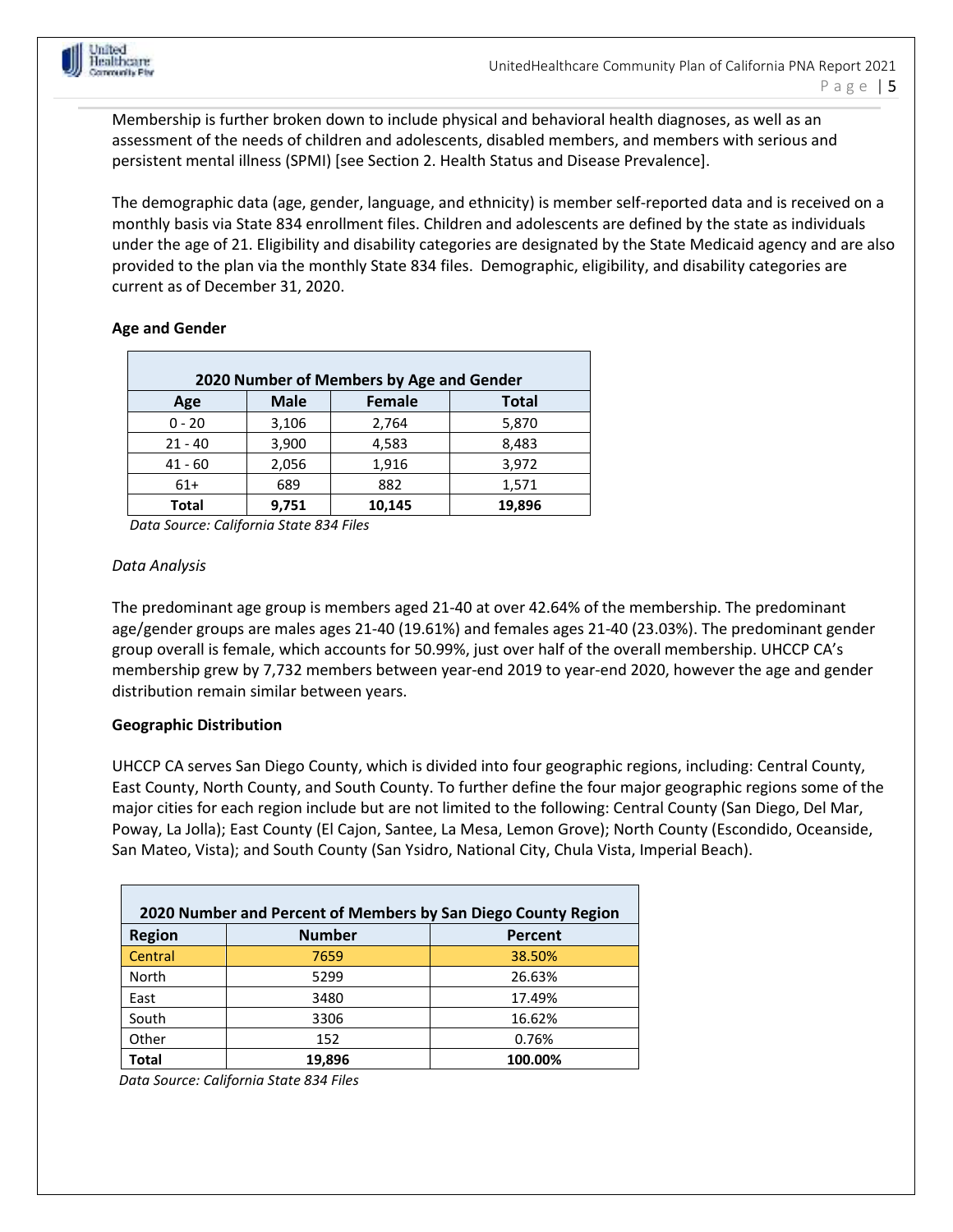Membership is further broken down to include physical and behavioral health diagnoses, as well as an assessment of the needs of children and adolescents, disabled members, and members with serious and persistent mental illness (SPMI) [see Section 2. Health Status and Disease Prevalence].

The demographic data (age, gender, language, and ethnicity) is member self-reported data and is received on a monthly basis via State 834 enrollment files. Children and adolescents are defined by the state as individuals under the age of 21. Eligibility and disability categories are designated by the State Medicaid agency and are also provided to the plan via the monthly State 834 files. Demographic, eligibility, and disability categories are current as of December 31, 2020.

### Age and Gender

**2020 Number of Members by Age and Gender**

| Age | Male | Female | Total |
|---|---|---|---|
| 0 - 20 | 3,106 | 2,764 | 5,870 |
| 21 - 40 | 3,900 | 4,583 | 8,483 |
| 41 - 60 | 2,056 | 1,916 | 3,972 |
| 61+ | 689 | 882 | 1,571 |
| **Total** | **9,751** | **10,145** | **19,896** |

*Data Source: California State 834 Files*

*Data Analysis*

The predominant age group is members aged 21-40 at over 42.64% of the membership. The predominant age/gender groups are males ages 21-40 (19.61%) and females ages 21-40 (23.03%). The predominant gender group overall is female, which accounts for 50.99%, just over half of the overall membership. UHCCP CA's membership grew by 7,732 members between year-end 2019 to year-end 2020, however the age and gender distribution remain similar between years.

### Geographic Distribution

UHCCP CA serves San Diego County, which is divided into four geographic regions, including: Central County, East County, North County, and South County. To further define the four major geographic regions some of the major cities for each region include but are not limited to the following: Central County (San Diego, Del Mar, Poway, La Jolla); East County (El Cajon, Santee, La Mesa, Lemon Grove); North County (Escondido, Oceanside, San Mateo, Vista); and South County (San Ysidro, National City, Chula Vista, Imperial Beach).

**2020 Number and Percent of Members by San Diego County Region**

| Region | Number | Percent |
|---|---|---|
| Central | 7659 | 38.50% |
| North | 5299 | 26.63% |
| East | 3480 | 17.49% |
| South | 3306 | 16.62% |
| Other | 152 | 0.76% |
| **Total** | **19,896** | **100.00%** |

*Data Source: California State 834 Files*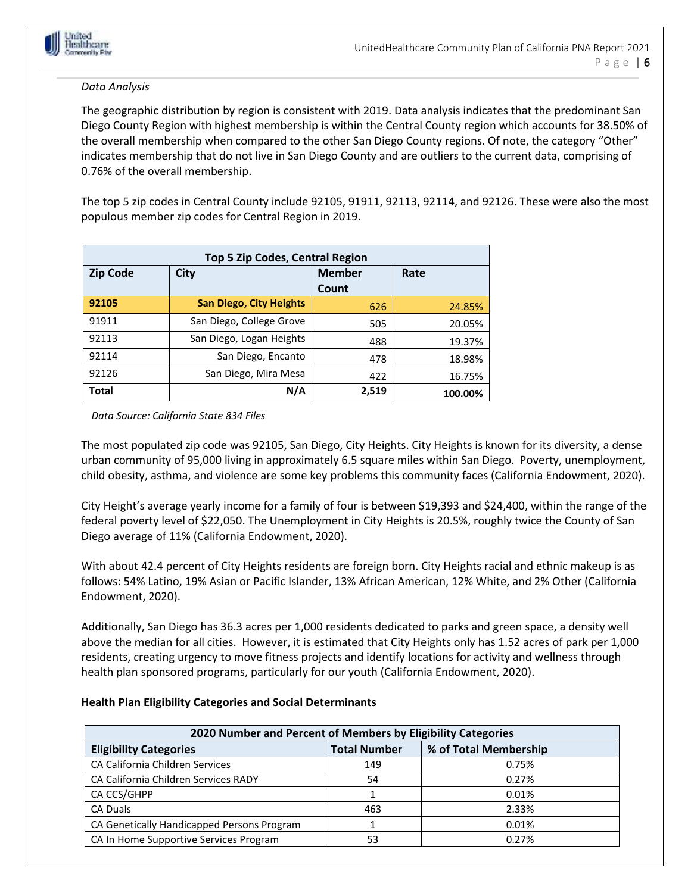*Data Analysis*

The geographic distribution by region is consistent with 2019. Data analysis indicates that the predominant San Diego County Region with highest membership is within the Central County region which accounts for 38.50% of the overall membership when compared to the other San Diego County regions. Of note, the category "Other" indicates membership that do not live in San Diego County and are outliers to the current data, comprising of 0.76% of the overall membership.

The top 5 zip codes in Central County include 92105, 91911, 92113, 92114, and 92126. These were also the most populous member zip codes for Central Region in 2019.

| Top 5 Zip Codes, Central Region | | | |
|---|---|---|---|
| **Zip Code** | **City** | **Member Count** | **Rate** |
| **92105** | **San Diego, City Heights** | 626 | 24.85% |
| 91911 | San Diego, College Grove | 505 | 20.05% |
| 92113 | San Diego, Logan Heights | 488 | 19.37% |
| 92114 | San Diego, Encanto | 478 | 18.98% |
| 92126 | San Diego, Mira Mesa | 422 | 16.75% |
| **Total** | **N/A** | **2,519** | **100.00%** |

*Data Source: California State 834 Files*

The most populated zip code was 92105, San Diego, City Heights. City Heights is known for its diversity, a dense urban community of 95,000 living in approximately 6.5 square miles within San Diego. Poverty, unemployment, child obesity, asthma, and violence are some key problems this community faces (California Endowment, 2020).

City Height's average yearly income for a family of four is between $19,393 and $24,400, within the range of the federal poverty level of $22,050. The Unemployment in City Heights is 20.5%, roughly twice the County of San Diego average of 11% (California Endowment, 2020).

With about 42.4 percent of City Heights residents are foreign born. City Heights racial and ethnic makeup is as follows: 54% Latino, 19% Asian or Pacific Islander, 13% African American, 12% White, and 2% Other (California Endowment, 2020).

Additionally, San Diego has 36.3 acres per 1,000 residents dedicated to parks and green space, a density well above the median for all cities. However, it is estimated that City Heights only has 1.52 acres of park per 1,000 residents, creating urgency to move fitness projects and identify locations for activity and wellness through health plan sponsored programs, particularly for our youth (California Endowment, 2020).

**Health Plan Eligibility Categories and Social Determinants**

| 2020 Number and Percent of Members by Eligibility Categories | | |
|---|---|---|
| **Eligibility Categories** | **Total Number** | **% of Total Membership** |
| CA California Children Services | 149 | 0.75% |
| CA California Children Services RADY | 54 | 0.27% |
| CA CCS/GHPP | 1 | 0.01% |
| CA Duals | 463 | 2.33% |
| CA Genetically Handicapped Persons Program | 1 | 0.01% |
| CA In Home Supportive Services Program | 53 | 0.27% |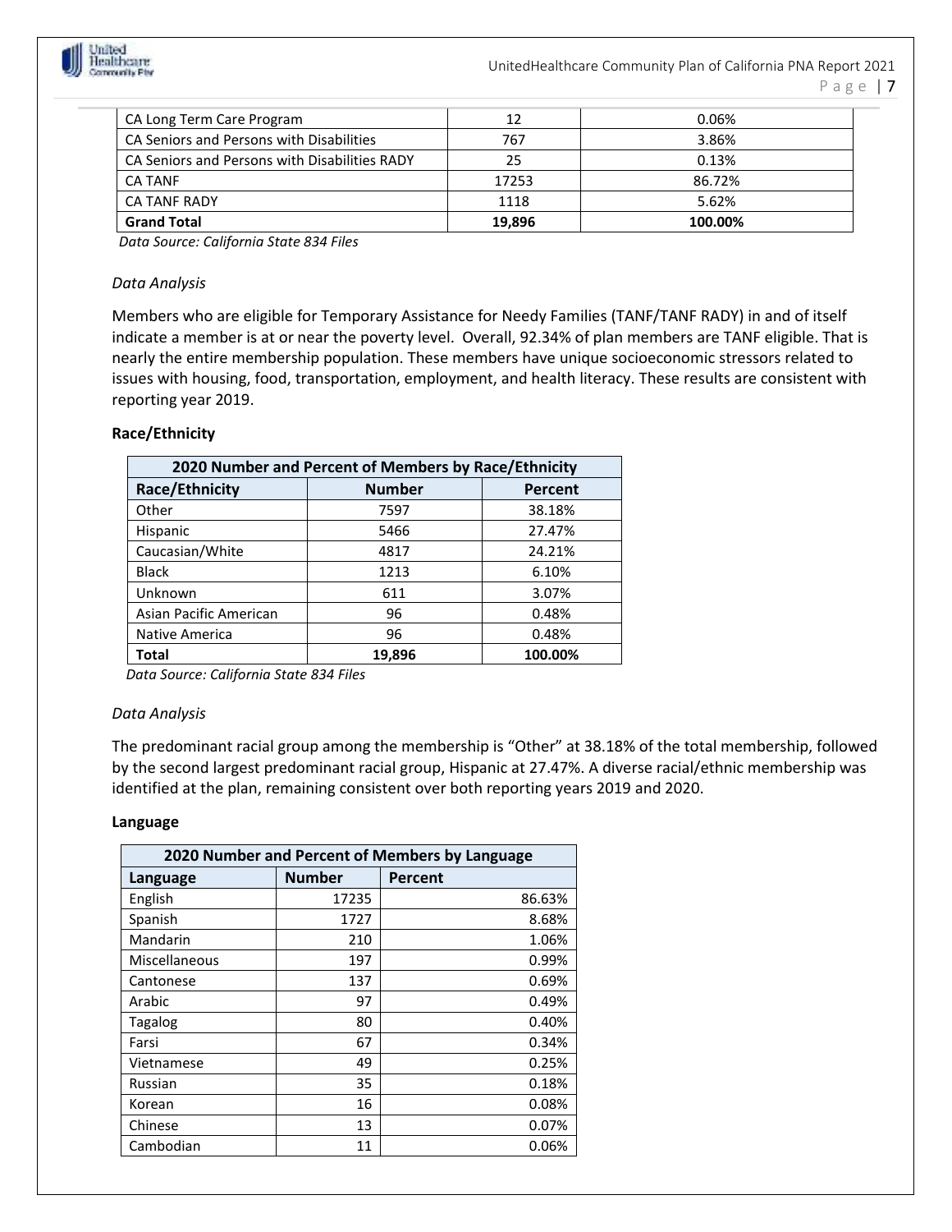| | | |
|---|---|---|
| CA Long Term Care Program | 12 | 0.06% |
| CA Seniors and Persons with Disabilities | 767 | 3.86% |
| CA Seniors and Persons with Disabilities RADY | 25 | 0.13% |
| CA TANF | 17253 | 86.72% |
| CA TANF RADY | 1118 | 5.62% |
| **Grand Total** | **19,896** | **100.00%** |

*Data Source: California State 834 Files*

*Data Analysis*

Members who are eligible for Temporary Assistance for Needy Families (TANF/TANF RADY) in and of itself indicate a member is at or near the poverty level. Overall, 92.34% of plan members are TANF eligible. That is nearly the entire membership population. These members have unique socioeconomic stressors related to issues with housing, food, transportation, employment, and health literacy. These results are consistent with reporting year 2019.

**Race/Ethnicity**

| 2020 Number and Percent of Members by Race/Ethnicity | | |
|---|---|---|
| **Race/Ethnicity** | **Number** | **Percent** |
| Other | 7597 | 38.18% |
| Hispanic | 5466 | 27.47% |
| Caucasian/White | 4817 | 24.21% |
| Black | 1213 | 6.10% |
| Unknown | 611 | 3.07% |
| Asian Pacific American | 96 | 0.48% |
| Native America | 96 | 0.48% |
| **Total** | **19,896** | **100.00%** |

*Data Source: California State 834 Files*

*Data Analysis*

The predominant racial group among the membership is "Other" at 38.18% of the total membership, followed by the second largest predominant racial group, Hispanic at 27.47%. A diverse racial/ethnic membership was identified at the plan, remaining consistent over both reporting years 2019 and 2020.

**Language**

| 2020 Number and Percent of Members by Language | | |
|---|---|---|
| **Language** | **Number** | **Percent** |
| English | 17235 | 86.63% |
| Spanish | 1727 | 8.68% |
| Mandarin | 210 | 1.06% |
| Miscellaneous | 197 | 0.99% |
| Cantonese | 137 | 0.69% |
| Arabic | 97 | 0.49% |
| Tagalog | 80 | 0.40% |
| Farsi | 67 | 0.34% |
| Vietnamese | 49 | 0.25% |
| Russian | 35 | 0.18% |
| Korean | 16 | 0.08% |
| Chinese | 13 | 0.07% |
| Cambodian | 11 | 0.06% |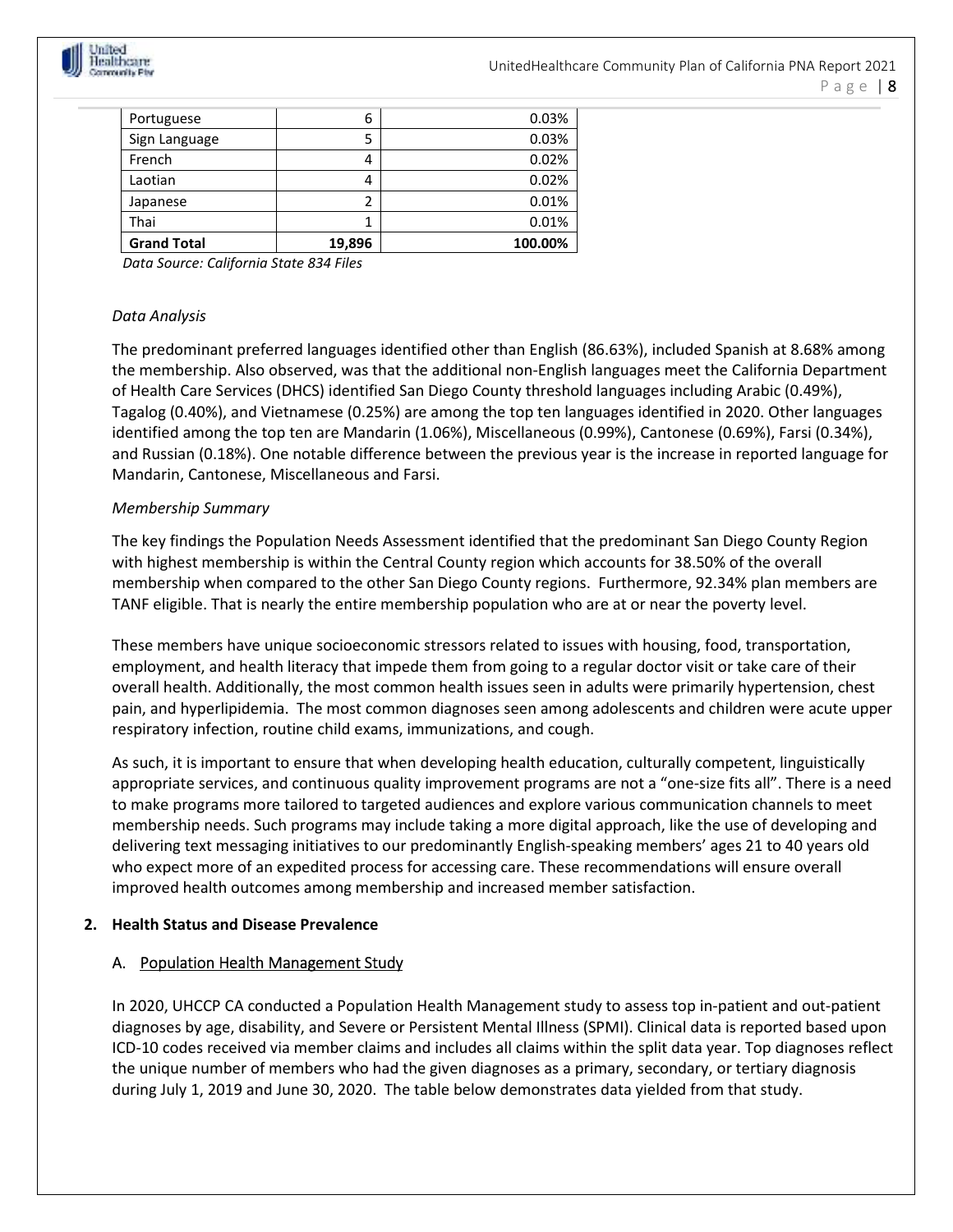| | | |
|---|---|---|
| Portuguese | 6 | 0.03% |
| Sign Language | 5 | 0.03% |
| French | 4 | 0.02% |
| Laotian | 4 | 0.02% |
| Japanese | 2 | 0.01% |
| Thai | 1 | 0.01% |
| **Grand Total** | **19,896** | **100.00%** |

*Data Source: California State 834 Files*

*Data Analysis*

The predominant preferred languages identified other than English (86.63%), included Spanish at 8.68% among the membership. Also observed, was that the additional non-English languages meet the California Department of Health Care Services (DHCS) identified San Diego County threshold languages including Arabic (0.49%), Tagalog (0.40%), and Vietnamese (0.25%) are among the top ten languages identified in 2020. Other languages identified among the top ten are Mandarin (1.06%), Miscellaneous (0.99%), Cantonese (0.69%), Farsi (0.34%), and Russian (0.18%). One notable difference between the previous year is the increase in reported language for Mandarin, Cantonese, Miscellaneous and Farsi.

*Membership Summary*

The key findings the Population Needs Assessment identified that the predominant San Diego County Region with highest membership is within the Central County region which accounts for 38.50% of the overall membership when compared to the other San Diego County regions. Furthermore, 92.34% plan members are TANF eligible. That is nearly the entire membership population who are at or near the poverty level.

These members have unique socioeconomic stressors related to issues with housing, food, transportation, employment, and health literacy that impede them from going to a regular doctor visit or take care of their overall health. Additionally, the most common health issues seen in adults were primarily hypertension, chest pain, and hyperlipidemia. The most common diagnoses seen among adolescents and children were acute upper respiratory infection, routine child exams, immunizations, and cough.

As such, it is important to ensure that when developing health education, culturally competent, linguistically appropriate services, and continuous quality improvement programs are not a "one-size fits all". There is a need to make programs more tailored to targeted audiences and explore various communication channels to meet membership needs. Such programs may include taking a more digital approach, like the use of developing and delivering text messaging initiatives to our predominantly English-speaking members' ages 21 to 40 years old who expect more of an expedited process for accessing care. These recommendations will ensure overall improved health outcomes among membership and increased member satisfaction.

## 2. Health Status and Disease Prevalence

### A. Population Health Management Study

In 2020, UHCCP CA conducted a Population Health Management study to assess top in-patient and out-patient diagnoses by age, disability, and Severe or Persistent Mental Illness (SPMI). Clinical data is reported based upon ICD-10 codes received via member claims and includes all claims within the split data year. Top diagnoses reflect the unique number of members who had the given diagnoses as a primary, secondary, or tertiary diagnosis during July 1, 2019 and June 30, 2020. The table below demonstrates data yielded from that study.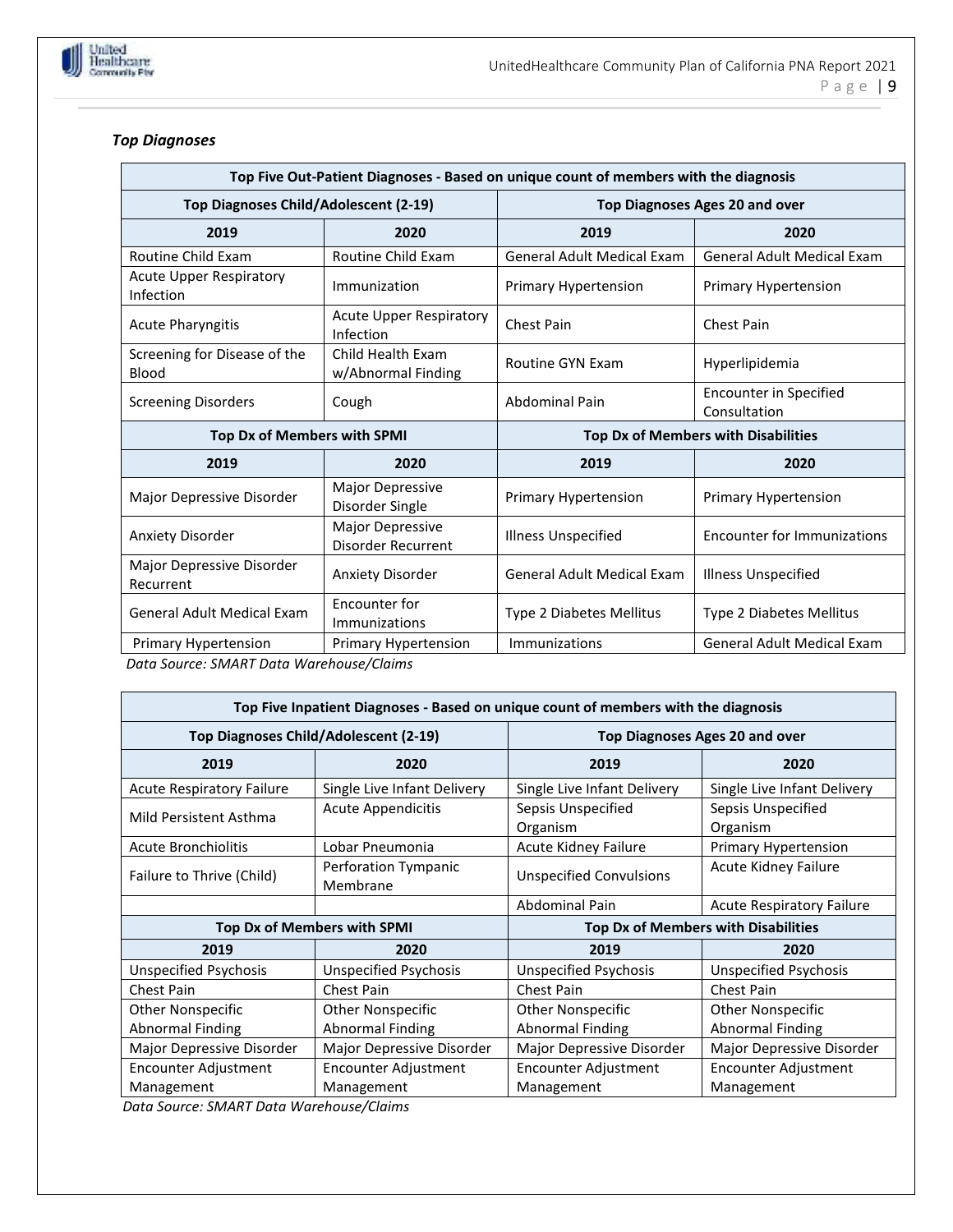### *Top Diagnoses*

| Top Five Out-Patient Diagnoses - Based on unique count of members with the diagnosis | | | |
|---|---|---|---|
| **Top Diagnoses Child/Adolescent (2-19)** | | **Top Diagnoses Ages 20 and over** | |
| **2019** | **2020** | **2019** | **2020** |
| Routine Child Exam | Routine Child Exam | General Adult Medical Exam | General Adult Medical Exam |
| Acute Upper Respiratory Infection | Immunization | Primary Hypertension | Primary Hypertension |
| Acute Pharyngitis | Acute Upper Respiratory Infection | Chest Pain | Chest Pain |
| Screening for Disease of the Blood | Child Health Exam w/Abnormal Finding | Routine GYN Exam | Hyperlipidemia |
| Screening Disorders | Cough | Abdominal Pain | Encounter in Specified Consultation |
| **Top Dx of Members with SPMI** | | **Top Dx of Members with Disabilities** | |
| **2019** | **2020** | **2019** | **2020** |
| Major Depressive Disorder | Major Depressive Disorder Single | Primary Hypertension | Primary Hypertension |
| Anxiety Disorder | Major Depressive Disorder Recurrent | Illness Unspecified | Encounter for Immunizations |
| Major Depressive Disorder Recurrent | Anxiety Disorder | General Adult Medical Exam | Illness Unspecified |
| General Adult Medical Exam | Encounter for Immunizations | Type 2 Diabetes Mellitus | Type 2 Diabetes Mellitus |
| Primary Hypertension | Primary Hypertension | Immunizations | General Adult Medical Exam |

*Data Source: SMART Data Warehouse/Claims*

| Top Five Inpatient Diagnoses - Based on unique count of members with the diagnosis | | | |
|---|---|---|---|
| **Top Diagnoses Child/Adolescent (2-19)** | | **Top Diagnoses Ages 20 and over** | |
| **2019** | **2020** | **2019** | **2020** |
| Acute Respiratory Failure | Single Live Infant Delivery | Single Live Infant Delivery | Single Live Infant Delivery |
| Mild Persistent Asthma | Acute Appendicitis | Sepsis Unspecified Organism | Sepsis Unspecified Organism |
| Acute Bronchiolitis | Lobar Pneumonia | Acute Kidney Failure | Primary Hypertension |
| Failure to Thrive (Child) | Perforation Tympanic Membrane | Unspecified Convulsions | Acute Kidney Failure |
| | | Abdominal Pain | Acute Respiratory Failure |
| **Top Dx of Members with SPMI** | | **Top Dx of Members with Disabilities** | |
| **2019** | **2020** | **2019** | **2020** |
| Unspecified Psychosis | Unspecified Psychosis | Unspecified Psychosis | Unspecified Psychosis |
| Chest Pain | Chest Pain | Chest Pain | Chest Pain |
| Other Nonspecific Abnormal Finding | Other Nonspecific Abnormal Finding | Other Nonspecific Abnormal Finding | Other Nonspecific Abnormal Finding |
| Major Depressive Disorder | Major Depressive Disorder | Major Depressive Disorder | Major Depressive Disorder |
| Encounter Adjustment Management | Encounter Adjustment Management | Encounter Adjustment Management | Encounter Adjustment Management |

*Data Source: SMART Data Warehouse/Claims*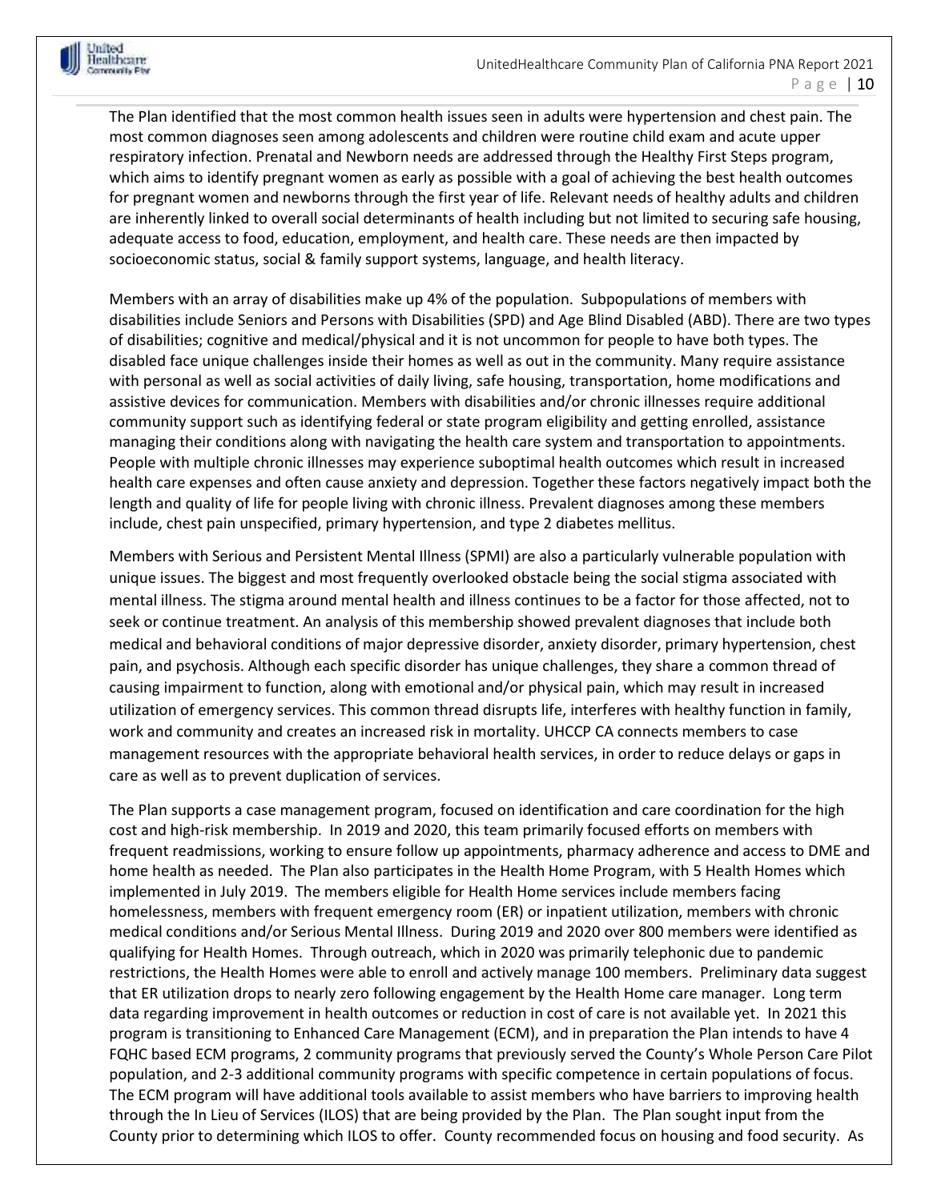The Plan identified that the most common health issues seen in adults were hypertension and chest pain. The most common diagnoses seen among adolescents and children were routine child exam and acute upper respiratory infection. Prenatal and Newborn needs are addressed through the Healthy First Steps program, which aims to identify pregnant women as early as possible with a goal of achieving the best health outcomes for pregnant women and newborns through the first year of life. Relevant needs of healthy adults and children are inherently linked to overall social determinants of health including but not limited to securing safe housing, adequate access to food, education, employment, and health care. These needs are then impacted by socioeconomic status, social & family support systems, language, and health literacy.

Members with an array of disabilities make up 4% of the population. Subpopulations of members with disabilities include Seniors and Persons with Disabilities (SPD) and Age Blind Disabled (ABD). There are two types of disabilities; cognitive and medical/physical and it is not uncommon for people to have both types. The disabled face unique challenges inside their homes as well as out in the community. Many require assistance with personal as well as social activities of daily living, safe housing, transportation, home modifications and assistive devices for communication. Members with disabilities and/or chronic illnesses require additional community support such as identifying federal or state program eligibility and getting enrolled, assistance managing their conditions along with navigating the health care system and transportation to appointments. People with multiple chronic illnesses may experience suboptimal health outcomes which result in increased health care expenses and often cause anxiety and depression. Together these factors negatively impact both the length and quality of life for people living with chronic illness. Prevalent diagnoses among these members include, chest pain unspecified, primary hypertension, and type 2 diabetes mellitus.

Members with Serious and Persistent Mental Illness (SPMI) are also a particularly vulnerable population with unique issues. The biggest and most frequently overlooked obstacle being the social stigma associated with mental illness. The stigma around mental health and illness continues to be a factor for those affected, not to seek or continue treatment. An analysis of this membership showed prevalent diagnoses that include both medical and behavioral conditions of major depressive disorder, anxiety disorder, primary hypertension, chest pain, and psychosis. Although each specific disorder has unique challenges, they share a common thread of causing impairment to function, along with emotional and/or physical pain, which may result in increased utilization of emergency services. This common thread disrupts life, interferes with healthy function in family, work and community and creates an increased risk in mortality. UHCCP CA connects members to case management resources with the appropriate behavioral health services, in order to reduce delays or gaps in care as well as to prevent duplication of services.

The Plan supports a case management program, focused on identification and care coordination for the high cost and high-risk membership. In 2019 and 2020, this team primarily focused efforts on members with frequent readmissions, working to ensure follow up appointments, pharmacy adherence and access to DME and home health as needed. The Plan also participates in the Health Home Program, with 5 Health Homes which implemented in July 2019. The members eligible for Health Home services include members facing homelessness, members with frequent emergency room (ER) or inpatient utilization, members with chronic medical conditions and/or Serious Mental Illness. During 2019 and 2020 over 800 members were identified as qualifying for Health Homes. Through outreach, which in 2020 was primarily telephonic due to pandemic restrictions, the Health Homes were able to enroll and actively manage 100 members. Preliminary data suggest that ER utilization drops to nearly zero following engagement by the Health Home care manager. Long term data regarding improvement in health outcomes or reduction in cost of care is not available yet. In 2021 this program is transitioning to Enhanced Care Management (ECM), and in preparation the Plan intends to have 4 FQHC based ECM programs, 2 community programs that previously served the County's Whole Person Care Pilot population, and 2-3 additional community programs with specific competence in certain populations of focus. The ECM program will have additional tools available to assist members who have barriers to improving health through the In Lieu of Services (ILOS) that are being provided by the Plan. The Plan sought input from the County prior to determining which ILOS to offer. County recommended focus on housing and food security. As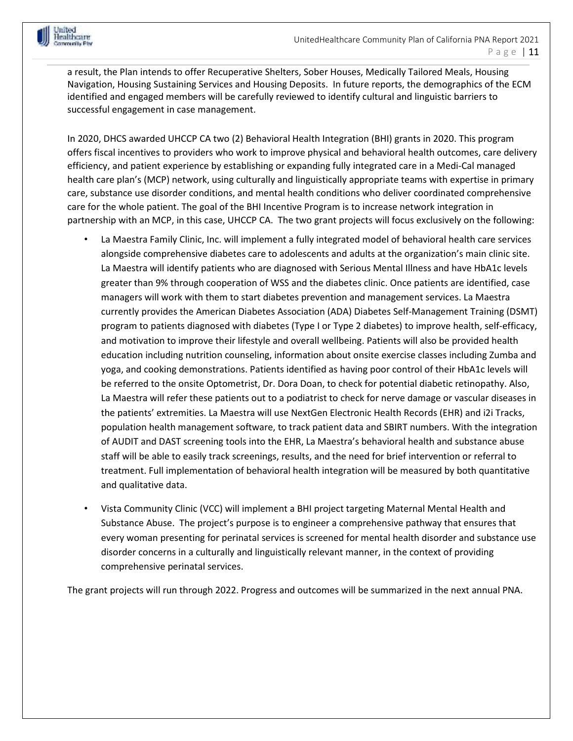a result, the Plan intends to offer Recuperative Shelters, Sober Houses, Medically Tailored Meals, Housing Navigation, Housing Sustaining Services and Housing Deposits. In future reports, the demographics of the ECM identified and engaged members will be carefully reviewed to identify cultural and linguistic barriers to successful engagement in case management.

In 2020, DHCS awarded UHCCP CA two (2) Behavioral Health Integration (BHI) grants in 2020. This program offers fiscal incentives to providers who work to improve physical and behavioral health outcomes, care delivery efficiency, and patient experience by establishing or expanding fully integrated care in a Medi-Cal managed health care plan's (MCP) network, using culturally and linguistically appropriate teams with expertise in primary care, substance use disorder conditions, and mental health conditions who deliver coordinated comprehensive care for the whole patient. The goal of the BHI Incentive Program is to increase network integration in partnership with an MCP, in this case, UHCCP CA. The two grant projects will focus exclusively on the following:

- La Maestra Family Clinic, Inc. will implement a fully integrated model of behavioral health care services alongside comprehensive diabetes care to adolescents and adults at the organization's main clinic site. La Maestra will identify patients who are diagnosed with Serious Mental Illness and have HbA1c levels greater than 9% through cooperation of WSS and the diabetes clinic. Once patients are identified, case managers will work with them to start diabetes prevention and management services. La Maestra currently provides the American Diabetes Association (ADA) Diabetes Self-Management Training (DSMT) program to patients diagnosed with diabetes (Type I or Type 2 diabetes) to improve health, self-efficacy, and motivation to improve their lifestyle and overall wellbeing. Patients will also be provided health education including nutrition counseling, information about onsite exercise classes including Zumba and yoga, and cooking demonstrations. Patients identified as having poor control of their HbA1c levels will be referred to the onsite Optometrist, Dr. Dora Doan, to check for potential diabetic retinopathy. Also, La Maestra will refer these patients out to a podiatrist to check for nerve damage or vascular diseases in the patients' extremities. La Maestra will use NextGen Electronic Health Records (EHR) and i2i Tracks, population health management software, to track patient data and SBIRT numbers. With the integration of AUDIT and DAST screening tools into the EHR, La Maestra's behavioral health and substance abuse staff will be able to easily track screenings, results, and the need for brief intervention or referral to treatment. Full implementation of behavioral health integration will be measured by both quantitative and qualitative data.
- Vista Community Clinic (VCC) will implement a BHI project targeting Maternal Mental Health and Substance Abuse. The project's purpose is to engineer a comprehensive pathway that ensures that every woman presenting for perinatal services is screened for mental health disorder and substance use disorder concerns in a culturally and linguistically relevant manner, in the context of providing comprehensive perinatal services.

The grant projects will run through 2022. Progress and outcomes will be summarized in the next annual PNA.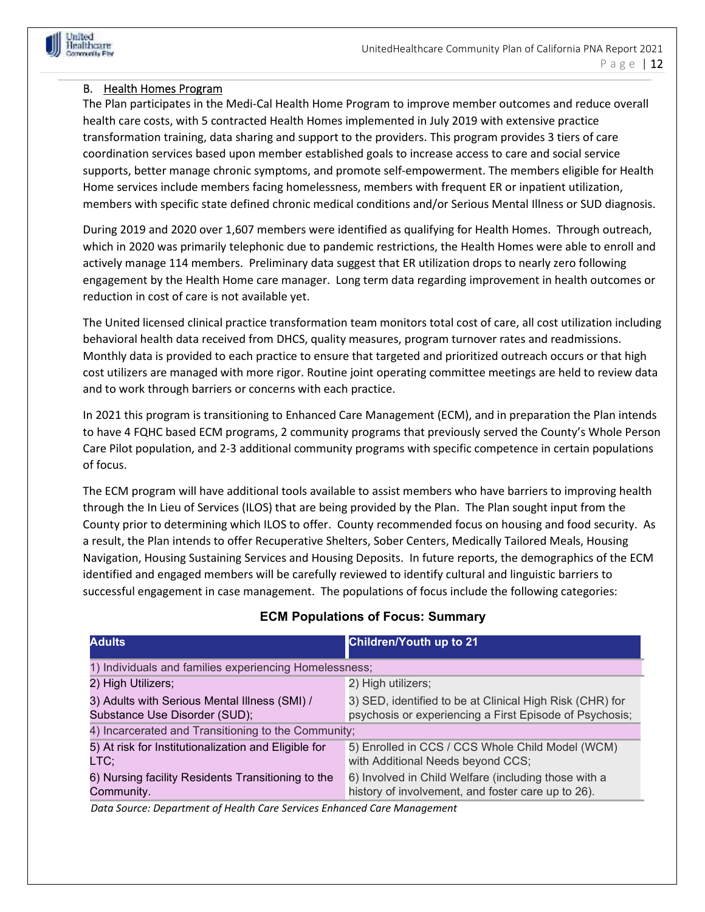## B. Health Homes Program

The Plan participates in the Medi-Cal Health Home Program to improve member outcomes and reduce overall health care costs, with 5 contracted Health Homes implemented in July 2019 with extensive practice transformation training, data sharing and support to the providers. This program provides 3 tiers of care coordination services based upon member established goals to increase access to care and social service supports, better manage chronic symptoms, and promote self-empowerment. The members eligible for Health Home services include members facing homelessness, members with frequent ER or inpatient utilization, members with specific state defined chronic medical conditions and/or Serious Mental Illness or SUD diagnosis.

During 2019 and 2020 over 1,607 members were identified as qualifying for Health Homes. Through outreach, which in 2020 was primarily telephonic due to pandemic restrictions, the Health Homes were able to enroll and actively manage 114 members. Preliminary data suggest that ER utilization drops to nearly zero following engagement by the Health Home care manager. Long term data regarding improvement in health outcomes or reduction in cost of care is not available yet.

The United licensed clinical practice transformation team monitors total cost of care, all cost utilization including behavioral health data received from DHCS, quality measures, program turnover rates and readmissions. Monthly data is provided to each practice to ensure that targeted and prioritized outreach occurs or that high cost utilizers are managed with more rigor. Routine joint operating committee meetings are held to review data and to work through barriers or concerns with each practice.

In 2021 this program is transitioning to Enhanced Care Management (ECM), and in preparation the Plan intends to have 4 FQHC based ECM programs, 2 community programs that previously served the County's Whole Person Care Pilot population, and 2-3 additional community programs with specific competence in certain populations of focus.

The ECM program will have additional tools available to assist members who have barriers to improving health through the In Lieu of Services (ILOS) that are being provided by the Plan. The Plan sought input from the County prior to determining which ILOS to offer. County recommended focus on housing and food security. As a result, the Plan intends to offer Recuperative Shelters, Sober Centers, Medically Tailored Meals, Housing Navigation, Housing Sustaining Services and Housing Deposits. In future reports, the demographics of the ECM identified and engaged members will be carefully reviewed to identify cultural and linguistic barriers to successful engagement in case management. The populations of focus include the following categories:

**ECM Populations of Focus: Summary**

| Adults | Children/Youth up to 21 |
|---|---|
| 1) Individuals and families experiencing Homelessness; | |
| 2) High Utilizers; | 2) High utilizers; |
| 3) Adults with Serious Mental Illness (SMI) / Substance Use Disorder (SUD); | 3) SED, identified to be at Clinical High Risk (CHR) for psychosis or experiencing a First Episode of Psychosis; |
| 4) Incarcerated and Transitioning to the Community; | |
| 5) At risk for Institutionalization and Eligible for LTC; | 5) Enrolled in CCS / CCS Whole Child Model (WCM) with Additional Needs beyond CCS; |
| 6) Nursing facility Residents Transitioning to the Community. | 6) Involved in Child Welfare (including those with a history of involvement, and foster care up to 26). |

*Data Source: Department of Health Care Services Enhanced Care Management*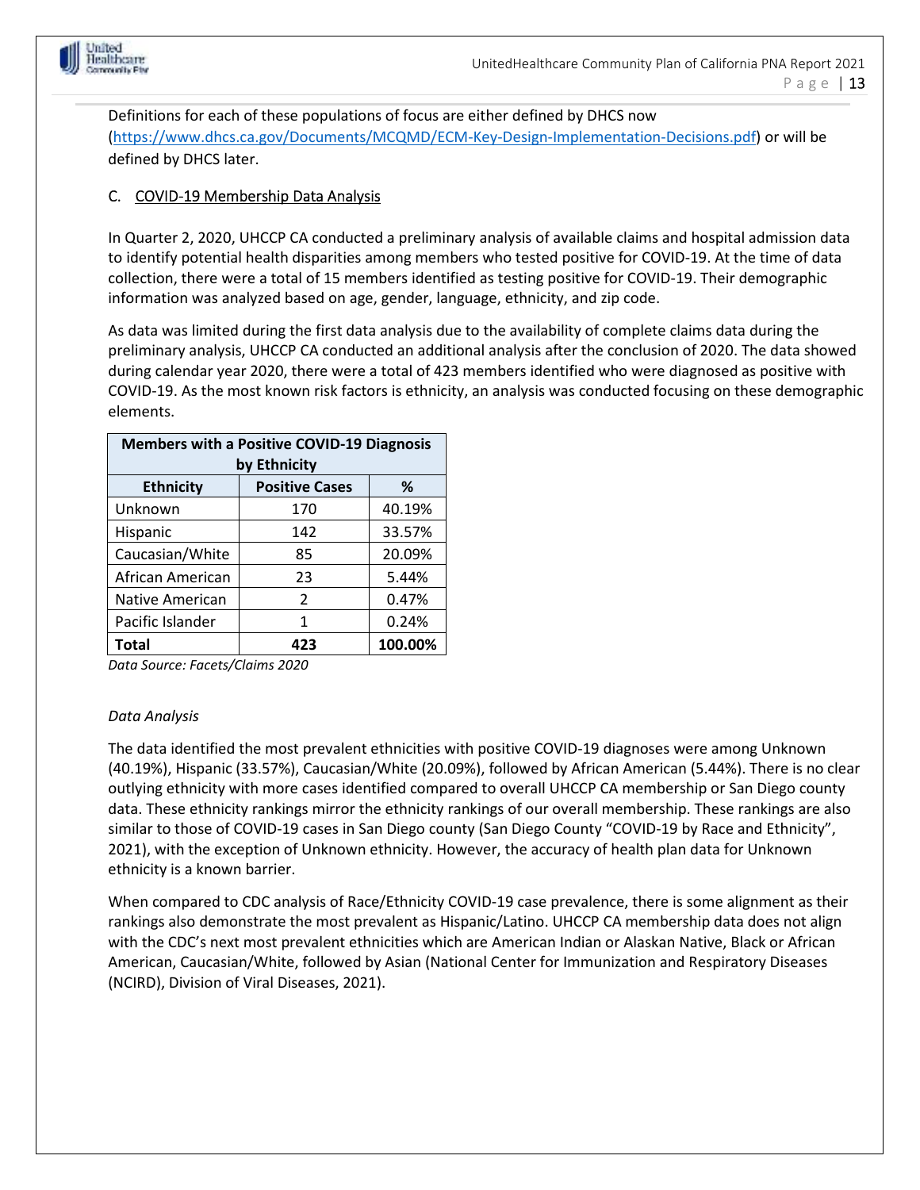Definitions for each of these populations of focus are either defined by DHCS now (https://www.dhcs.ca.gov/Documents/MCQMD/ECM-Key-Design-Implementation-Decisions.pdf) or will be defined by DHCS later.

### C. COVID-19 Membership Data Analysis

In Quarter 2, 2020, UHCCP CA conducted a preliminary analysis of available claims and hospital admission data to identify potential health disparities among members who tested positive for COVID-19. At the time of data collection, there were a total of 15 members identified as testing positive for COVID-19. Their demographic information was analyzed based on age, gender, language, ethnicity, and zip code.

As data was limited during the first data analysis due to the availability of complete claims data during the preliminary analysis, UHCCP CA conducted an additional analysis after the conclusion of 2020. The data showed during calendar year 2020, there were a total of 423 members identified who were diagnosed as positive with COVID-19. As the most known risk factors is ethnicity, an analysis was conducted focusing on these demographic elements.

| Members with a Positive COVID-19 Diagnosis by Ethnicity | | |
|---|---|---|
| **Ethnicity** | **Positive Cases** | **%** |
| Unknown | 170 | 40.19% |
| Hispanic | 142 | 33.57% |
| Caucasian/White | 85 | 20.09% |
| African American | 23 | 5.44% |
| Native American | 2 | 0.47% |
| Pacific Islander | 1 | 0.24% |
| **Total** | **423** | **100.00%** |

*Data Source: Facets/Claims 2020*

*Data Analysis*

The data identified the most prevalent ethnicities with positive COVID-19 diagnoses were among Unknown (40.19%), Hispanic (33.57%), Caucasian/White (20.09%), followed by African American (5.44%). There is no clear outlying ethnicity with more cases identified compared to overall UHCCP CA membership or San Diego county data. These ethnicity rankings mirror the ethnicity rankings of our overall membership. These rankings are also similar to those of COVID-19 cases in San Diego county (San Diego County "COVID-19 by Race and Ethnicity", 2021), with the exception of Unknown ethnicity. However, the accuracy of health plan data for Unknown ethnicity is a known barrier.

When compared to CDC analysis of Race/Ethnicity COVID-19 case prevalence, there is some alignment as their rankings also demonstrate the most prevalent as Hispanic/Latino. UHCCP CA membership data does not align with the CDC's next most prevalent ethnicities which are American Indian or Alaskan Native, Black or African American, Caucasian/White, followed by Asian (National Center for Immunization and Respiratory Diseases (NCIRD), Division of Viral Diseases, 2021).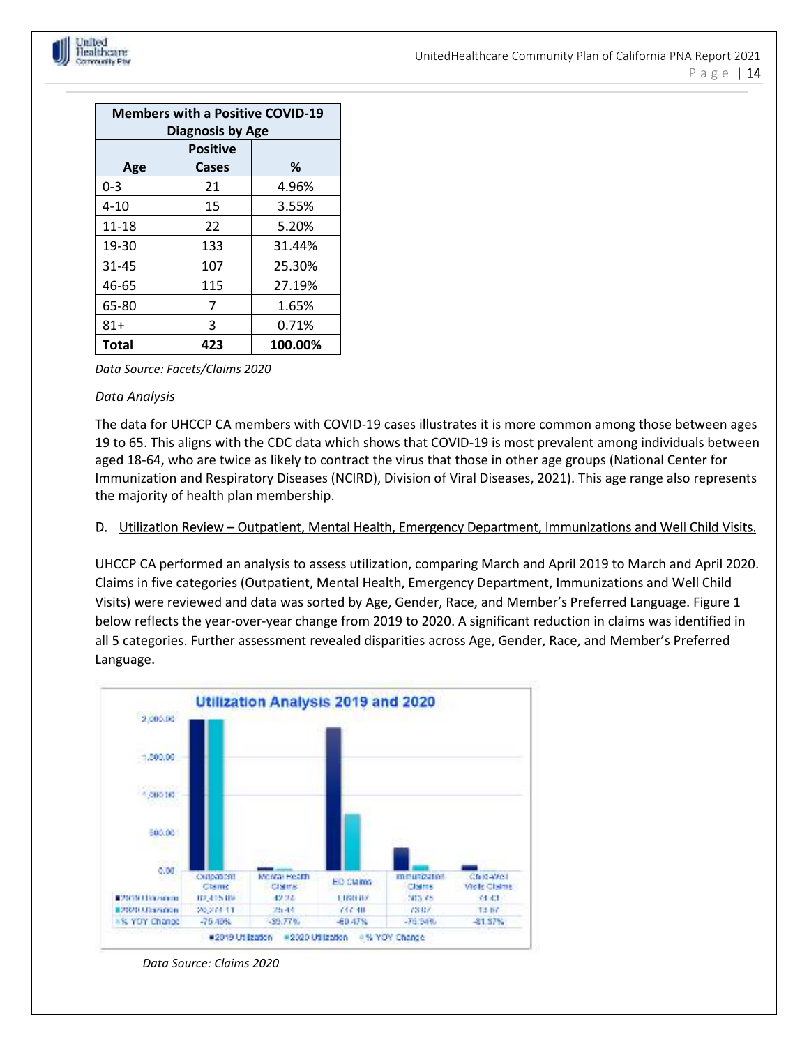| Members with a Positive COVID-19 Diagnosis by Age | | |
|---|---|---|
| Age | Positive Cases | % |
| 0-3 | 21 | 4.96% |
| 4-10 | 15 | 3.55% |
| 11-18 | 22 | 5.20% |
| 19-30 | 133 | 31.44% |
| 31-45 | 107 | 25.30% |
| 46-65 | 115 | 27.19% |
| 65-80 | 7 | 1.65% |
| 81+ | 3 | 0.71% |
| **Total** | **423** | **100.00%** |

*Data Source: Facets/Claims 2020*

*Data Analysis*

The data for UHCCP CA members with COVID-19 cases illustrates it is more common among those between ages 19 to 65. This aligns with the CDC data which shows that COVID-19 is most prevalent among individuals between aged 18-64, who are twice as likely to contract the virus that those in other age groups (National Center for Immunization and Respiratory Diseases (NCIRD), Division of Viral Diseases, 2021). This age range also represents the majority of health plan membership.

D. Utilization Review – Outpatient, Mental Health, Emergency Department, Immunizations and Well Child Visits.

UHCCP CA performed an analysis to assess utilization, comparing March and April 2019 to March and April 2020. Claims in five categories (Outpatient, Mental Health, Emergency Department, Immunizations and Well Child Visits) were reviewed and data was sorted by Age, Gender, Race, and Member's Preferred Language. Figure 1 below reflects the year-over-year change from 2019 to 2020. A significant reduction in claims was identified in all 5 categories. Further assessment revealed disparities across Age, Gender, Race, and Member's Preferred Language.

Utilization Analysis 2019 and 2020

2,000.00
1,500.00
1,000.00
500.00
0.00

Outpatient Claims
Mental Health Claims
ED Claims
Immunization Claims
Child-Well Visits Claims

2019 Utilization
2020 Utilization
% YOY Change
-75.40%
-39.77%
-60.47%
-75.54%
-81.57%

*Data Source: Claims 2020*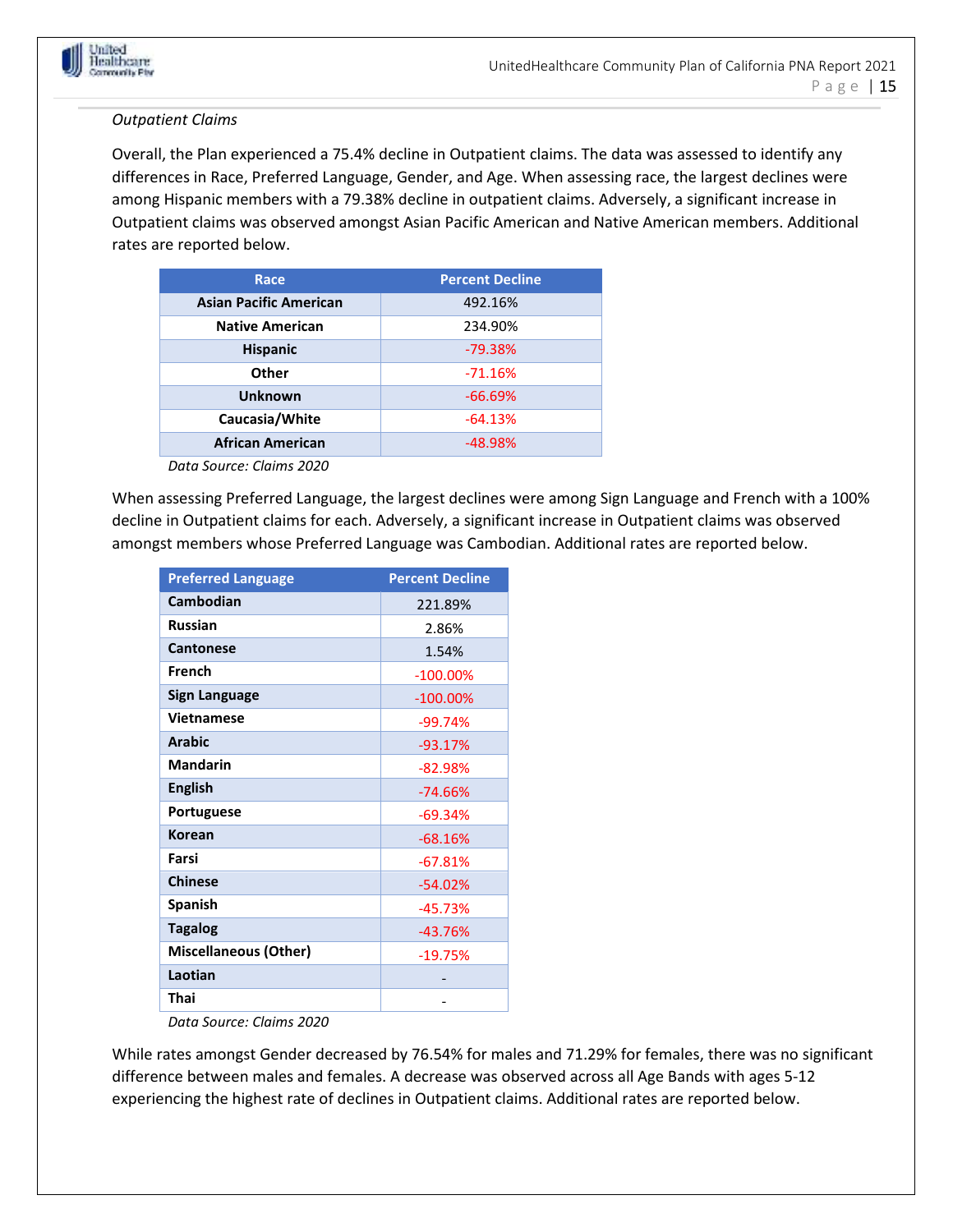*Outpatient Claims*

Overall, the Plan experienced a 75.4% decline in Outpatient claims. The data was assessed to identify any differences in Race, Preferred Language, Gender, and Age. When assessing race, the largest declines were among Hispanic members with a 79.38% decline in outpatient claims. Adversely, a significant increase in Outpatient claims was observed amongst Asian Pacific American and Native American members. Additional rates are reported below.

| Race | Percent Decline |
|---|---|
| Asian Pacific American | 492.16% |
| Native American | 234.90% |
| Hispanic | -79.38% |
| Other | -71.16% |
| Unknown | -66.69% |
| Caucasia/White | -64.13% |
| African American | -48.98% |

*Data Source: Claims 2020*

When assessing Preferred Language, the largest declines were among Sign Language and French with a 100% decline in Outpatient claims for each. Adversely, a significant increase in Outpatient claims was observed amongst members whose Preferred Language was Cambodian. Additional rates are reported below.

| Preferred Language | Percent Decline |
|---|---|
| Cambodian | 221.89% |
| Russian | 2.86% |
| Cantonese | 1.54% |
| French | -100.00% |
| Sign Language | -100.00% |
| Vietnamese | -99.74% |
| Arabic | -93.17% |
| Mandarin | -82.98% |
| English | -74.66% |
| Portuguese | -69.34% |
| Korean | -68.16% |
| Farsi | -67.81% |
| Chinese | -54.02% |
| Spanish | -45.73% |
| Tagalog | -43.76% |
| Miscellaneous (Other) | -19.75% |
| Laotian | - |
| Thai | - |

*Data Source: Claims 2020*

While rates amongst Gender decreased by 76.54% for males and 71.29% for females, there was no significant difference between males and females. A decrease was observed across all Age Bands with ages 5-12 experiencing the highest rate of declines in Outpatient claims. Additional rates are reported below.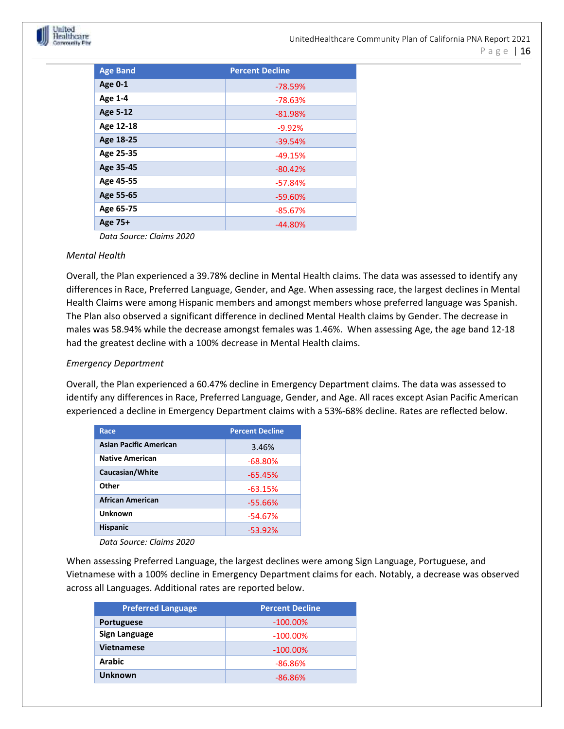| Age Band | Percent Decline |
|---|---|
| Age 0-1 | -78.59% |
| Age 1-4 | -78.63% |
| Age 5-12 | -81.98% |
| Age 12-18 | -9.92% |
| Age 18-25 | -39.54% |
| Age 25-35 | -49.15% |
| Age 35-45 | -80.42% |
| Age 45-55 | -57.84% |
| Age 55-65 | -59.60% |
| Age 65-75 | -85.67% |
| Age 75+ | -44.80% |

*Data Source: Claims 2020*

*Mental Health*

Overall, the Plan experienced a 39.78% decline in Mental Health claims. The data was assessed to identify any differences in Race, Preferred Language, Gender, and Age. When assessing race, the largest declines in Mental Health Claims were among Hispanic members and amongst members whose preferred language was Spanish. The Plan also observed a significant difference in declined Mental Health claims by Gender. The decrease in males was 58.94% while the decrease amongst females was 1.46%. When assessing Age, the age band 12-18 had the greatest decline with a 100% decrease in Mental Health claims.

*Emergency Department*

Overall, the Plan experienced a 60.47% decline in Emergency Department claims. The data was assessed to identify any differences in Race, Preferred Language, Gender, and Age. All races except Asian Pacific American experienced a decline in Emergency Department claims with a 53%-68% decline. Rates are reflected below.

| Race | Percent Decline |
|---|---|
| Asian Pacific American | 3.46% |
| Native American | -68.80% |
| Caucasian/White | -65.45% |
| Other | -63.15% |
| African American | -55.66% |
| Unknown | -54.67% |
| Hispanic | -53.92% |

*Data Source: Claims 2020*

When assessing Preferred Language, the largest declines were among Sign Language, Portuguese, and Vietnamese with a 100% decline in Emergency Department claims for each. Notably, a decrease was observed across all Languages. Additional rates are reported below.

| Preferred Language | Percent Decline |
|---|---|
| Portuguese | -100.00% |
| Sign Language | -100.00% |
| Vietnamese | -100.00% |
| Arabic | -86.86% |
| Unknown | -86.86% |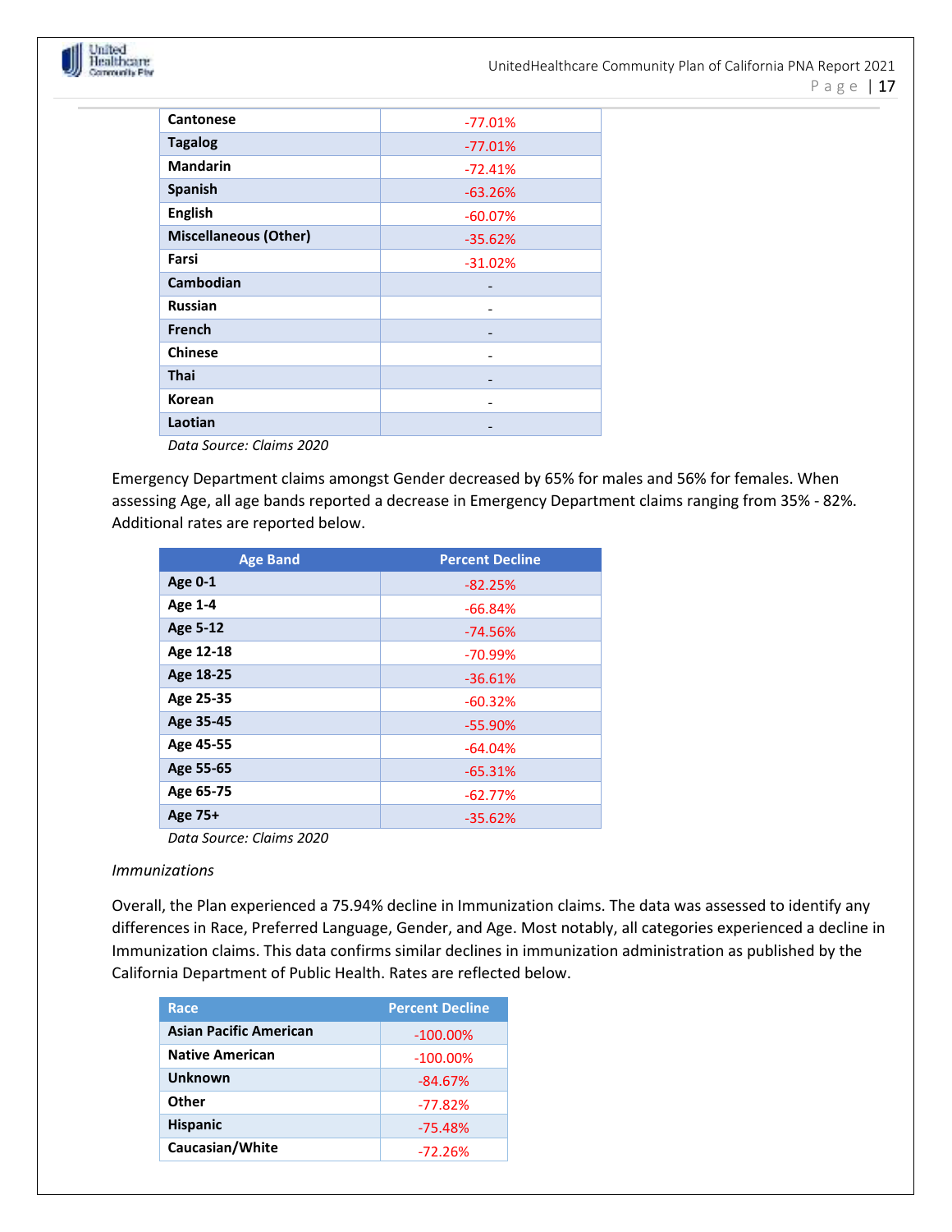| | |
|---|---|
| **Cantonese** | -77.01% |
| **Tagalog** | -77.01% |
| **Mandarin** | -72.41% |
| **Spanish** | -63.26% |
| **English** | -60.07% |
| **Miscellaneous (Other)** | -35.62% |
| **Farsi** | -31.02% |
| **Cambodian** | - |
| **Russian** | - |
| **French** | - |
| **Chinese** | - |
| **Thai** | - |
| **Korean** | - |
| **Laotian** | - |

*Data Source: Claims 2020*

Emergency Department claims amongst Gender decreased by 65% for males and 56% for females. When assessing Age, all age bands reported a decrease in Emergency Department claims ranging from 35% - 82%. Additional rates are reported below.

| Age Band | Percent Decline |
|---|---|
| **Age 0-1** | -82.25% |
| **Age 1-4** | -66.84% |
| **Age 5-12** | -74.56% |
| **Age 12-18** | -70.99% |
| **Age 18-25** | -36.61% |
| **Age 25-35** | -60.32% |
| **Age 35-45** | -55.90% |
| **Age 45-55** | -64.04% |
| **Age 55-65** | -65.31% |
| **Age 65-75** | -62.77% |
| **Age 75+** | -35.62% |

*Data Source: Claims 2020*

*Immunizations*

Overall, the Plan experienced a 75.94% decline in Immunization claims. The data was assessed to identify any differences in Race, Preferred Language, Gender, and Age. Most notably, all categories experienced a decline in Immunization claims. This data confirms similar declines in immunization administration as published by the California Department of Public Health. Rates are reflected below.

| Race | Percent Decline |
|---|---|
| **Asian Pacific American** | -100.00% |
| **Native American** | -100.00% |
| **Unknown** | -84.67% |
| **Other** | -77.82% |
| **Hispanic** | -75.48% |
| **Caucasian/White** | -72.26% |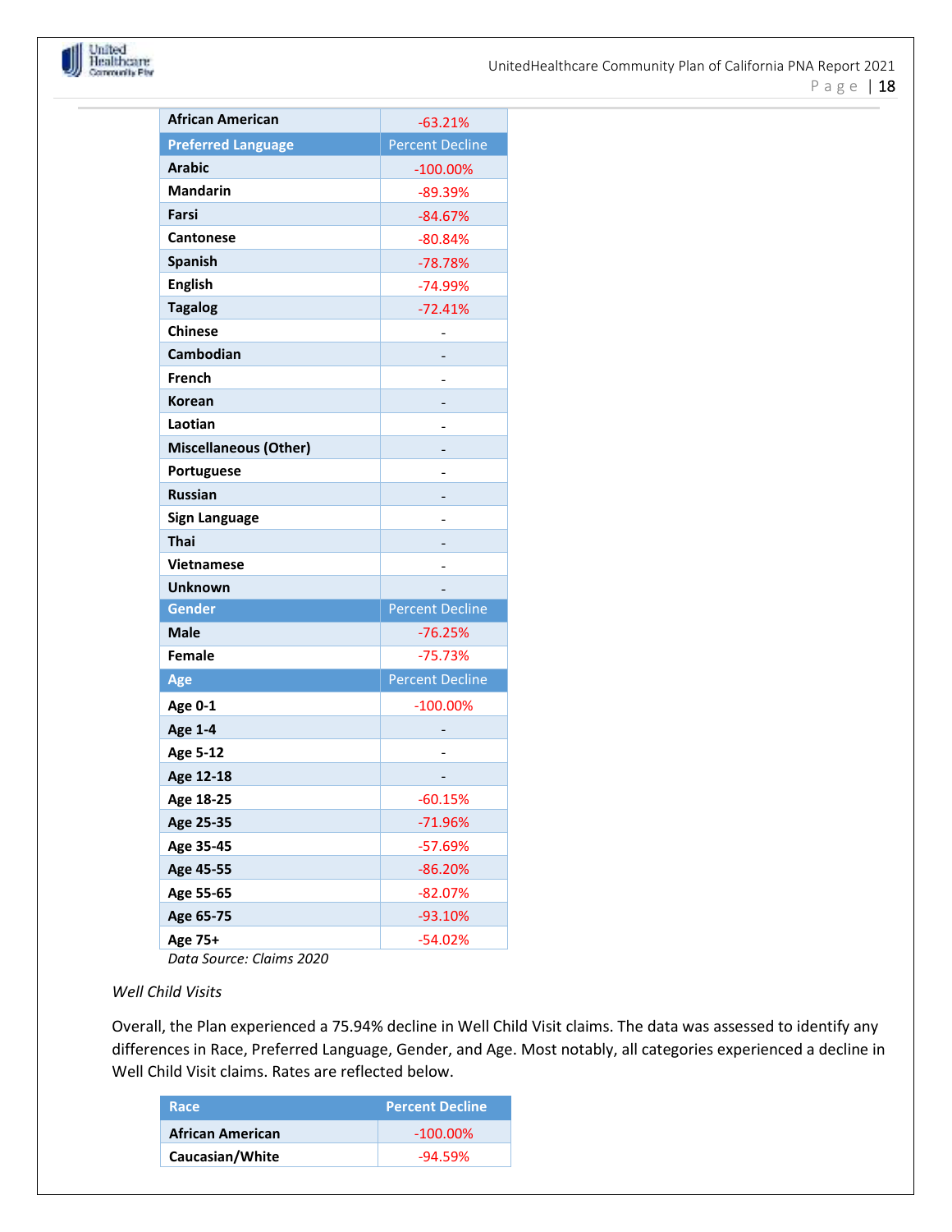| | |
|---|---|
| **African American** | -63.21% |
| **Preferred Language** | **Percent Decline** |
| **Arabic** | -100.00% |
| **Mandarin** | -89.39% |
| **Farsi** | -84.67% |
| **Cantonese** | -80.84% |
| **Spanish** | -78.78% |
| **English** | -74.99% |
| **Tagalog** | -72.41% |
| **Chinese** | - |
| **Cambodian** | - |
| **French** | - |
| **Korean** | - |
| **Laotian** | - |
| **Miscellaneous (Other)** | - |
| **Portuguese** | - |
| **Russian** | - |
| **Sign Language** | - |
| **Thai** | - |
| **Vietnamese** | - |
| **Unknown** | - |
| **Gender** | **Percent Decline** |
| **Male** | -76.25% |
| **Female** | -75.73% |
| **Age** | **Percent Decline** |
| **Age 0-1** | -100.00% |
| **Age 1-4** | - |
| **Age 5-12** | - |
| **Age 12-18** | - |
| **Age 18-25** | -60.15% |
| **Age 25-35** | -71.96% |
| **Age 35-45** | -57.69% |
| **Age 45-55** | -86.20% |
| **Age 55-65** | -82.07% |
| **Age 65-75** | -93.10% |
| **Age 75+** | -54.02% |

*Data Source: Claims 2020*

*Well Child Visits*

Overall, the Plan experienced a 75.94% decline in Well Child Visit claims. The data was assessed to identify any differences in Race, Preferred Language, Gender, and Age. Most notably, all categories experienced a decline in Well Child Visit claims. Rates are reflected below.

| Race | Percent Decline |
|---|---|
| **African American** | -100.00% |
| **Caucasian/White** | -94.59% |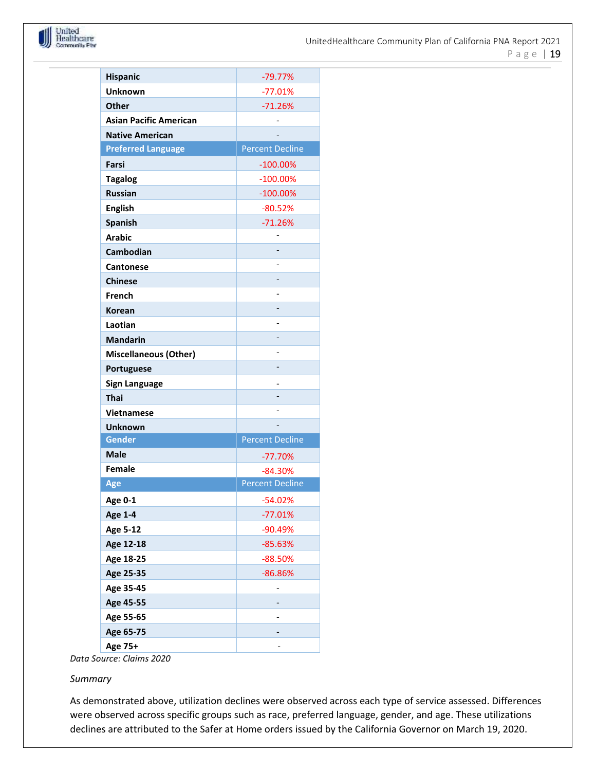| | |
|---|---|
| **Hispanic** | -79.77% |
| **Unknown** | -77.01% |
| **Other** | -71.26% |
| **Asian Pacific American** | - |
| **Native American** | - |
| **Preferred Language** | Percent Decline |
| **Farsi** | -100.00% |
| **Tagalog** | -100.00% |
| **Russian** | -100.00% |
| **English** | -80.52% |
| **Spanish** | -71.26% |
| **Arabic** | - |
| **Cambodian** | - |
| **Cantonese** | - |
| **Chinese** | - |
| **French** | - |
| **Korean** | - |
| **Laotian** | - |
| **Mandarin** | - |
| **Miscellaneous (Other)** | - |
| **Portuguese** | - |
| **Sign Language** | - |
| **Thai** | - |
| **Vietnamese** | - |
| **Unknown** | - |
| **Gender** | Percent Decline |
| **Male** | -77.70% |
| **Female** | -84.30% |
| **Age** | Percent Decline |
| **Age 0-1** | -54.02% |
| **Age 1-4** | -77.01% |
| **Age 5-12** | -90.49% |
| **Age 12-18** | -85.63% |
| **Age 18-25** | -88.50% |
| **Age 25-35** | -86.86% |
| **Age 35-45** | - |
| **Age 45-55** | - |
| **Age 55-65** | - |
| **Age 65-75** | - |
| **Age 75+** | - |

*Data Source: Claims 2020*

*Summary*

As demonstrated above, utilization declines were observed across each type of service assessed. Differences were observed across specific groups such as race, preferred language, gender, and age. These utilizations declines are attributed to the Safer at Home orders issued by the California Governor on March 19, 2020.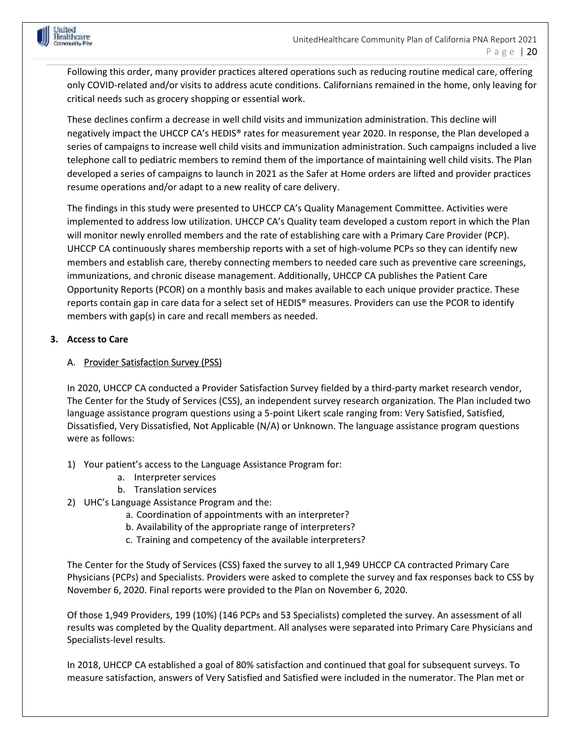Following this order, many provider practices altered operations such as reducing routine medical care, offering only COVID-related and/or visits to address acute conditions. Californians remained in the home, only leaving for critical needs such as grocery shopping or essential work.

These declines confirm a decrease in well child visits and immunization administration. This decline will negatively impact the UHCCP CA's HEDIS® rates for measurement year 2020. In response, the Plan developed a series of campaigns to increase well child visits and immunization administration. Such campaigns included a live telephone call to pediatric members to remind them of the importance of maintaining well child visits. The Plan developed a series of campaigns to launch in 2021 as the Safer at Home orders are lifted and provider practices resume operations and/or adapt to a new reality of care delivery.

The findings in this study were presented to UHCCP CA's Quality Management Committee. Activities were implemented to address low utilization. UHCCP CA's Quality team developed a custom report in which the Plan will monitor newly enrolled members and the rate of establishing care with a Primary Care Provider (PCP). UHCCP CA continuously shares membership reports with a set of high-volume PCPs so they can identify new members and establish care, thereby connecting members to needed care such as preventive care screenings, immunizations, and chronic disease management. Additionally, UHCCP CA publishes the Patient Care Opportunity Reports (PCOR) on a monthly basis and makes available to each unique provider practice. These reports contain gap in care data for a select set of HEDIS® measures. Providers can use the PCOR to identify members with gap(s) in care and recall members as needed.

## 3. Access to Care

### A. Provider Satisfaction Survey (PSS)

In 2020, UHCCP CA conducted a Provider Satisfaction Survey fielded by a third-party market research vendor, The Center for the Study of Services (CSS), an independent survey research organization. The Plan included two language assistance program questions using a 5-point Likert scale ranging from: Very Satisfied, Satisfied, Dissatisfied, Very Dissatisfied, Not Applicable (N/A) or Unknown. The language assistance program questions were as follows:

1) Your patient's access to the Language Assistance Program for:
   a. Interpreter services
   b. Translation services
2) UHC's Language Assistance Program and the:
   a. Coordination of appointments with an interpreter?
   b. Availability of the appropriate range of interpreters?
   c. Training and competency of the available interpreters?

The Center for the Study of Services (CSS) faxed the survey to all 1,949 UHCCP CA contracted Primary Care Physicians (PCPs) and Specialists. Providers were asked to complete the survey and fax responses back to CSS by November 6, 2020. Final reports were provided to the Plan on November 6, 2020.

Of those 1,949 Providers, 199 (10%) (146 PCPs and 53 Specialists) completed the survey. An assessment of all results was completed by the Quality department. All analyses were separated into Primary Care Physicians and Specialists-level results.

In 2018, UHCCP CA established a goal of 80% satisfaction and continued that goal for subsequent surveys. To measure satisfaction, answers of Very Satisfied and Satisfied were included in the numerator. The Plan met or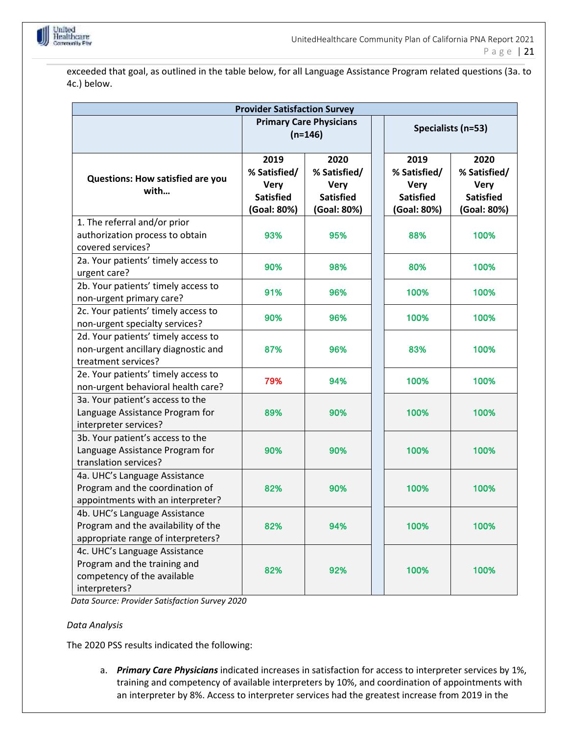exceeded that goal, as outlined in the table below, for all Language Assistance Program related questions (3a. to 4c.) below.

| Provider Satisfaction Survey | | | | |
|---|---|---|---|---|
| | Primary Care Physicians (n=146) | | Specialists (n=53) | |
| **Questions: How satisfied are you with…** | **2019 % Satisfied/ Very Satisfied (Goal: 80%)** | **2020 % Satisfied/ Very Satisfied (Goal: 80%)** | **2019 % Satisfied/ Very Satisfied (Goal: 80%)** | **2020 % Satisfied/ Very Satisfied (Goal: 80%)** |
| 1. The referral and/or prior authorization process to obtain covered services? | 93% | 95% | 88% | 100% |
| 2a. Your patients' timely access to urgent care? | 90% | 98% | 80% | 100% |
| 2b. Your patients' timely access to non-urgent primary care? | 91% | 96% | 100% | 100% |
| 2c. Your patients' timely access to non-urgent specialty services? | 90% | 96% | 100% | 100% |
| 2d. Your patients' timely access to non-urgent ancillary diagnostic and treatment services? | 87% | 96% | 83% | 100% |
| 2e. Your patients' timely access to non-urgent behavioral health care? | 79% | 94% | 100% | 100% |
| 3a. Your patient's access to the Language Assistance Program for interpreter services? | 89% | 90% | 100% | 100% |
| 3b. Your patient's access to the Language Assistance Program for translation services? | 90% | 90% | 100% | 100% |
| 4a. UHC's Language Assistance Program and the coordination of appointments with an interpreter? | 82% | 90% | 100% | 100% |
| 4b. UHC's Language Assistance Program and the availability of the appropriate range of interpreters? | 82% | 94% | 100% | 100% |
| 4c. UHC's Language Assistance Program and the training and competency of the available interpreters? | 82% | 92% | 100% | 100% |

*Data Source: Provider Satisfaction Survey 2020*

*Data Analysis*

The 2020 PSS results indicated the following:

a. ***Primary Care Physicians*** indicated increases in satisfaction for access to interpreter services by 1%, training and competency of available interpreters by 10%, and coordination of appointments with an interpreter by 8%. Access to interpreter services had the greatest increase from 2019 in the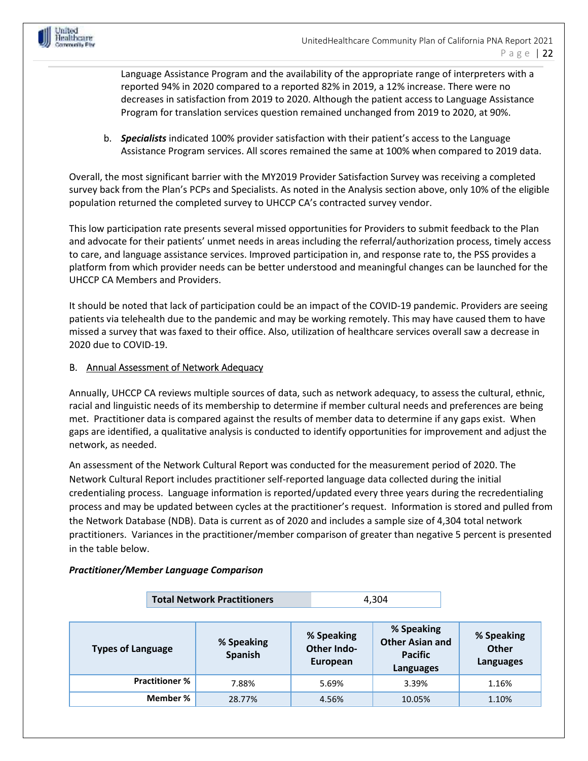Language Assistance Program and the availability of the appropriate range of interpreters with a reported 94% in 2020 compared to a reported 82% in 2019, a 12% increase. There were no decreases in satisfaction from 2019 to 2020. Although the patient access to Language Assistance Program for translation services question remained unchanged from 2019 to 2020, at 90%.

b. ***Specialists*** indicated 100% provider satisfaction with their patient's access to the Language Assistance Program services. All scores remained the same at 100% when compared to 2019 data.

Overall, the most significant barrier with the MY2019 Provider Satisfaction Survey was receiving a completed survey back from the Plan's PCPs and Specialists. As noted in the Analysis section above, only 10% of the eligible population returned the completed survey to UHCCP CA's contracted survey vendor.

This low participation rate presents several missed opportunities for Providers to submit feedback to the Plan and advocate for their patients' unmet needs in areas including the referral/authorization process, timely access to care, and language assistance services. Improved participation in, and response rate to, the PSS provides a platform from which provider needs can be better understood and meaningful changes can be launched for the UHCCP CA Members and Providers.

It should be noted that lack of participation could be an impact of the COVID-19 pandemic. Providers are seeing patients via telehealth due to the pandemic and may be working remotely. This may have caused them to have missed a survey that was faxed to their office. Also, utilization of healthcare services overall saw a decrease in 2020 due to COVID-19.

B. Annual Assessment of Network Adequacy

Annually, UHCCP CA reviews multiple sources of data, such as network adequacy, to assess the cultural, ethnic, racial and linguistic needs of its membership to determine if member cultural needs and preferences are being met. Practitioner data is compared against the results of member data to determine if any gaps exist. When gaps are identified, a qualitative analysis is conducted to identify opportunities for improvement and adjust the network, as needed.

An assessment of the Network Cultural Report was conducted for the measurement period of 2020. The Network Cultural Report includes practitioner self-reported language data collected during the initial credentialing process. Language information is reported/updated every three years during the recredentialing process and may be updated between cycles at the practitioner's request. Information is stored and pulled from the Network Database (NDB). Data is current as of 2020 and includes a sample size of 4,304 total network practitioners. Variances in the practitioner/member comparison of greater than negative 5 percent is presented in the table below.

***Practitioner/Member Language Comparison***

| Total Network Practitioners | 4,304 |
|---|---|

| Types of Language | % Speaking Spanish | % Speaking Other Indo-European | % Speaking Other Asian and Pacific Languages | % Speaking Other Languages |
|---|---|---|---|---|
| Practitioner % | 7.88% | 5.69% | 3.39% | 1.16% |
| Member % | 28.77% | 4.56% | 10.05% | 1.10% |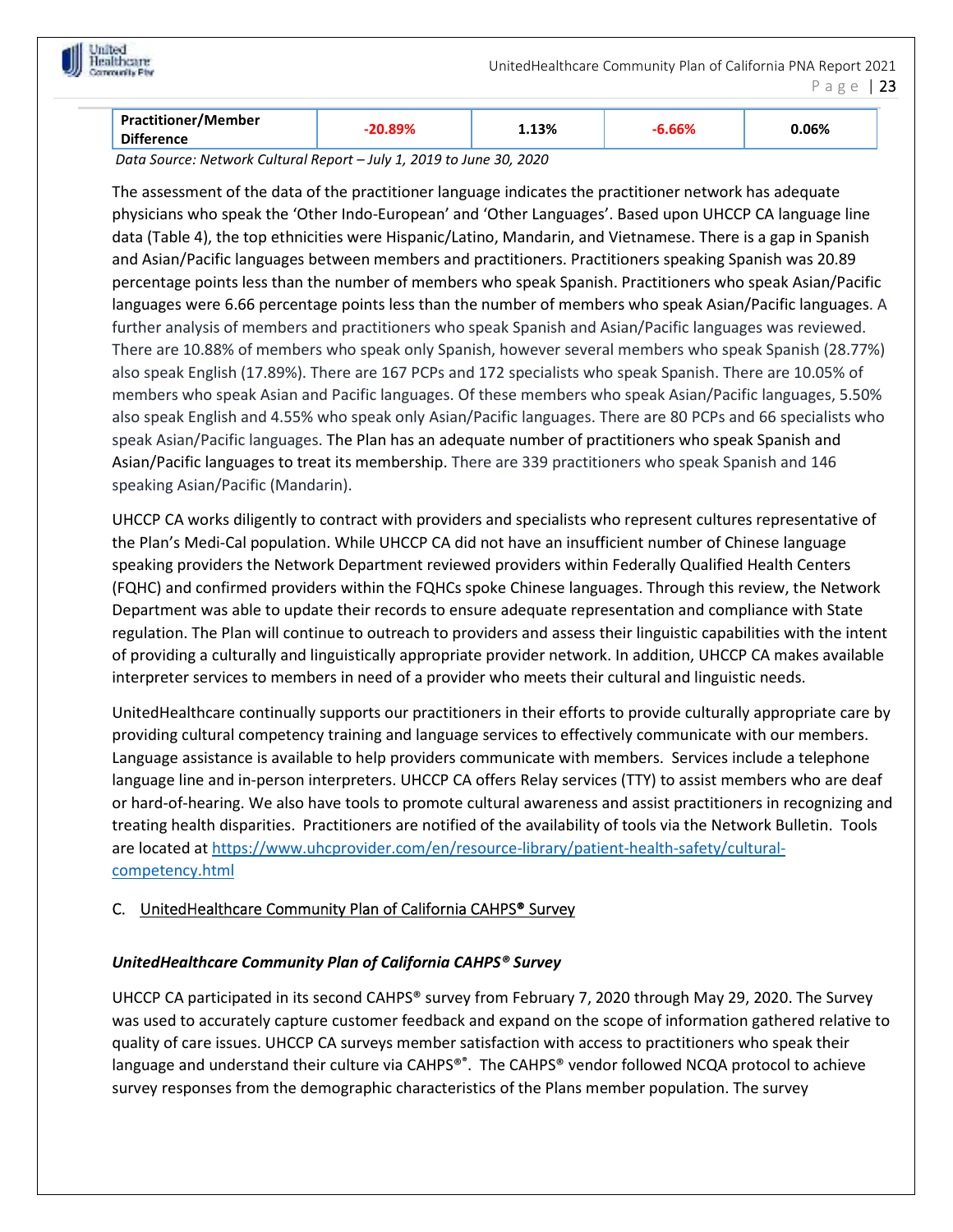| | | | | |
|---|---|---|---|---|
| **Practitioner/Member Difference** | **-20.89%** | **1.13%** | **-6.66%** | **0.06%** |

*Data Source: Network Cultural Report – July 1, 2019 to June 30, 2020*

The assessment of the data of the practitioner language indicates the practitioner network has adequate physicians who speak the 'Other Indo-European' and 'Other Languages'. Based upon UHCCP CA language line data (Table 4), the top ethnicities were Hispanic/Latino, Mandarin, and Vietnamese. There is a gap in Spanish and Asian/Pacific languages between members and practitioners. Practitioners speaking Spanish was 20.89 percentage points less than the number of members who speak Spanish. Practitioners who speak Asian/Pacific languages were 6.66 percentage points less than the number of members who speak Asian/Pacific languages. A further analysis of members and practitioners who speak Spanish and Asian/Pacific languages was reviewed. There are 10.88% of members who speak only Spanish, however several members who speak Spanish (28.77%) also speak English (17.89%). There are 167 PCPs and 172 specialists who speak Spanish. There are 10.05% of members who speak Asian and Pacific languages. Of these members who speak Asian/Pacific languages, 5.50% also speak English and 4.55% who speak only Asian/Pacific languages. There are 80 PCPs and 66 specialists who speak Asian/Pacific languages. The Plan has an adequate number of practitioners who speak Spanish and Asian/Pacific languages to treat its membership. There are 339 practitioners who speak Spanish and 146 speaking Asian/Pacific (Mandarin).

UHCCP CA works diligently to contract with providers and specialists who represent cultures representative of the Plan's Medi-Cal population. While UHCCP CA did not have an insufficient number of Chinese language speaking providers the Network Department reviewed providers within Federally Qualified Health Centers (FQHC) and confirmed providers within the FQHCs spoke Chinese languages. Through this review, the Network Department was able to update their records to ensure adequate representation and compliance with State regulation. The Plan will continue to outreach to providers and assess their linguistic capabilities with the intent of providing a culturally and linguistically appropriate provider network. In addition, UHCCP CA makes available interpreter services to members in need of a provider who meets their cultural and linguistic needs.

UnitedHealthcare continually supports our practitioners in their efforts to provide culturally appropriate care by providing cultural competency training and language services to effectively communicate with our members. Language assistance is available to help providers communicate with members. Services include a telephone language line and in-person interpreters. UHCCP CA offers Relay services (TTY) to assist members who are deaf or hard-of-hearing. We also have tools to promote cultural awareness and assist practitioners in recognizing and treating health disparities. Practitioners are notified of the availability of tools via the Network Bulletin. Tools are located at https://www.uhcprovider.com/en/resource-library/patient-health-safety/cultural-competency.html

## C. UnitedHealthcare Community Plan of California CAHPS® Survey

### *UnitedHealthcare Community Plan of California CAHPS® Survey*

UHCCP CA participated in its second CAHPS® survey from February 7, 2020 through May 29, 2020. The Survey was used to accurately capture customer feedback and expand on the scope of information gathered relative to quality of care issues. UHCCP CA surveys member satisfaction with access to practitioners who speak their language and understand their culture via CAHPS®. The CAHPS® vendor followed NCQA protocol to achieve survey responses from the demographic characteristics of the Plans member population. The survey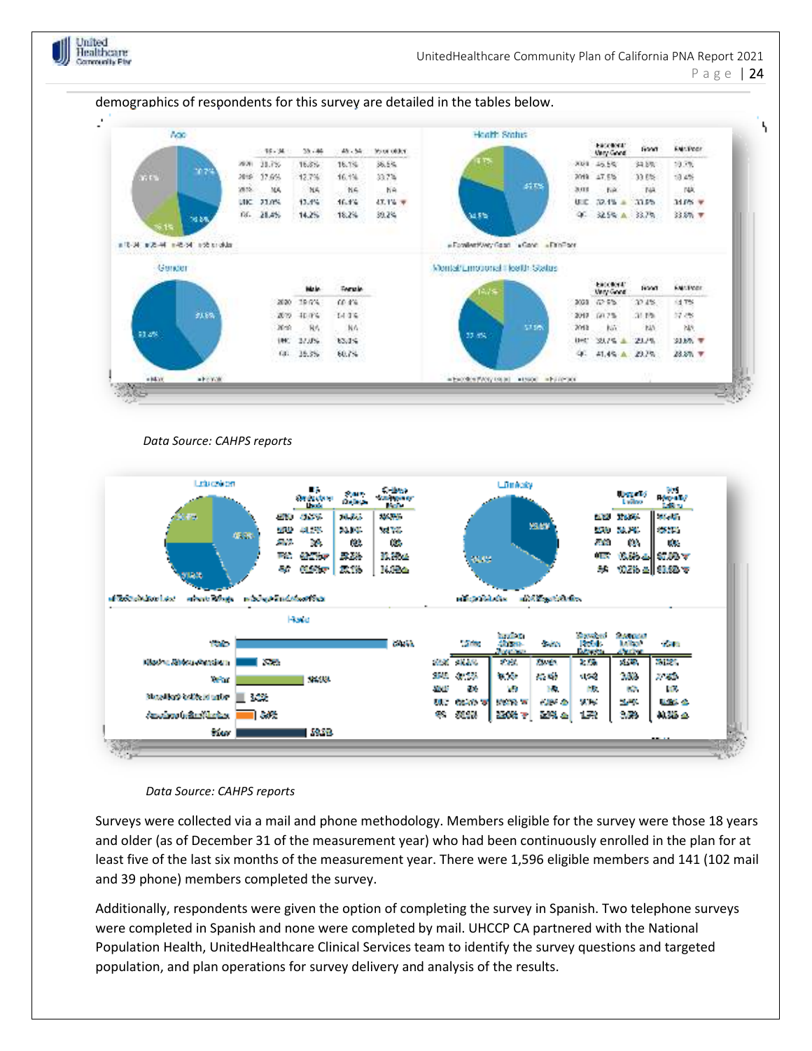demographics of respondents for this survey are detailed in the tables below.

Data Source: CAHPS reports

Data Source: CAHPS reports

Surveys were collected via a mail and phone methodology. Members eligible for the survey were those 18 years and older (as of December 31 of the measurement year) who had been continuously enrolled in the plan for at least five of the last six months of the measurement year. There were 1,596 eligible members and 141 (102 mail and 39 phone) members completed the survey.

Additionally, respondents were given the option of completing the survey in Spanish. Two telephone surveys were completed in Spanish and none were completed by mail. UHCCP CA partnered with the National Population Health, UnitedHealthcare Clinical Services team to identify the survey questions and targeted population, and plan operations for survey delivery and analysis of the results.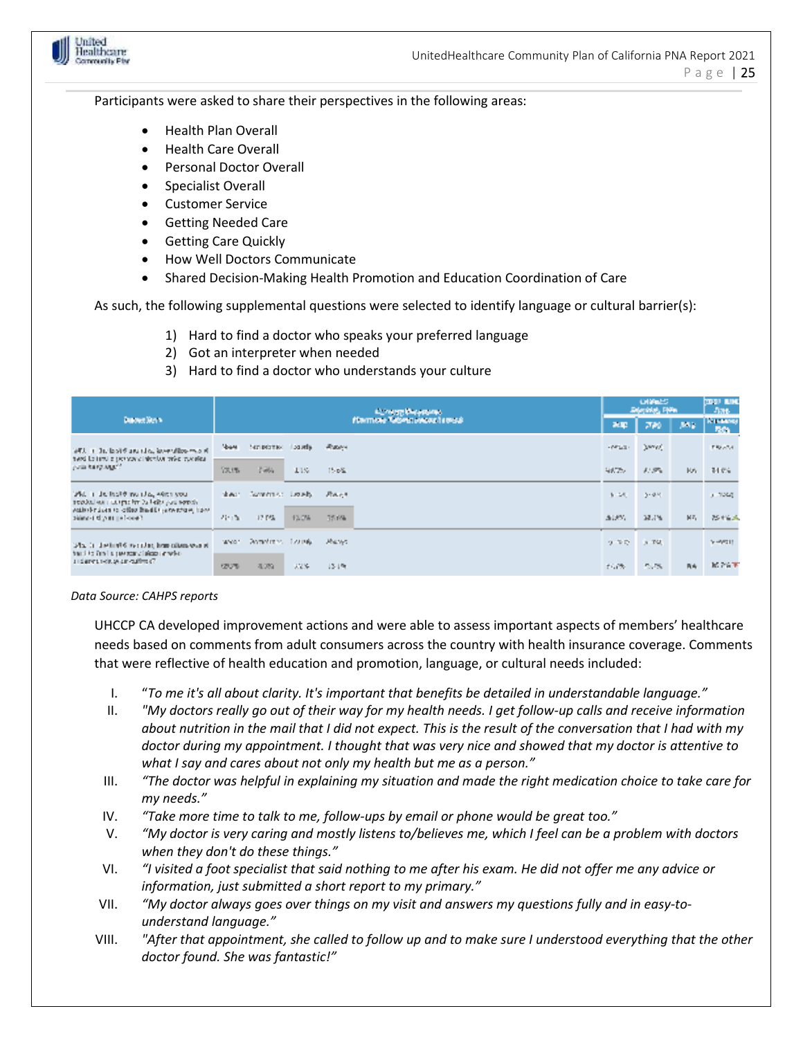Participants were asked to share their perspectives in the following areas:

- Health Plan Overall
- Health Care Overall
- Personal Doctor Overall
- Specialist Overall
- Customer Service
- Getting Needed Care
- Getting Care Quickly
- How Well Doctors Communicate
- Shared Decision-Making Health Promotion and Education Coordination of Care

As such, the following supplemental questions were selected to identify language or cultural barrier(s):

1) Hard to find a doctor who speaks your preferred language
2) Got an interpreter when needed
3) Hard to find a doctor who understands your culture

| Question | | | | | | | | |
|---|---|---|---|---|---|---|---|---|
| | Never | Sometimes | Usually | Always | | | | |
| 1. Hard to find a doctor who speaks your preferred language? | 72.1% | 7.4% | 1.1% | 15.6% | 48.2% | 47.9% | NA | 31.6% |
| | Never | Sometimes | Usually | Always | | | | |
| 2. Got an interpreter when needed? | 21.1% | 17.9% | 15.0% | 35.6% | 31.8% | 38.1% | NA | 35.6% |
| | Never | Sometimes | Usually | Always | | | | |
| 3. Hard to find a doctor who understands your culture? | 69.7% | 8.0% | 2.2% | 15.1% | 15.2% | 5.7% | NA | 16.7% |

*Data Source: CAHPS reports*

UHCCP CA developed improvement actions and were able to assess important aspects of members' healthcare needs based on comments from adult consumers across the country with health insurance coverage. Comments that were reflective of health education and promotion, language, or cultural needs included:

I. *"To me it's all about clarity. It's important that benefits be detailed in understandable language."*

II. *"My doctors really go out of their way for my health needs. I get follow-up calls and receive information about nutrition in the mail that I did not expect. This is the result of the conversation that I had with my doctor during my appointment. I thought that was very nice and showed that my doctor is attentive to what I say and cares about not only my health but me as a person."*

III. *"The doctor was helpful in explaining my situation and made the right medication choice to take care for my needs."*

IV. *"Take more time to talk to me, follow-ups by email or phone would be great too."*

V. *"My doctor is very caring and mostly listens to/believes me, which I feel can be a problem with doctors when they don't do these things."*

VI. *"I visited a foot specialist that said nothing to me after his exam. He did not offer me any advice or information, just submitted a short report to my primary."*

VII. *"My doctor always goes over things on my visit and answers my questions fully and in easy-to-understand language."*

VIII. *"After that appointment, she called to follow up and to make sure I understood everything that the other doctor found. She was fantastic!"*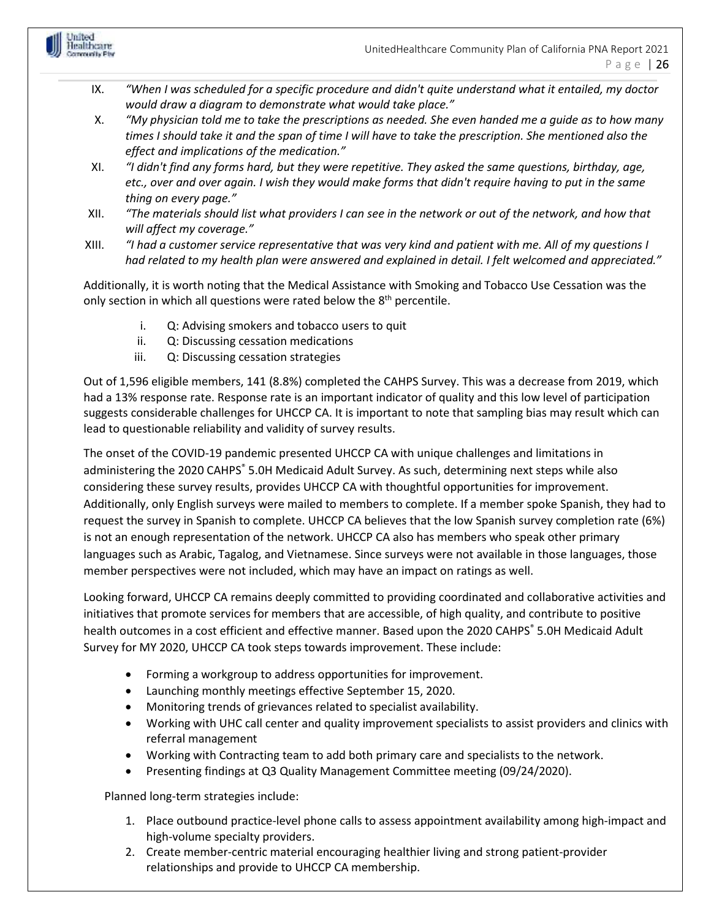IX. *"When I was scheduled for a specific procedure and didn't quite understand what it entailed, my doctor would draw a diagram to demonstrate what would take place."*

X. *"My physician told me to take the prescriptions as needed. She even handed me a guide as to how many times I should take it and the span of time I will have to take the prescription. She mentioned also the effect and implications of the medication."*

XI. *"I didn't find any forms hard, but they were repetitive. They asked the same questions, birthday, age, etc., over and over again. I wish they would make forms that didn't require having to put in the same thing on every page."*

XII. *"The materials should list what providers I can see in the network or out of the network, and how that will affect my coverage."*

XIII. *"I had a customer service representative that was very kind and patient with me. All of my questions I had related to my health plan were answered and explained in detail. I felt welcomed and appreciated."*

Additionally, it is worth noting that the Medical Assistance with Smoking and Tobacco Use Cessation was the only section in which all questions were rated below the 8th percentile.

i. Q: Advising smokers and tobacco users to quit
ii. Q: Discussing cessation medications
iii. Q: Discussing cessation strategies

Out of 1,596 eligible members, 141 (8.8%) completed the CAHPS Survey. This was a decrease from 2019, which had a 13% response rate. Response rate is an important indicator of quality and this low level of participation suggests considerable challenges for UHCCP CA. It is important to note that sampling bias may result which can lead to questionable reliability and validity of survey results.

The onset of the COVID-19 pandemic presented UHCCP CA with unique challenges and limitations in administering the 2020 CAHPS® 5.0H Medicaid Adult Survey. As such, determining next steps while also considering these survey results, provides UHCCP CA with thoughtful opportunities for improvement. Additionally, only English surveys were mailed to members to complete. If a member spoke Spanish, they had to request the survey in Spanish to complete. UHCCP CA believes that the low Spanish survey completion rate (6%) is not an enough representation of the network. UHCCP CA also has members who speak other primary languages such as Arabic, Tagalog, and Vietnamese. Since surveys were not available in those languages, those member perspectives were not included, which may have an impact on ratings as well.

Looking forward, UHCCP CA remains deeply committed to providing coordinated and collaborative activities and initiatives that promote services for members that are accessible, of high quality, and contribute to positive health outcomes in a cost efficient and effective manner. Based upon the 2020 CAHPS® 5.0H Medicaid Adult Survey for MY 2020, UHCCP CA took steps towards improvement. These include:

- Forming a workgroup to address opportunities for improvement.
- Launching monthly meetings effective September 15, 2020.
- Monitoring trends of grievances related to specialist availability.
- Working with UHC call center and quality improvement specialists to assist providers and clinics with referral management
- Working with Contracting team to add both primary care and specialists to the network.
- Presenting findings at Q3 Quality Management Committee meeting (09/24/2020).

Planned long-term strategies include:

1. Place outbound practice-level phone calls to assess appointment availability among high-impact and high-volume specialty providers.
2. Create member-centric material encouraging healthier living and strong patient-provider relationships and provide to UHCCP CA membership.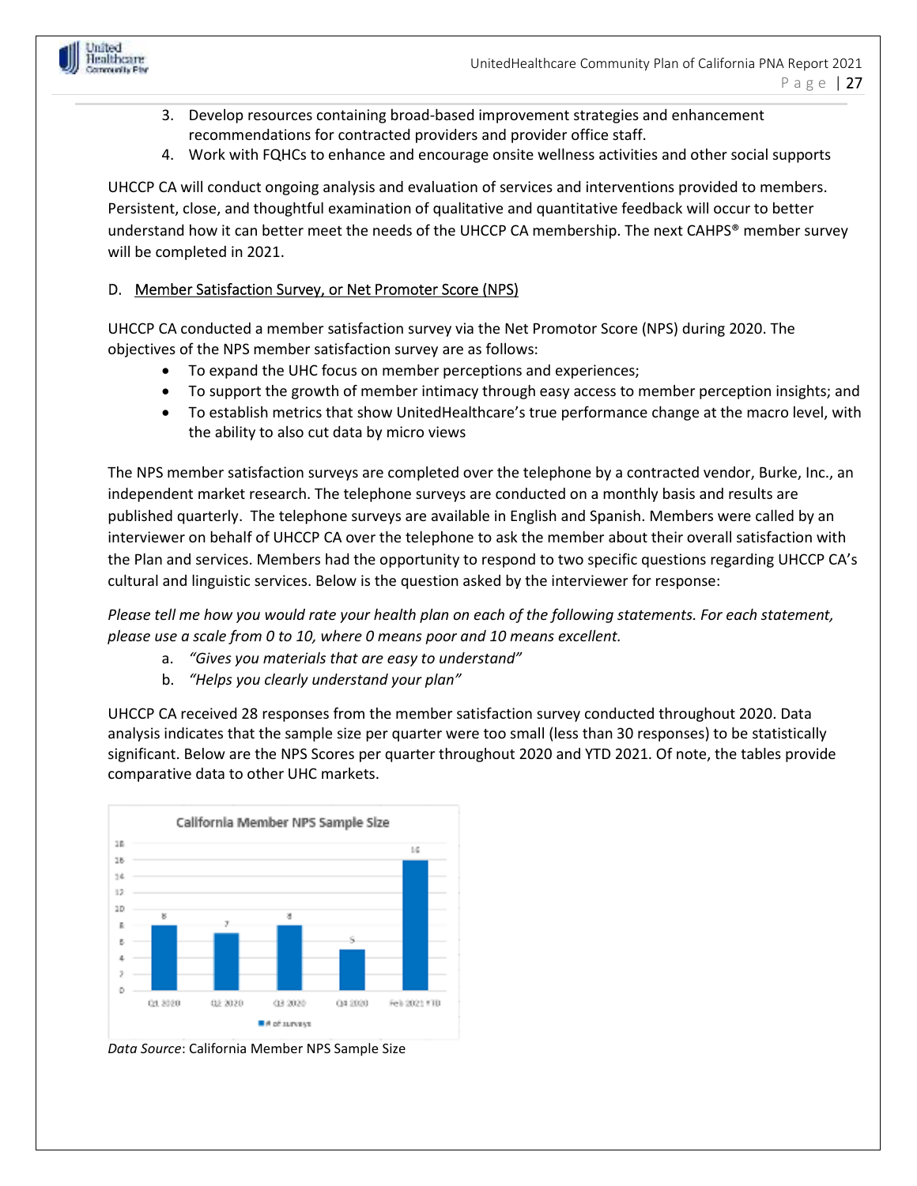3. Develop resources containing broad-based improvement strategies and enhancement recommendations for contracted providers and provider office staff.
4. Work with FQHCs to enhance and encourage onsite wellness activities and other social supports

UHCCP CA will conduct ongoing analysis and evaluation of services and interventions provided to members. Persistent, close, and thoughtful examination of qualitative and quantitative feedback will occur to better understand how it can better meet the needs of the UHCCP CA membership. The next CAHPS® member survey will be completed in 2021.

D. <u>Member Satisfaction Survey, or Net Promoter Score (NPS)</u>

UHCCP CA conducted a member satisfaction survey via the Net Promotor Score (NPS) during 2020. The objectives of the NPS member satisfaction survey are as follows:

- To expand the UHC focus on member perceptions and experiences;
- To support the growth of member intimacy through easy access to member perception insights; and
- To establish metrics that show UnitedHealthcare's true performance change at the macro level, with the ability to also cut data by micro views

The NPS member satisfaction surveys are completed over the telephone by a contracted vendor, Burke, Inc., an independent market research. The telephone surveys are conducted on a monthly basis and results are published quarterly. The telephone surveys are available in English and Spanish. Members were called by an interviewer on behalf of UHCCP CA over the telephone to ask the member about their overall satisfaction with the Plan and services. Members had the opportunity to respond to two specific questions regarding UHCCP CA's cultural and linguistic services. Below is the question asked by the interviewer for response:

*Please tell me how you would rate your health plan on each of the following statements. For each statement, please use a scale from 0 to 10, where 0 means poor and 10 means excellent.*

a. *"Gives you materials that are easy to understand"*
b. *"Helps you clearly understand your plan"*

UHCCP CA received 28 responses from the member satisfaction survey conducted throughout 2020. Data analysis indicates that the sample size per quarter were too small (less than 30 responses) to be statistically significant. Below are the NPS Scores per quarter throughout 2020 and YTD 2021. Of note, the tables provide comparative data to other UHC markets.

California Member NPS Sample Size

0, 2, 4, 6, 8, 10, 12, 14, 16, 18

8 7 8 5 16

Q1 2020, Q2 2020, Q3 2020, Q4 2020, Feb 2021 YTD

# of surveys

*Data Source*: California Member NPS Sample Size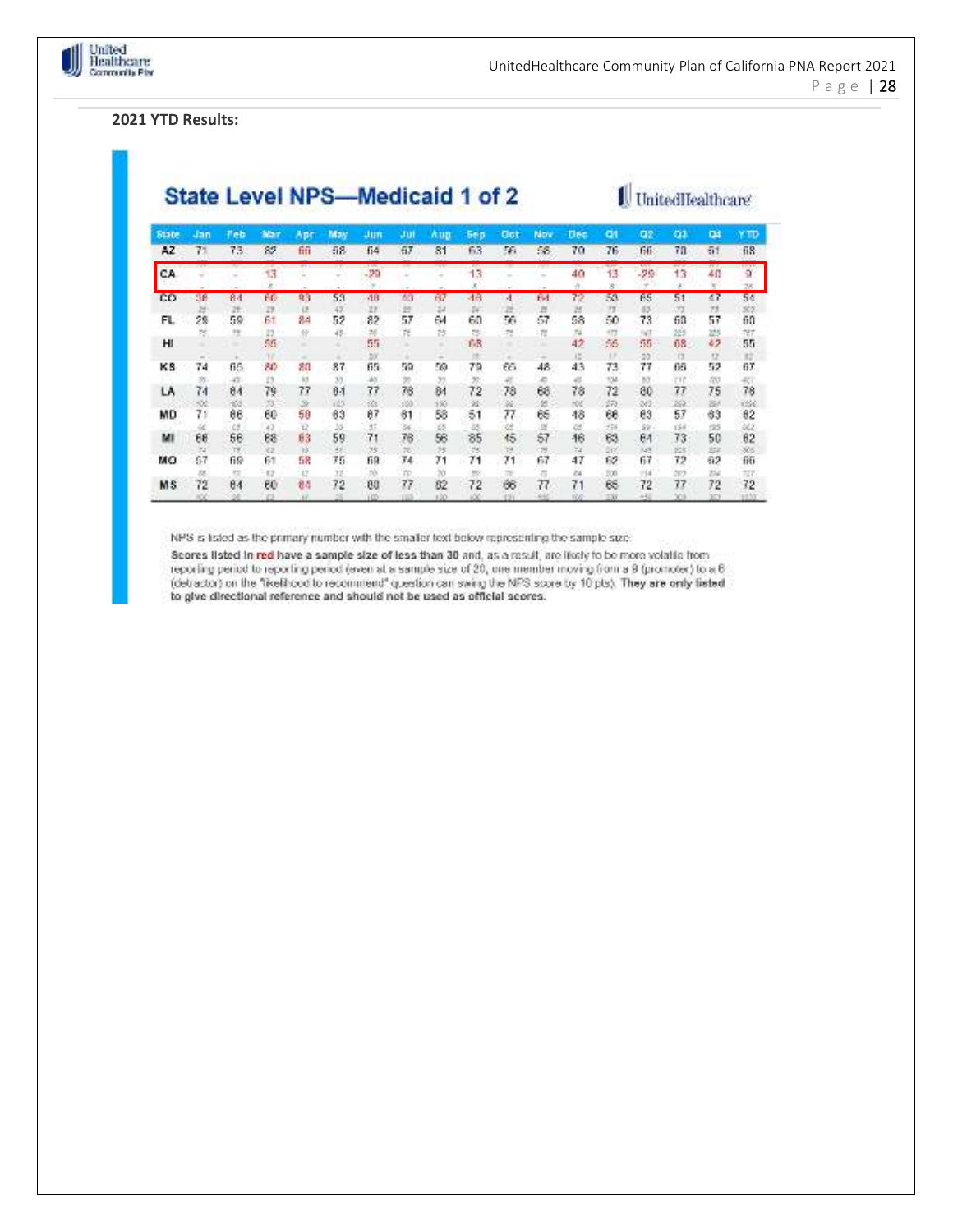**2021 YTD Results:**

## State Level NPS—Medicaid 1 of 2

UnitedHealthcare

| State | Jan | Feb | Mar | Apr | May | Jun | Jul | Aug | Sep | Oct | Nov | Dec | Q1 | Q2 | Q3 | Q4 | YTD |
|---|---|---|---|---|---|---|---|---|---|---|---|---|---|---|---|---|---|
| AZ | 71 | 73 | 82 | 66 | 58 | 64 | 67 | 81 | 63 | 56 | 58 | 70 | 76 | 66 | 70 | 61 | 68 |
| CA | - | - | 13 | - | - | -29 | - | - | 13 | - | - | 40 | 13 | -29 | 13 | 40 | 9 |
| CO | 38 | 84 | 60 | 93 | 53 | 48 | 40 | 67 | 46 | 4 | 64 | 72 | 53 | 65 | 51 | 47 | 54 |
| FL | 29 | 59 | 61 | 84 | 52 | 82 | 57 | 64 | 60 | 56 | 67 | 58 | 50 | 73 | 60 | 57 | 60 |
| HI | - | - | 55 | - | - | 55 | - | - | 68 | - | - | 42 | 55 | 55 | 68 | 42 | 55 |
| KS | 74 | 65 | 80 | 80 | 87 | 65 | 59 | 59 | 79 | 65 | 48 | 43 | 73 | 77 | 66 | 52 | 67 |
| LA | 74 | 64 | 79 | 77 | 84 | 77 | 78 | 84 | 72 | 78 | 68 | 78 | 72 | 80 | 77 | 75 | 76 |
| MD | 71 | 66 | 60 | 50 | 63 | 67 | 61 | 58 | 51 | 77 | 65 | 48 | 66 | 63 | 57 | 63 | 62 |
| MI | 66 | 56 | 68 | 63 | 59 | 71 | 76 | 56 | 85 | 45 | 57 | 46 | 63 | 64 | 73 | 50 | 62 |
| MO | 57 | 69 | 61 | 58 | 75 | 69 | 74 | 71 | 71 | 71 | 67 | 47 | 62 | 67 | 72 | 62 | 66 |
| MS | 72 | 64 | 60 | 64 | 72 | 80 | 77 | 82 | 72 | 66 | 77 | 71 | 66 | 72 | 77 | 72 | 72 |

NPS is listed as the primary number with the smaller text below representing the sample size.

**Scores listed in red have a sample size of less than 30** and, as a result, are likely to be more volatile from reporting period to reporting period (even at a sample size of 20, one member moving from a 9 (promoter) to a 6 (detractor) on the "likelihood to recommend" question can swing the NPS score by 10 pts). **They are only listed to give directional reference and should not be used as official scores.**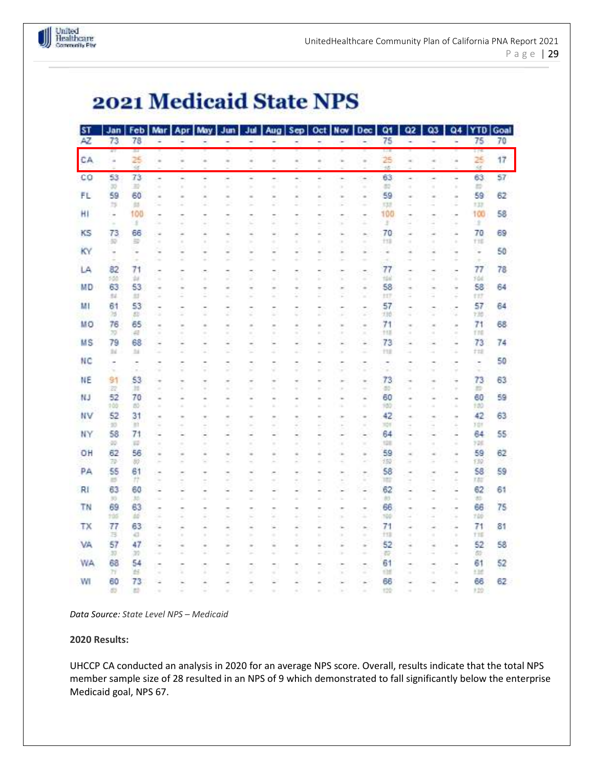# 2021 Medicaid State NPS

| ST | Jan | Feb | Mar | Apr | May | Jun | Jul | Aug | Sep | Oct | Nov | Dec | Q1 | Q2 | Q3 | Q4 | YTD | Goal |
|---|---|---|---|---|---|---|---|---|---|---|---|---|---|---|---|---|---|---|
| AZ | 73 | 78 | - | - | - | - | - | - | - | - | - | - | 75 | - | - | - | 75 | 70 |
| CA | - | 25 | - | - | - | - | - | - | - | - | - | - | 25 | - | - | - | 25 | 17 |
| CO | 53 | 73 | - | - | - | - | - | - | - | - | - | - | 63 | - | - | - | 63 | 57 |
| FL | 59 | 60 | - | - | - | - | - | - | - | - | - | - | 59 | - | - | - | 59 | 62 |
| HI | - | 100 | - | - | - | - | - | - | - | - | - | - | 100 | - | - | - | 100 | 58 |
| KS | 73 | 66 | - | - | - | - | - | - | - | - | - | - | 70 | - | - | - | 70 | 69 |
| KY | - | - | - | - | - | - | - | - | - | - | - | - | - | - | - | - | - | 50 |
| LA | 82 | 71 | - | - | - | - | - | - | - | - | - | - | 77 | - | - | - | 77 | 78 |
| MD | 63 | 53 | - | - | - | - | - | - | - | - | - | - | 58 | - | - | - | 58 | 64 |
| MI | 61 | 53 | - | - | - | - | - | - | - | - | - | - | 57 | - | - | - | 57 | 64 |
| MO | 76 | 65 | - | - | - | - | - | - | - | - | - | - | 71 | - | - | - | 71 | 68 |
| MS | 79 | 68 | - | - | - | - | - | - | - | - | - | - | 73 | - | - | - | 73 | 74 |
| NC | - | - | - | - | - | - | - | - | - | - | - | - | - | - | - | - | - | 50 |
| NE | 91 | 53 | - | - | - | - | - | - | - | - | - | - | 73 | - | - | - | 73 | 63 |
| NJ | 52 | 70 | - | - | - | - | - | - | - | - | - | - | 60 | - | - | - | 60 | 59 |
| NV | 52 | 31 | - | - | - | - | - | - | - | - | - | - | 42 | - | - | - | 42 | 63 |
| NY | 58 | 71 | - | - | - | - | - | - | - | - | - | - | 64 | - | - | - | 64 | 55 |
| OH | 62 | 56 | - | - | - | - | - | - | - | - | - | - | 59 | - | - | - | 59 | 62 |
| PA | 55 | 61 | - | - | - | - | - | - | - | - | - | - | 58 | - | - | - | 58 | 59 |
| RI | 63 | 60 | - | - | - | - | - | - | - | - | - | - | 62 | - | - | - | 62 | 61 |
| TN | 69 | 63 | - | - | - | - | - | - | - | - | - | - | 66 | - | - | - | 66 | 75 |
| TX | 77 | 63 | - | - | - | - | - | - | - | - | - | - | 71 | - | - | - | 71 | 81 |
| VA | 57 | 47 | - | - | - | - | - | - | - | - | - | - | 52 | - | - | - | 52 | 58 |
| WA | 68 | 54 | - | - | - | - | - | - | - | - | - | - | 61 | - | - | - | 61 | 52 |
| WI | 60 | 73 | - | - | - | - | - | - | - | - | - | - | 66 | - | - | - | 66 | 62 |

*Data Source: State Level NPS – Medicaid*

**2020 Results:**

UHCCP CA conducted an analysis in 2020 for an average NPS score. Overall, results indicate that the total NPS member sample size of 28 resulted in an NPS of 9 which demonstrated to fall significantly below the enterprise Medicaid goal, NPS 67.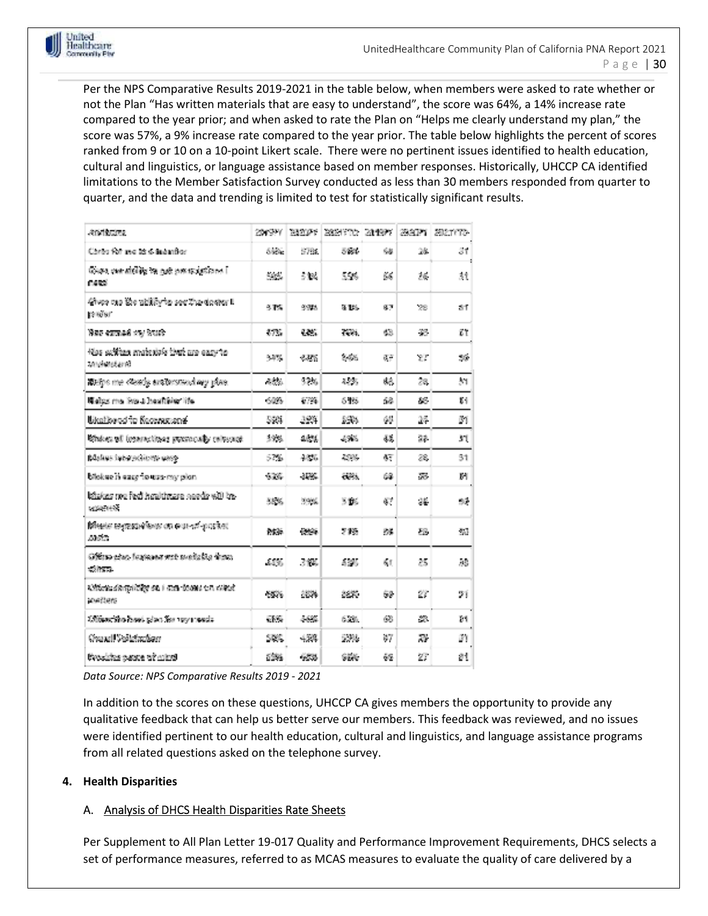Per the NPS Comparative Results 2019-2021 in the table below, when members were asked to rate whether or not the Plan "Has written materials that are easy to understand", the score was 64%, a 14% increase rate compared to the year prior; and when asked to rate the Plan on "Helps me clearly understand my plan," the score was 57%, a 9% increase rate compared to the year prior. The table below highlights the percent of scores ranked from 9 or 10 on a 10-point Likert scale. There were no pertinent issues identified to health education, cultural and linguistics, or language assistance based on member responses. Historically, UHCCP CA identified limitations to the Member Satisfaction Survey conducted as less than 30 members responded from quarter to quarter, and the data and trending is limited to test for statistically significant results.

| Attributes | 2019PY | 2020PY | 2021YTD | 2019PY | 2020PY | 2021YTD |
|---|---|---|---|---|---|---|
| Cares for me as an individual | 61% | 57% | 58% | 58 | 26 | 31 |
| Gives me ability to get care options I need | 55% | 51% | 55% | 56 | 26 | 31 |
| Gives me the ability to see the doctor I prefer | 51% | 59% | 51% | 57 | 28 | 31 |
| Has earned my trust | 47% | 48% | 70% | 63 | 23 | 27 |
| Has written materials that are easy to understand | 54% | 50% | 64% | 57 | 27 | 36 |
| Helps me clearly understand my plan | 48% | 48% | 57% | 66 | 28 | 31 |
| Helps me live a healthier life | 60% | 67% | 61% | 58 | 26 | 31 |
| Likelihood to Recommend | 53% | 38% | 53% | 60 | 27 | 31 |
| Makes all interactions personally relevant | 39% | 48% | 43% | 48 | 28 | 31 |
| Makes interactions easy | 57% | 45% | 49% | 57 | 28 | 31 |
| Makes it easy to use my plan | 62% | 48% | 66% | 68 | 28 | 31 |
| Makes me feel healthcare needs will be covered | 38% | 39% | 51% | 67 | 26 | 28 |
| Meets expectations on out-of-pocket costs | 56% | 60% | 71% | 58 | 26 | 30 |
| Offers plan features not available from others | 41% | 34% | 41% | 61 | 25 | 30 |
| Understands my needs as I navigate health matters | 48% | 38% | 58% | 59 | 27 | 31 |
| Offers the best plan for my needs | 48% | 34% | 63% | 68 | 28 | 31 |
| Overall Satisfaction | 59% | 43% | 53% | 67 | 28 | 31 |
| Provides peace of mind | 53% | 45% | 58% | 66 | 27 | 31 |

*Data Source: NPS Comparative Results 2019 - 2021*

In addition to the scores on these questions, UHCCP CA gives members the opportunity to provide any qualitative feedback that can help us better serve our members. This feedback was reviewed, and no issues were identified pertinent to our health education, cultural and linguistics, and language assistance programs from all related questions asked on the telephone survey.

## 4. Health Disparities

### A. Analysis of DHCS Health Disparities Rate Sheets

Per Supplement to All Plan Letter 19-017 Quality and Performance Improvement Requirements, DHCS selects a set of performance measures, referred to as MCAS measures to evaluate the quality of care delivered by a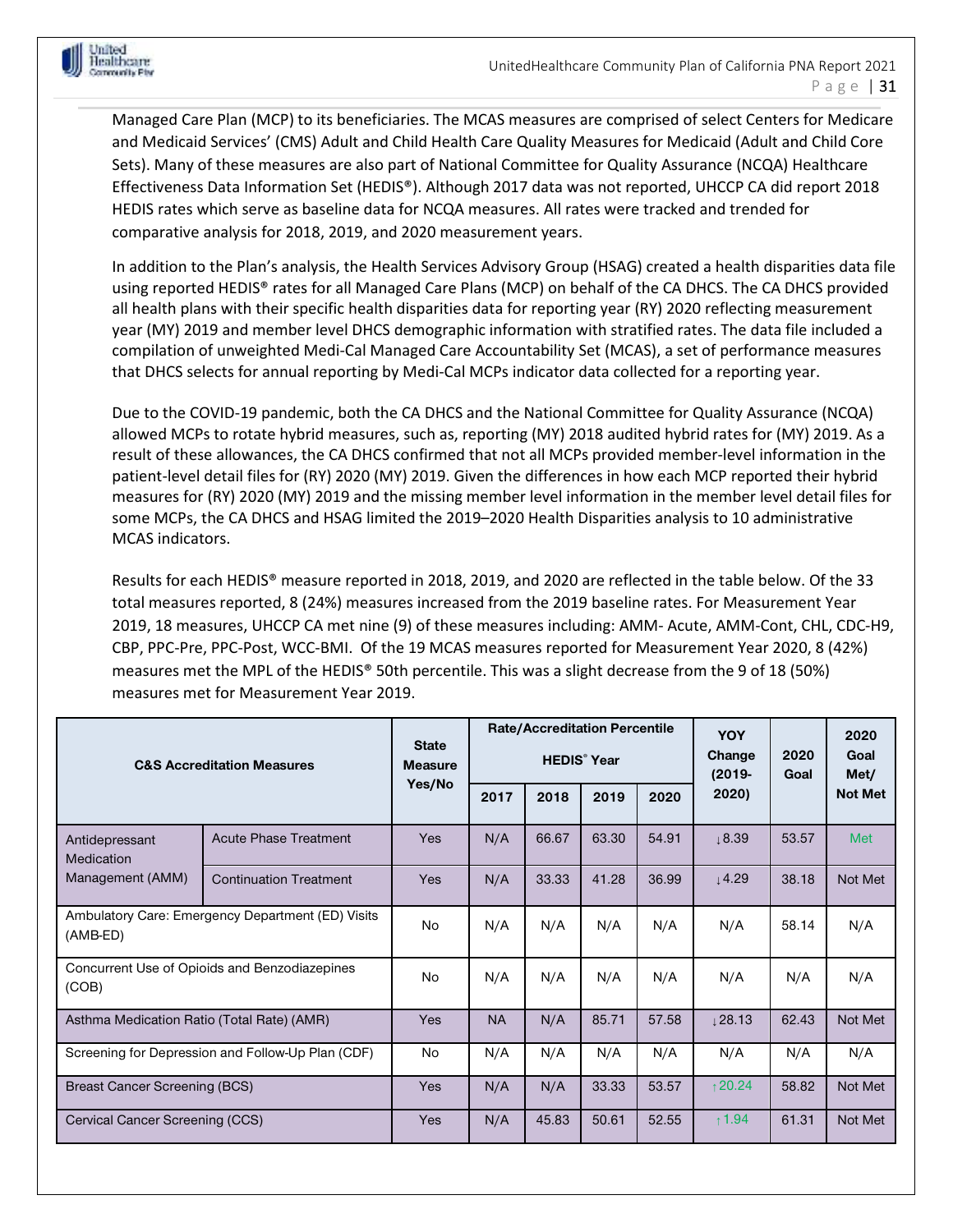Managed Care Plan (MCP) to its beneficiaries. The MCAS measures are comprised of select Centers for Medicare and Medicaid Services' (CMS) Adult and Child Health Care Quality Measures for Medicaid (Adult and Child Core Sets). Many of these measures are also part of National Committee for Quality Assurance (NCQA) Healthcare Effectiveness Data Information Set (HEDIS®). Although 2017 data was not reported, UHCCP CA did report 2018 HEDIS rates which serve as baseline data for NCQA measures. All rates were tracked and trended for comparative analysis for 2018, 2019, and 2020 measurement years.

In addition to the Plan's analysis, the Health Services Advisory Group (HSAG) created a health disparities data file using reported HEDIS® rates for all Managed Care Plans (MCP) on behalf of the CA DHCS. The CA DHCS provided all health plans with their specific health disparities data for reporting year (RY) 2020 reflecting measurement year (MY) 2019 and member level DHCS demographic information with stratified rates. The data file included a compilation of unweighted Medi-Cal Managed Care Accountability Set (MCAS), a set of performance measures that DHCS selects for annual reporting by Medi-Cal MCPs indicator data collected for a reporting year.

Due to the COVID-19 pandemic, both the CA DHCS and the National Committee for Quality Assurance (NCQA) allowed MCPs to rotate hybrid measures, such as, reporting (MY) 2018 audited hybrid rates for (MY) 2019. As a result of these allowances, the CA DHCS confirmed that not all MCPs provided member-level information in the patient-level detail files for (RY) 2020 (MY) 2019. Given the differences in how each MCP reported their hybrid measures for (RY) 2020 (MY) 2019 and the missing member level information in the member level detail files for some MCPs, the CA DHCS and HSAG limited the 2019–2020 Health Disparities analysis to 10 administrative MCAS indicators.

Results for each HEDIS® measure reported in 2018, 2019, and 2020 are reflected in the table below. Of the 33 total measures reported, 8 (24%) measures increased from the 2019 baseline rates. For Measurement Year 2019, 18 measures, UHCCP CA met nine (9) of these measures including: AMM- Acute, AMM-Cont, CHL, CDC-H9, CBP, PPC-Pre, PPC-Post, WCC-BMI. Of the 19 MCAS measures reported for Measurement Year 2020, 8 (42%) measures met the MPL of the HEDIS® 50th percentile. This was a slight decrease from the 9 of 18 (50%) measures met for Measurement Year 2019.

| C&S Accreditation Measures | | State Measure Yes/No | Rate/Accreditation Percentile HEDIS® Year | | | | YOY Change (2019-2020) | 2020 Goal | 2020 Goal Met/ Not Met |
|---|---|---|---|---|---|---|---|---|---|
| | | | 2017 | 2018 | 2019 | 2020 | | | |
| Antidepressant Medication Management (AMM) | Acute Phase Treatment | Yes | N/A | 66.67 | 63.30 | 54.91 | ↓8.39 | 53.57 | Met |
| | Continuation Treatment | Yes | N/A | 33.33 | 41.28 | 36.99 | ↓4.29 | 38.18 | Not Met |
| Ambulatory Care: Emergency Department (ED) Visits (AMB-ED) | | No | N/A | N/A | N/A | N/A | N/A | 58.14 | N/A |
| Concurrent Use of Opioids and Benzodiazepines (COB) | | No | N/A | N/A | N/A | N/A | N/A | N/A | N/A |
| Asthma Medication Ratio (Total Rate) (AMR) | | Yes | NA | N/A | 85.71 | 57.58 | ↓28.13 | 62.43 | Not Met |
| Screening for Depression and Follow-Up Plan (CDF) | | No | N/A | N/A | N/A | N/A | N/A | N/A | N/A |
| Breast Cancer Screening (BCS) | | Yes | N/A | N/A | 33.33 | 53.57 | ↑20.24 | 58.82 | Not Met |
| Cervical Cancer Screening (CCS) | | Yes | N/A | 45.83 | 50.61 | 52.55 | ↑1.94 | 61.31 | Not Met |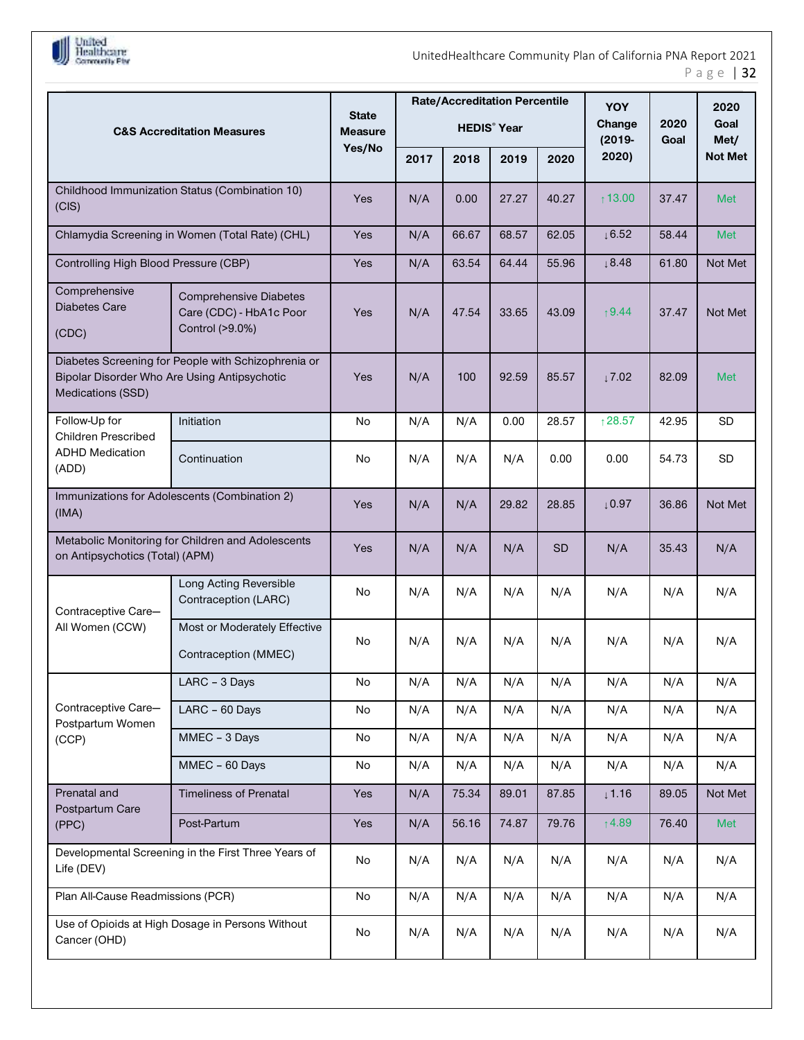| C&S Accreditation Measures | | State Measure Yes/No | Rate/Accreditation Percentile HEDIS® Year | | | | YOY Change (2019-2020) | 2020 Goal | 2020 Goal Met/ Not Met |
|---|---|---|---|---|---|---|---|---|---|
| | | | 2017 | 2018 | 2019 | 2020 | | | |
| Childhood Immunization Status (Combination 10) (CIS) | | Yes | N/A | 0.00 | 27.27 | 40.27 | ↑13.00 | 37.47 | Met |
| Chlamydia Screening in Women (Total Rate) (CHL) | | Yes | N/A | 66.67 | 68.57 | 62.05 | ↓6.52 | 58.44 | Met |
| Controlling High Blood Pressure (CBP) | | Yes | N/A | 63.54 | 64.44 | 55.96 | ↓8.48 | 61.80 | Not Met |
| Comprehensive Diabetes Care (CDC) | Comprehensive Diabetes Care (CDC) - HbA1c Poor Control (>9.0%) | Yes | N/A | 47.54 | 33.65 | 43.09 | ↑9.44 | 37.47 | Not Met |
| Diabetes Screening for People with Schizophrenia or Bipolar Disorder Who Are Using Antipsychotic Medications (SSD) | | Yes | N/A | 100 | 92.59 | 85.57 | ↓7.02 | 82.09 | Met |
| Follow-Up for Children Prescribed ADHD Medication (ADD) | Initiation | No | N/A | N/A | 0.00 | 28.57 | ↑28.57 | 42.95 | SD |
| | Continuation | No | N/A | N/A | N/A | 0.00 | 0.00 | 54.73 | SD |
| Immunizations for Adolescents (Combination 2) (IMA) | | Yes | N/A | N/A | 29.82 | 28.85 | ↓0.97 | 36.86 | Not Met |
| Metabolic Monitoring for Children and Adolescents on Antipsychotics (Total) (APM) | | Yes | N/A | N/A | N/A | SD | N/A | 35.43 | N/A |
| Contraceptive Care—All Women (CCW) | Long Acting Reversible Contraception (LARC) | No | N/A | N/A | N/A | N/A | N/A | N/A | N/A |
| | Most or Moderately Effective Contraception (MMEC) | No | N/A | N/A | N/A | N/A | N/A | N/A | N/A |
| Contraceptive Care—Postpartum Women (CCP) | LARC – 3 Days | No | N/A | N/A | N/A | N/A | N/A | N/A | N/A |
| | LARC – 60 Days | No | N/A | N/A | N/A | N/A | N/A | N/A | N/A |
| | MMEC – 3 Days | No | N/A | N/A | N/A | N/A | N/A | N/A | N/A |
| | MMEC – 60 Days | No | N/A | N/A | N/A | N/A | N/A | N/A | N/A |
| Prenatal and Postpartum Care (PPC) | Timeliness of Prenatal | Yes | N/A | 75.34 | 89.01 | 87.85 | ↓1.16 | 89.05 | Not Met |
| | Post-Partum | Yes | N/A | 56.16 | 74.87 | 79.76 | ↑4.89 | 76.40 | Met |
| Developmental Screening in the First Three Years of Life (DEV) | | No | N/A | N/A | N/A | N/A | N/A | N/A | N/A |
| Plan All-Cause Readmissions (PCR) | | No | N/A | N/A | N/A | N/A | N/A | N/A | N/A |
| Use of Opioids at High Dosage in Persons Without Cancer (OHD) | | No | N/A | N/A | N/A | N/A | N/A | N/A | N/A |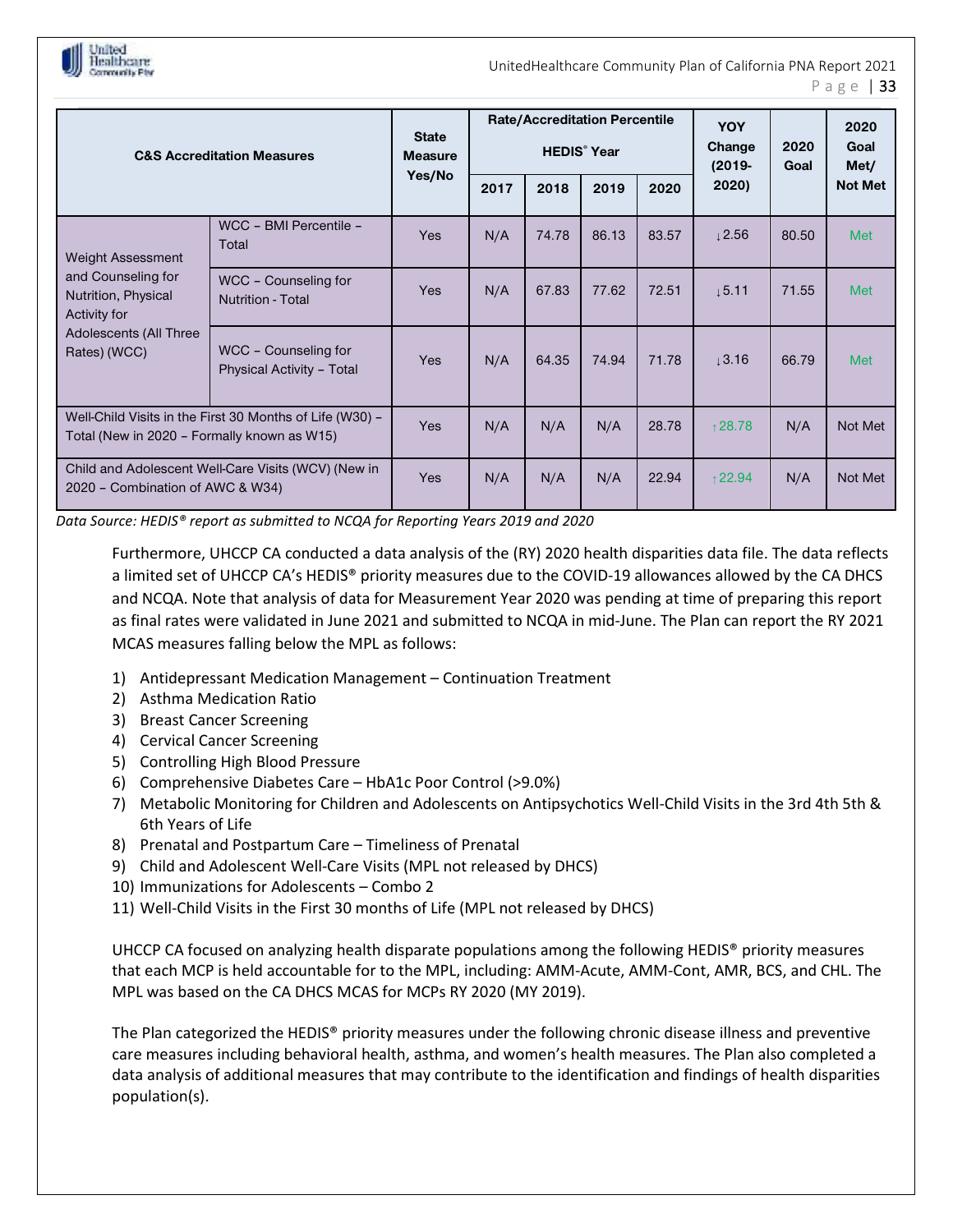| C&S Accreditation Measures | | State Measure Yes/No | Rate/Accreditation Percentile HEDIS® Year | | | | YOY Change (2019-2020) | 2020 Goal | 2020 Goal Met/ Not Met |
|---|---|---|---|---|---|---|---|---|---|
| | | | 2017 | 2018 | 2019 | 2020 | | | |
| Weight Assessment and Counseling for Nutrition, Physical Activity for Adolescents (All Three Rates) (WCC) | WCC – BMI Percentile – Total | Yes | N/A | 74.78 | 86.13 | 83.57 | ↓2.56 | 80.50 | Met |
| | WCC – Counseling for Nutrition - Total | Yes | N/A | 67.83 | 77.62 | 72.51 | ↓5.11 | 71.55 | Met |
| | WCC – Counseling for Physical Activity – Total | Yes | N/A | 64.35 | 74.94 | 71.78 | ↓3.16 | 66.79 | Met |
| Well-Child Visits in the First 30 Months of Life (W30) – Total (New in 2020 – Formally known as W15) | | Yes | N/A | N/A | N/A | 28.78 | ↑28.78 | N/A | Not Met |
| Child and Adolescent Well-Care Visits (WCV) (New in 2020 – Combination of AWC & W34) | | Yes | N/A | N/A | N/A | 22.94 | ↑22.94 | N/A | Not Met |

*Data Source: HEDIS® report as submitted to NCQA for Reporting Years 2019 and 2020*

Furthermore, UHCCP CA conducted a data analysis of the (RY) 2020 health disparities data file. The data reflects a limited set of UHCCP CA's HEDIS® priority measures due to the COVID-19 allowances allowed by the CA DHCS and NCQA. Note that analysis of data for Measurement Year 2020 was pending at time of preparing this report as final rates were validated in June 2021 and submitted to NCQA in mid-June. The Plan can report the RY 2021 MCAS measures falling below the MPL as follows:

1) Antidepressant Medication Management – Continuation Treatment
2) Asthma Medication Ratio
3) Breast Cancer Screening
4) Cervical Cancer Screening
5) Controlling High Blood Pressure
6) Comprehensive Diabetes Care – HbA1c Poor Control (>9.0%)
7) Metabolic Monitoring for Children and Adolescents on Antipsychotics Well-Child Visits in the 3rd 4th 5th & 6th Years of Life
8) Prenatal and Postpartum Care – Timeliness of Prenatal
9) Child and Adolescent Well-Care Visits (MPL not released by DHCS)
10) Immunizations for Adolescents – Combo 2
11) Well-Child Visits in the First 30 months of Life (MPL not released by DHCS)

UHCCP CA focused on analyzing health disparate populations among the following HEDIS® priority measures that each MCP is held accountable for to the MPL, including: AMM-Acute, AMM-Cont, AMR, BCS, and CHL. The MPL was based on the CA DHCS MCAS for MCPs RY 2020 (MY 2019).

The Plan categorized the HEDIS® priority measures under the following chronic disease illness and preventive care measures including behavioral health, asthma, and women's health measures. The Plan also completed a data analysis of additional measures that may contribute to the identification and findings of health disparities population(s).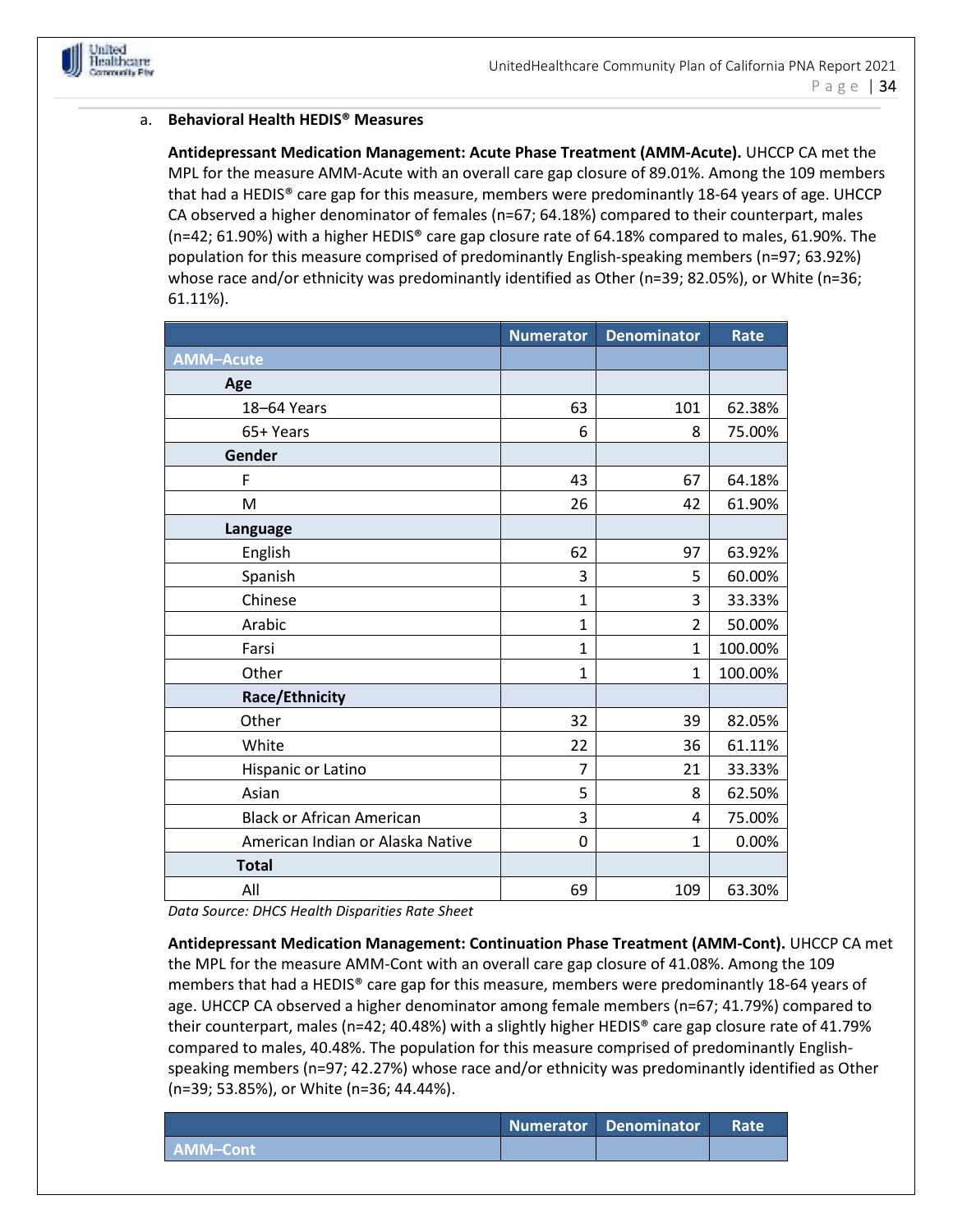a. **Behavioral Health HEDIS® Measures**

**Antidepressant Medication Management: Acute Phase Treatment (AMM-Acute).** UHCCP CA met the MPL for the measure AMM-Acute with an overall care gap closure of 89.01%. Among the 109 members that had a HEDIS® care gap for this measure, members were predominantly 18-64 years of age. UHCCP CA observed a higher denominator of females (n=67; 64.18%) compared to their counterpart, males (n=42; 61.90%) with a higher HEDIS® care gap closure rate of 64.18% compared to males, 61.90%. The population for this measure comprised of predominantly English-speaking members (n=97; 63.92%) whose race and/or ethnicity was predominantly identified as Other (n=39; 82.05%), or White (n=36; 61.11%).

| | Numerator | Denominator | Rate |
|---|---|---|---|
| AMM–Acute | | | |
| **Age** | | | |
| 18–64 Years | 63 | 101 | 62.38% |
| 65+ Years | 6 | 8 | 75.00% |
| **Gender** | | | |
| F | 43 | 67 | 64.18% |
| M | 26 | 42 | 61.90% |
| **Language** | | | |
| English | 62 | 97 | 63.92% |
| Spanish | 3 | 5 | 60.00% |
| Chinese | 1 | 3 | 33.33% |
| Arabic | 1 | 2 | 50.00% |
| Farsi | 1 | 1 | 100.00% |
| Other | 1 | 1 | 100.00% |
| **Race/Ethnicity** | | | |
| Other | 32 | 39 | 82.05% |
| White | 22 | 36 | 61.11% |
| Hispanic or Latino | 7 | 21 | 33.33% |
| Asian | 5 | 8 | 62.50% |
| Black or African American | 3 | 4 | 75.00% |
| American Indian or Alaska Native | 0 | 1 | 0.00% |
| **Total** | | | |
| All | 69 | 109 | 63.30% |

*Data Source: DHCS Health Disparities Rate Sheet*

**Antidepressant Medication Management: Continuation Phase Treatment (AMM-Cont).** UHCCP CA met the MPL for the measure AMM-Cont with an overall care gap closure of 41.08%. Among the 109 members that had a HEDIS® care gap for this measure, members were predominantly 18-64 years of age. UHCCP CA observed a higher denominator among female members (n=67; 41.79%) compared to their counterpart, males (n=42; 40.48%) with a slightly higher HEDIS® care gap closure rate of 41.79% compared to males, 40.48%. The population for this measure comprised of predominantly English-speaking members (n=97; 42.27%) whose race and/or ethnicity was predominantly identified as Other (n=39; 53.85%), or White (n=36; 44.44%).

| | Numerator | Denominator | Rate |
|---|---|---|---|
| AMM–Cont | | | |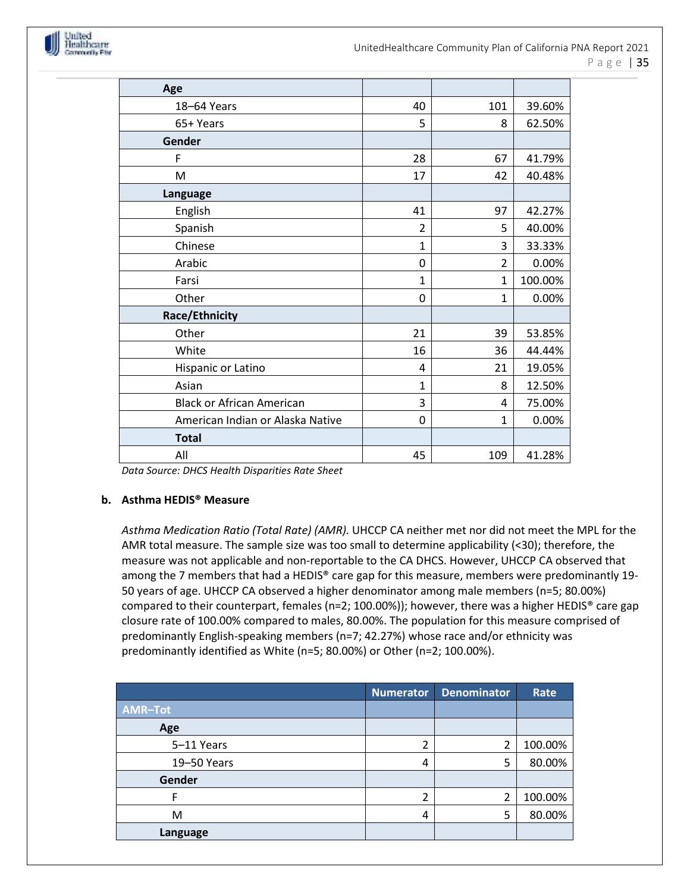| | | | |
|---|---|---|---|
| **Age** | | | |
| 18–64 Years | 40 | 101 | 39.60% |
| 65+ Years | 5 | 8 | 62.50% |
| **Gender** | | | |
| F | 28 | 67 | 41.79% |
| M | 17 | 42 | 40.48% |
| **Language** | | | |
| English | 41 | 97 | 42.27% |
| Spanish | 2 | 5 | 40.00% |
| Chinese | 1 | 3 | 33.33% |
| Arabic | 0 | 2 | 0.00% |
| Farsi | 1 | 1 | 100.00% |
| Other | 0 | 1 | 0.00% |
| **Race/Ethnicity** | | | |
| Other | 21 | 39 | 53.85% |
| White | 16 | 36 | 44.44% |
| Hispanic or Latino | 4 | 21 | 19.05% |
| Asian | 1 | 8 | 12.50% |
| Black or African American | 3 | 4 | 75.00% |
| American Indian or Alaska Native | 0 | 1 | 0.00% |
| **Total** | | | |
| All | 45 | 109 | 41.28% |

*Data Source: DHCS Health Disparities Rate Sheet*

**b. Asthma HEDIS® Measure**

*Asthma Medication Ratio (Total Rate) (AMR).* UHCCP CA neither met nor did not meet the MPL for the AMR total measure. The sample size was too small to determine applicability (<30); therefore, the measure was not applicable and non-reportable to the CA DHCS. However, UHCCP CA observed that among the 7 members that had a HEDIS® care gap for this measure, members were predominantly 19-50 years of age. UHCCP CA observed a higher denominator among male members (n=5; 80.00%) compared to their counterpart, females (n=2; 100.00%)); however, there was a higher HEDIS® care gap closure rate of 100.00% compared to males, 80.00%. The population for this measure comprised of predominantly English-speaking members (n=7; 42.27%) whose race and/or ethnicity was predominantly identified as White (n=5; 80.00%) or Other (n=2; 100.00%).

| | Numerator | Denominator | Rate |
|---|---|---|---|
| **AMR–Tot** | | | |
| **Age** | | | |
| 5–11 Years | 2 | 2 | 100.00% |
| 19–50 Years | 4 | 5 | 80.00% |
| **Gender** | | | |
| F | 2 | 2 | 100.00% |
| M | 4 | 5 | 80.00% |
| **Language** | | | |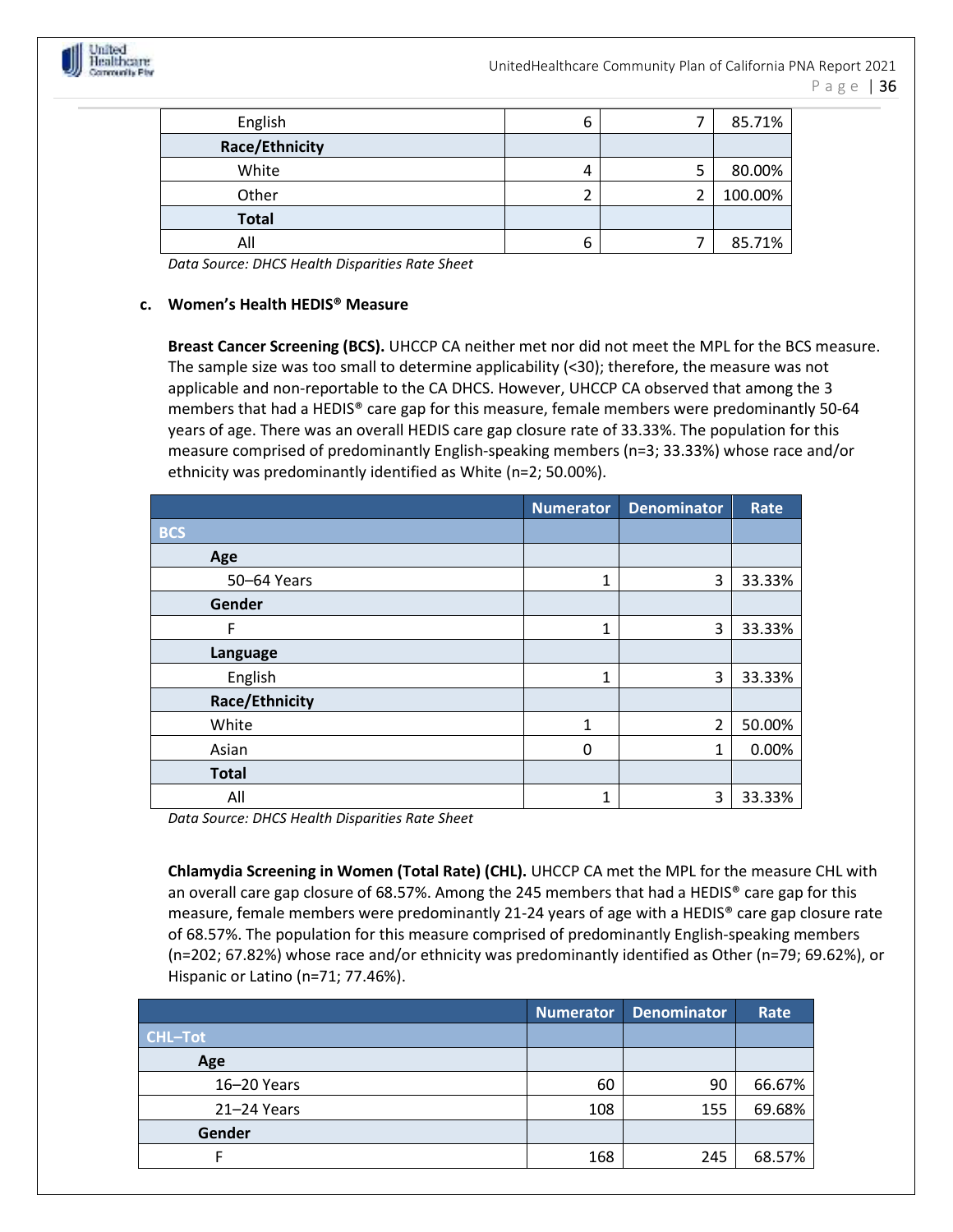| | | | |
|---|---|---|---|
| English | 6 | 7 | 85.71% |
| **Race/Ethnicity** | | | |
| White | 4 | 5 | 80.00% |
| Other | 2 | 2 | 100.00% |
| **Total** | | | |
| All | 6 | 7 | 85.71% |

*Data Source: DHCS Health Disparities Rate Sheet*

### c. Women's Health HEDIS® Measure

**Breast Cancer Screening (BCS).** UHCCP CA neither met nor did not meet the MPL for the BCS measure. The sample size was too small to determine applicability (<30); therefore, the measure was not applicable and non-reportable to the CA DHCS. However, UHCCP CA observed that among the 3 members that had a HEDIS® care gap for this measure, female members were predominantly 50-64 years of age. There was an overall HEDIS care gap closure rate of 33.33%. The population for this measure comprised of predominantly English-speaking members (n=3; 33.33%) whose race and/or ethnicity was predominantly identified as White (n=2; 50.00%).

| | Numerator | Denominator | Rate |
|---|---|---|---|
| **BCS** | | | |
| **Age** | | | |
| 50–64 Years | 1 | 3 | 33.33% |
| **Gender** | | | |
| F | 1 | 3 | 33.33% |
| **Language** | | | |
| English | 1 | 3 | 33.33% |
| **Race/Ethnicity** | | | |
| White | 1 | 2 | 50.00% |
| Asian | 0 | 1 | 0.00% |
| **Total** | | | |
| All | 1 | 3 | 33.33% |

*Data Source: DHCS Health Disparities Rate Sheet*

**Chlamydia Screening in Women (Total Rate) (CHL).** UHCCP CA met the MPL for the measure CHL with an overall care gap closure of 68.57%. Among the 245 members that had a HEDIS® care gap for this measure, female members were predominantly 21-24 years of age with a HEDIS® care gap closure rate of 68.57%. The population for this measure comprised of predominantly English-speaking members (n=202; 67.82%) whose race and/or ethnicity was predominantly identified as Other (n=79; 69.62%), or Hispanic or Latino (n=71; 77.46%).

| | Numerator | Denominator | Rate |
|---|---|---|---|
| **CHL–Tot** | | | |
| **Age** | | | |
| 16–20 Years | 60 | 90 | 66.67% |
| 21–24 Years | 108 | 155 | 69.68% |
| **Gender** | | | |
| F | 168 | 245 | 68.57% |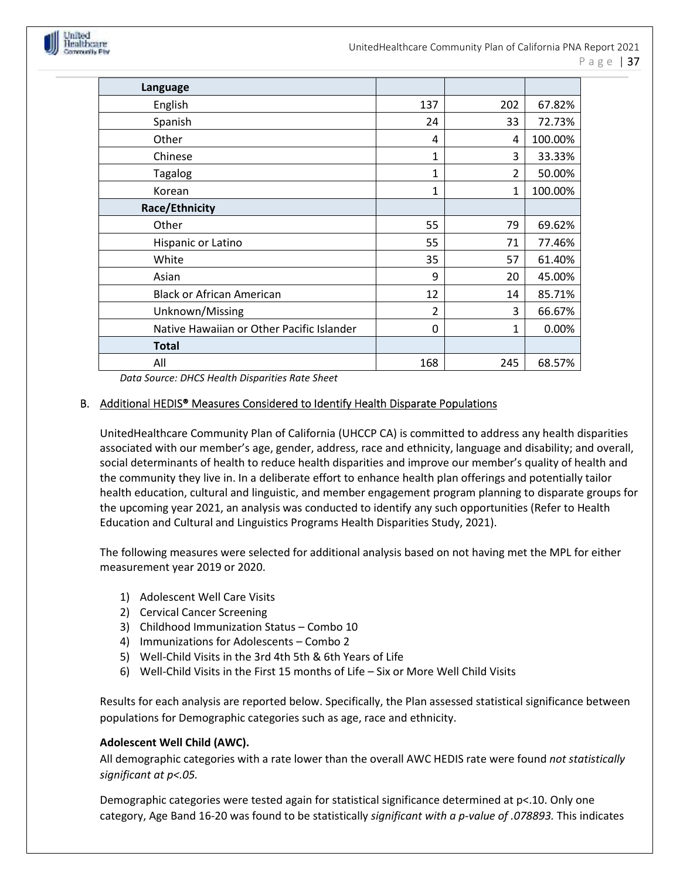| | | | |
|---|---|---|---|
| **Language** | | | |
| English | 137 | 202 | 67.82% |
| Spanish | 24 | 33 | 72.73% |
| Other | 4 | 4 | 100.00% |
| Chinese | 1 | 3 | 33.33% |
| Tagalog | 1 | 2 | 50.00% |
| Korean | 1 | 1 | 100.00% |
| **Race/Ethnicity** | | | |
| Other | 55 | 79 | 69.62% |
| Hispanic or Latino | 55 | 71 | 77.46% |
| White | 35 | 57 | 61.40% |
| Asian | 9 | 20 | 45.00% |
| Black or African American | 12 | 14 | 85.71% |
| Unknown/Missing | 2 | 3 | 66.67% |
| Native Hawaiian or Other Pacific Islander | 0 | 1 | 0.00% |
| **Total** | | | |
| All | 168 | 245 | 68.57% |

*Data Source: DHCS Health Disparities Rate Sheet*

## B. Additional HEDIS® Measures Considered to Identify Health Disparate Populations

UnitedHealthcare Community Plan of California (UHCCP CA) is committed to address any health disparities associated with our member's age, gender, address, race and ethnicity, language and disability; and overall, social determinants of health to reduce health disparities and improve our member's quality of health and the community they live in. In a deliberate effort to enhance health plan offerings and potentially tailor health education, cultural and linguistic, and member engagement program planning to disparate groups for the upcoming year 2021, an analysis was conducted to identify any such opportunities (Refer to Health Education and Cultural and Linguistics Programs Health Disparities Study, 2021).

The following measures were selected for additional analysis based on not having met the MPL for either measurement year 2019 or 2020.

1) Adolescent Well Care Visits
2) Cervical Cancer Screening
3) Childhood Immunization Status – Combo 10
4) Immunizations for Adolescents – Combo 2
5) Well-Child Visits in the 3rd 4th 5th & 6th Years of Life
6) Well-Child Visits in the First 15 months of Life – Six or More Well Child Visits

Results for each analysis are reported below. Specifically, the Plan assessed statistical significance between populations for Demographic categories such as age, race and ethnicity.

**Adolescent Well Child (AWC).**

All demographic categories with a rate lower than the overall AWC HEDIS rate were found *not statistically significant at p<.05.*

Demographic categories were tested again for statistical significance determined at p<.10. Only one category, Age Band 16-20 was found to be statistically *significant with a p-value of .078893.* This indicates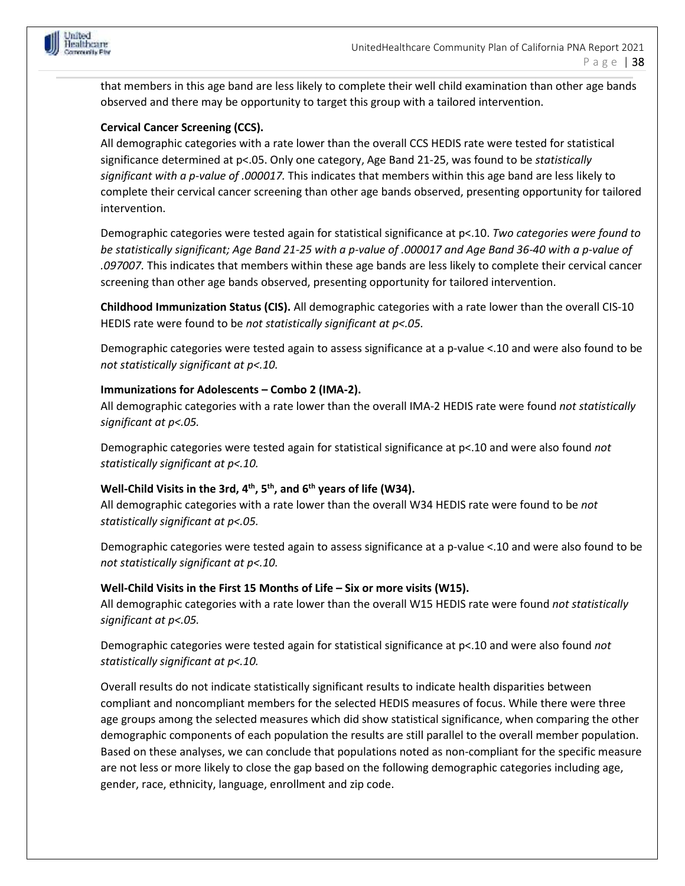that members in this age band are less likely to complete their well child examination than other age bands observed and there may be opportunity to target this group with a tailored intervention.

**Cervical Cancer Screening (CCS).**
All demographic categories with a rate lower than the overall CCS HEDIS rate were tested for statistical significance determined at $p<.05$. Only one category, Age Band 21-25, was found to be *statistically significant with a p-value of .000017.* This indicates that members within this age band are less likely to complete their cervical cancer screening than other age bands observed, presenting opportunity for tailored intervention.

Demographic categories were tested again for statistical significance at $p<.10$. *Two categories were found to be statistically significant; Age Band 21-25 with a p-value of .000017 and Age Band 36-40 with a p-value of .097007.* This indicates that members within these age bands are less likely to complete their cervical cancer screening than other age bands observed, presenting opportunity for tailored intervention.

**Childhood Immunization Status (CIS).** All demographic categories with a rate lower than the overall CIS-10 HEDIS rate were found to be *not statistically significant at p<.05.*

Demographic categories were tested again to assess significance at a p-value <.10 and were also found to be *not statistically significant at p<.10.*

**Immunizations for Adolescents – Combo 2 (IMA-2).**
All demographic categories with a rate lower than the overall IMA-2 HEDIS rate were found *not statistically significant at p<.05.*

Demographic categories were tested again for statistical significance at $p<.10$ and were also found *not statistically significant at p<.10.*

**Well-Child Visits in the 3rd, 4th, 5th, and 6th years of life (W34).**
All demographic categories with a rate lower than the overall W34 HEDIS rate were found to be *not statistically significant at p<.05.*

Demographic categories were tested again to assess significance at a p-value <.10 and were also found to be *not statistically significant at p<.10.*

**Well-Child Visits in the First 15 Months of Life – Six or more visits (W15).**
All demographic categories with a rate lower than the overall W15 HEDIS rate were found *not statistically significant at p<.05.*

Demographic categories were tested again for statistical significance at $p<.10$ and were also found *not statistically significant at p<.10.*

Overall results do not indicate statistically significant results to indicate health disparities between compliant and noncompliant members for the selected HEDIS measures of focus. While there were three age groups among the selected measures which did show statistical significance, when comparing the other demographic components of each population the results are still parallel to the overall member population. Based on these analyses, we can conclude that populations noted as non-compliant for the specific measure are not less or more likely to close the gap based on the following demographic categories including age, gender, race, ethnicity, language, enrollment and zip code.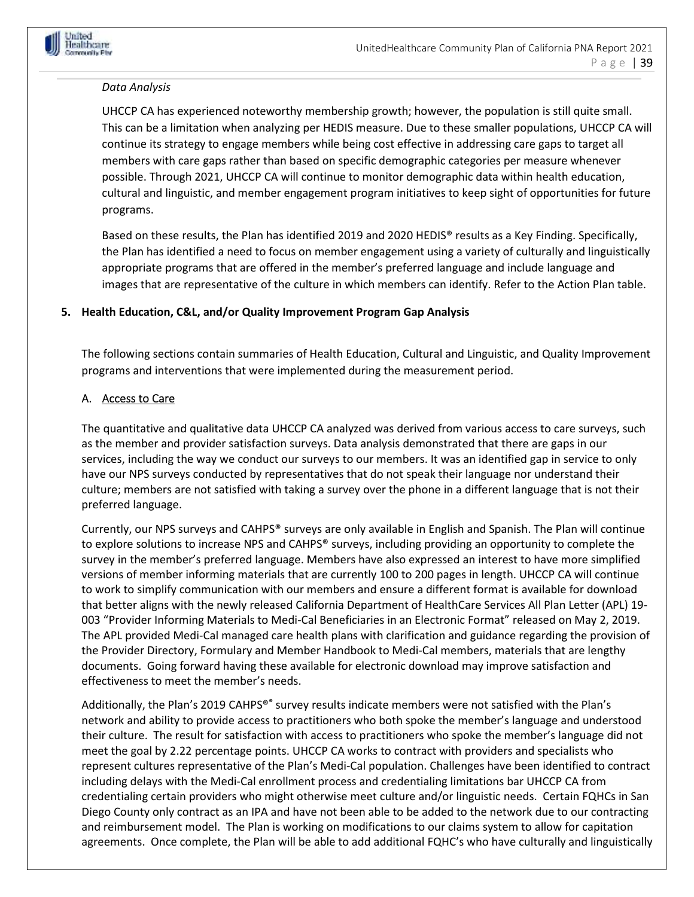*Data Analysis*

UHCCP CA has experienced noteworthy membership growth; however, the population is still quite small. This can be a limitation when analyzing per HEDIS measure. Due to these smaller populations, UHCCP CA will continue its strategy to engage members while being cost effective in addressing care gaps to target all members with care gaps rather than based on specific demographic categories per measure whenever possible. Through 2021, UHCCP CA will continue to monitor demographic data within health education, cultural and linguistic, and member engagement program initiatives to keep sight of opportunities for future programs.

Based on these results, the Plan has identified 2019 and 2020 HEDIS® results as a Key Finding. Specifically, the Plan has identified a need to focus on member engagement using a variety of culturally and linguistically appropriate programs that are offered in the member's preferred language and include language and images that are representative of the culture in which members can identify. Refer to the Action Plan table.

## 5. Health Education, C&L, and/or Quality Improvement Program Gap Analysis

The following sections contain summaries of Health Education, Cultural and Linguistic, and Quality Improvement programs and interventions that were implemented during the measurement period.

### A. Access to Care

The quantitative and qualitative data UHCCP CA analyzed was derived from various access to care surveys, such as the member and provider satisfaction surveys. Data analysis demonstrated that there are gaps in our services, including the way we conduct our surveys to our members. It was an identified gap in service to only have our NPS surveys conducted by representatives that do not speak their language nor understand their culture; members are not satisfied with taking a survey over the phone in a different language that is not their preferred language.

Currently, our NPS surveys and CAHPS® surveys are only available in English and Spanish. The Plan will continue to explore solutions to increase NPS and CAHPS® surveys, including providing an opportunity to complete the survey in the member's preferred language. Members have also expressed an interest to have more simplified versions of member informing materials that are currently 100 to 200 pages in length. UHCCP CA will continue to work to simplify communication with our members and ensure a different format is available for download that better aligns with the newly released California Department of HealthCare Services All Plan Letter (APL) 19-003 "Provider Informing Materials to Medi-Cal Beneficiaries in an Electronic Format" released on May 2, 2019. The APL provided Medi-Cal managed care health plans with clarification and guidance regarding the provision of the Provider Directory, Formulary and Member Handbook to Medi-Cal members, materials that are lengthy documents. Going forward having these available for electronic download may improve satisfaction and effectiveness to meet the member's needs.

Additionally, the Plan's 2019 CAHPS®® survey results indicate members were not satisfied with the Plan's network and ability to provide access to practitioners who both spoke the member's language and understood their culture. The result for satisfaction with access to practitioners who spoke the member's language did not meet the goal by 2.22 percentage points. UHCCP CA works to contract with providers and specialists who represent cultures representative of the Plan's Medi-Cal population. Challenges have been identified to contract including delays with the Medi-Cal enrollment process and credentialing limitations bar UHCCP CA from credentialing certain providers who might otherwise meet culture and/or linguistic needs. Certain FQHCs in San Diego County only contract as an IPA and have not been able to be added to the network due to our contracting and reimbursement model. The Plan is working on modifications to our claims system to allow for capitation agreements. Once complete, the Plan will be able to add additional FQHC's who have culturally and linguistically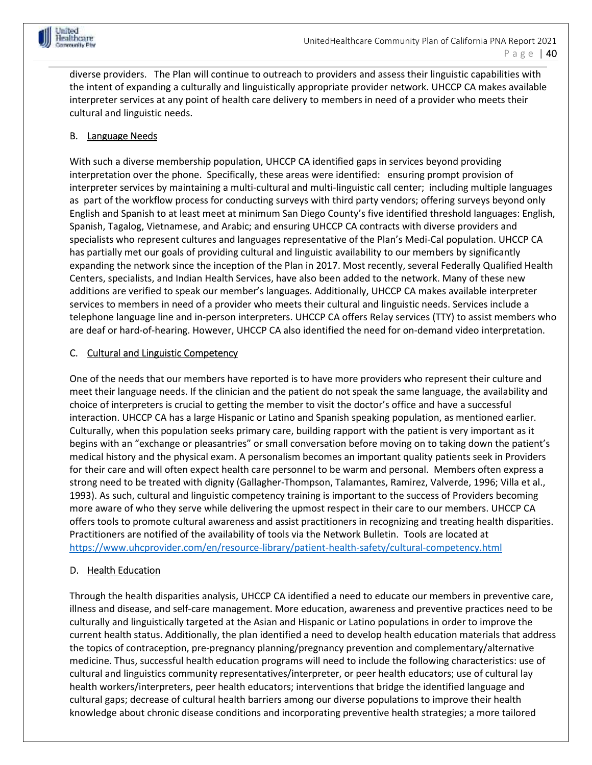diverse providers. The Plan will continue to outreach to providers and assess their linguistic capabilities with the intent of expanding a culturally and linguistically appropriate provider network. UHCCP CA makes available interpreter services at any point of health care delivery to members in need of a provider who meets their cultural and linguistic needs.

### B. Language Needs

With such a diverse membership population, UHCCP CA identified gaps in services beyond providing interpretation over the phone. Specifically, these areas were identified: ensuring prompt provision of interpreter services by maintaining a multi-cultural and multi-linguistic call center; including multiple languages as part of the workflow process for conducting surveys with third party vendors; offering surveys beyond only English and Spanish to at least meet at minimum San Diego County's five identified threshold languages: English, Spanish, Tagalog, Vietnamese, and Arabic; and ensuring UHCCP CA contracts with diverse providers and specialists who represent cultures and languages representative of the Plan's Medi-Cal population. UHCCP CA has partially met our goals of providing cultural and linguistic availability to our members by significantly expanding the network since the inception of the Plan in 2017. Most recently, several Federally Qualified Health Centers, specialists, and Indian Health Services, have also been added to the network. Many of these new additions are verified to speak our member's languages. Additionally, UHCCP CA makes available interpreter services to members in need of a provider who meets their cultural and linguistic needs. Services include a telephone language line and in-person interpreters. UHCCP CA offers Relay services (TTY) to assist members who are deaf or hard-of-hearing. However, UHCCP CA also identified the need for on-demand video interpretation.

### C. Cultural and Linguistic Competency

One of the needs that our members have reported is to have more providers who represent their culture and meet their language needs. If the clinician and the patient do not speak the same language, the availability and choice of interpreters is crucial to getting the member to visit the doctor's office and have a successful interaction. UHCCP CA has a large Hispanic or Latino and Spanish speaking population, as mentioned earlier. Culturally, when this population seeks primary care, building rapport with the patient is very important as it begins with an "exchange or pleasantries" or small conversation before moving on to taking down the patient's medical history and the physical exam. A personalism becomes an important quality patients seek in Providers for their care and will often expect health care personnel to be warm and personal. Members often express a strong need to be treated with dignity (Gallagher-Thompson, Talamantes, Ramirez, Valverde, 1996; Villa et al., 1993). As such, cultural and linguistic competency training is important to the success of Providers becoming more aware of who they serve while delivering the upmost respect in their care to our members. UHCCP CA offers tools to promote cultural awareness and assist practitioners in recognizing and treating health disparities. Practitioners are notified of the availability of tools via the Network Bulletin. Tools are located at https://www.uhcprovider.com/en/resource-library/patient-health-safety/cultural-competency.html

### D. Health Education

Through the health disparities analysis, UHCCP CA identified a need to educate our members in preventive care, illness and disease, and self-care management. More education, awareness and preventive practices need to be culturally and linguistically targeted at the Asian and Hispanic or Latino populations in order to improve the current health status. Additionally, the plan identified a need to develop health education materials that address the topics of contraception, pre-pregnancy planning/pregnancy prevention and complementary/alternative medicine. Thus, successful health education programs will need to include the following characteristics: use of cultural and linguistics community representatives/interpreter, or peer health educators; use of cultural lay health workers/interpreters, peer health educators; interventions that bridge the identified language and cultural gaps; decrease of cultural health barriers among our diverse populations to improve their health knowledge about chronic disease conditions and incorporating preventive health strategies; a more tailored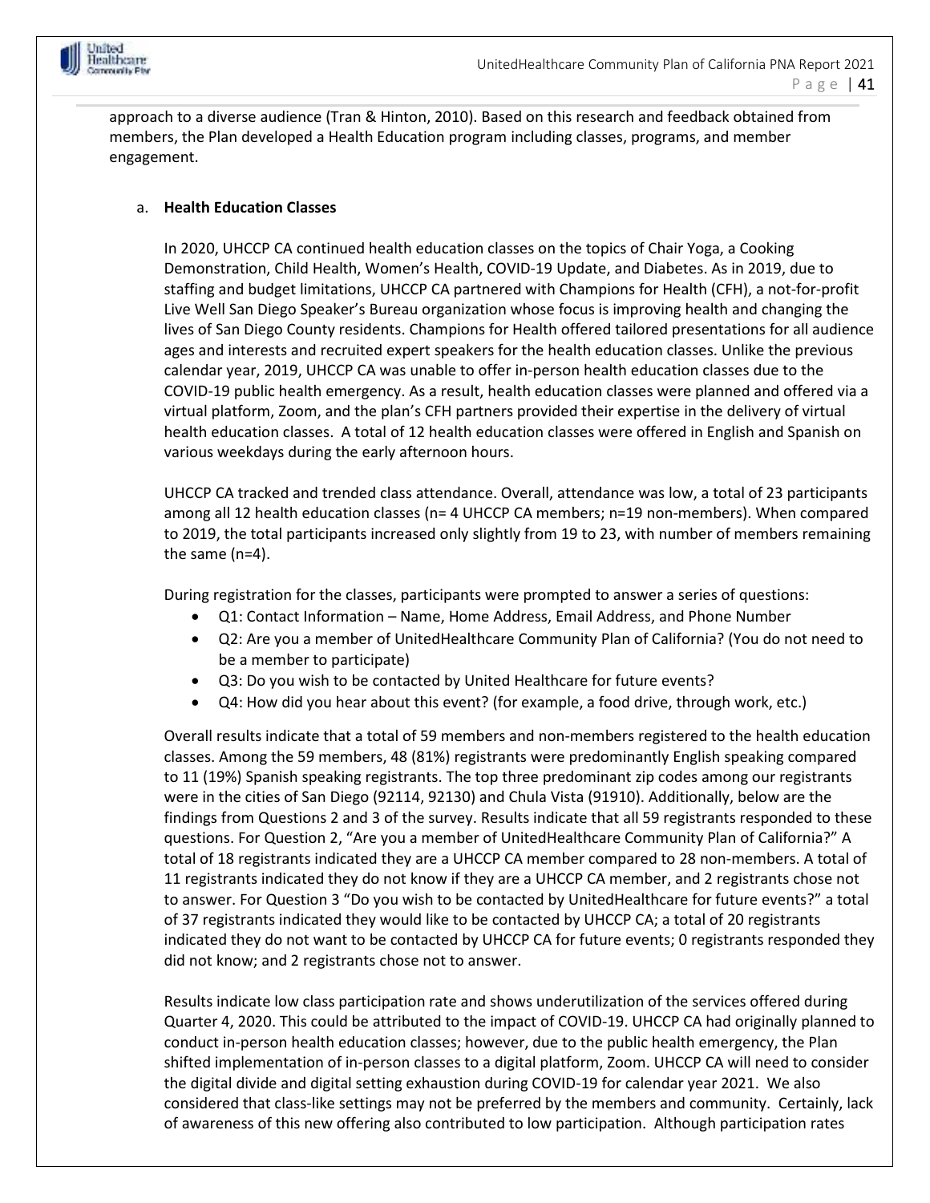approach to a diverse audience (Tran & Hinton, 2010). Based on this research and feedback obtained from members, the Plan developed a Health Education program including classes, programs, and member engagement.

a. **Health Education Classes**

In 2020, UHCCP CA continued health education classes on the topics of Chair Yoga, a Cooking Demonstration, Child Health, Women's Health, COVID-19 Update, and Diabetes. As in 2019, due to staffing and budget limitations, UHCCP CA partnered with Champions for Health (CFH), a not-for-profit Live Well San Diego Speaker's Bureau organization whose focus is improving health and changing the lives of San Diego County residents. Champions for Health offered tailored presentations for all audience ages and interests and recruited expert speakers for the health education classes. Unlike the previous calendar year, 2019, UHCCP CA was unable to offer in-person health education classes due to the COVID-19 public health emergency. As a result, health education classes were planned and offered via a virtual platform, Zoom, and the plan's CFH partners provided their expertise in the delivery of virtual health education classes. A total of 12 health education classes were offered in English and Spanish on various weekdays during the early afternoon hours.

UHCCP CA tracked and trended class attendance. Overall, attendance was low, a total of 23 participants among all 12 health education classes (n= 4 UHCCP CA members; n=19 non-members). When compared to 2019, the total participants increased only slightly from 19 to 23, with number of members remaining the same (n=4).

During registration for the classes, participants were prompted to answer a series of questions:

- Q1: Contact Information – Name, Home Address, Email Address, and Phone Number
- Q2: Are you a member of UnitedHealthcare Community Plan of California? (You do not need to be a member to participate)
- Q3: Do you wish to be contacted by United Healthcare for future events?
- Q4: How did you hear about this event? (for example, a food drive, through work, etc.)

Overall results indicate that a total of 59 members and non-members registered to the health education classes. Among the 59 members, 48 (81%) registrants were predominantly English speaking compared to 11 (19%) Spanish speaking registrants. The top three predominant zip codes among our registrants were in the cities of San Diego (92114, 92130) and Chula Vista (91910). Additionally, below are the findings from Questions 2 and 3 of the survey. Results indicate that all 59 registrants responded to these questions. For Question 2, "Are you a member of UnitedHealthcare Community Plan of California?" A total of 18 registrants indicated they are a UHCCP CA member compared to 28 non-members. A total of 11 registrants indicated they do not know if they are a UHCCP CA member, and 2 registrants chose not to answer. For Question 3 "Do you wish to be contacted by UnitedHealthcare for future events?" a total of 37 registrants indicated they would like to be contacted by UHCCP CA; a total of 20 registrants indicated they do not want to be contacted by UHCCP CA for future events; 0 registrants responded they did not know; and 2 registrants chose not to answer.

Results indicate low class participation rate and shows underutilization of the services offered during Quarter 4, 2020. This could be attributed to the impact of COVID-19. UHCCP CA had originally planned to conduct in-person health education classes; however, due to the public health emergency, the Plan shifted implementation of in-person classes to a digital platform, Zoom. UHCCP CA will need to consider the digital divide and digital setting exhaustion during COVID-19 for calendar year 2021. We also considered that class-like settings may not be preferred by the members and community. Certainly, lack of awareness of this new offering also contributed to low participation. Although participation rates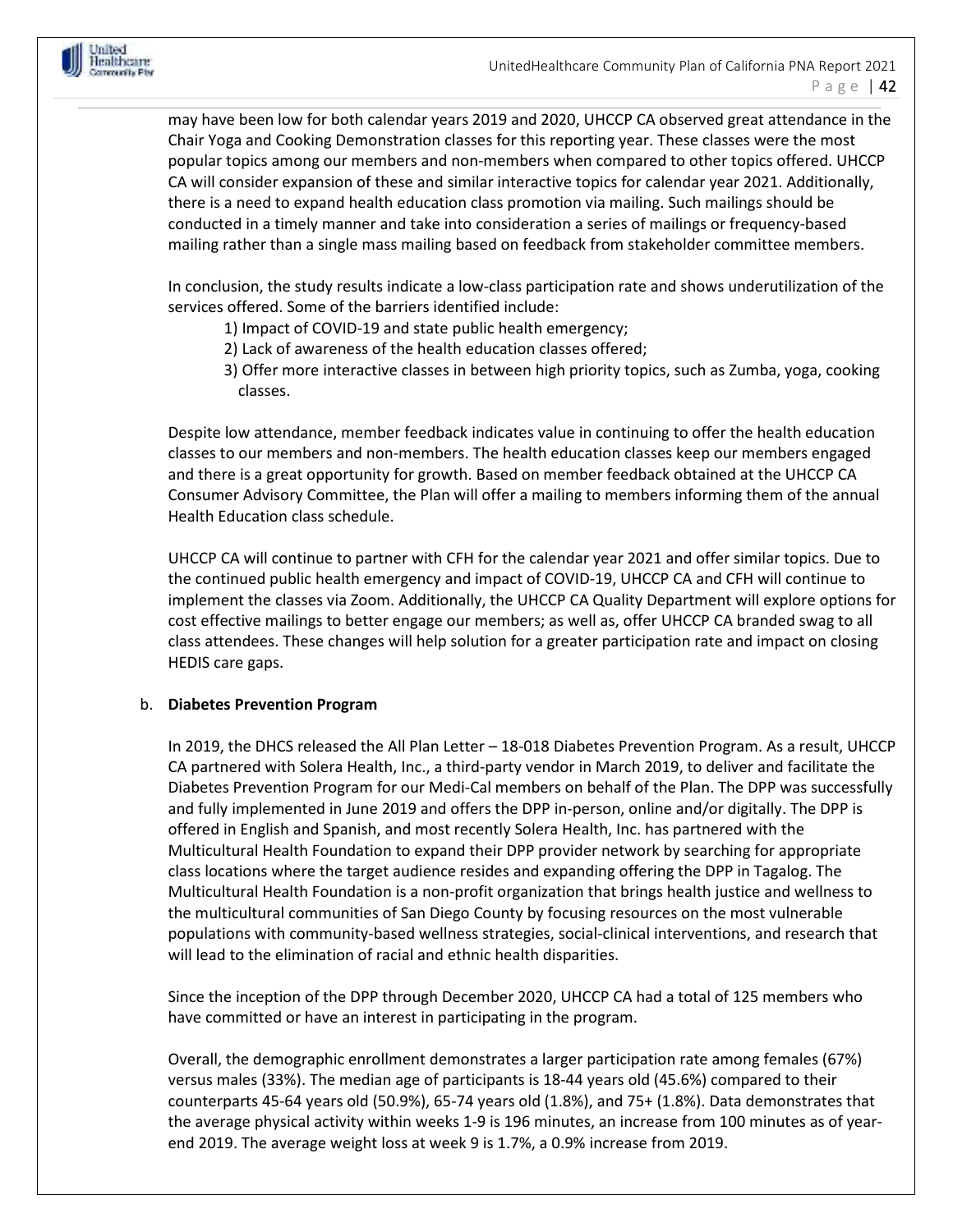may have been low for both calendar years 2019 and 2020, UHCCP CA observed great attendance in the Chair Yoga and Cooking Demonstration classes for this reporting year. These classes were the most popular topics among our members and non-members when compared to other topics offered. UHCCP CA will consider expansion of these and similar interactive topics for calendar year 2021. Additionally, there is a need to expand health education class promotion via mailing. Such mailings should be conducted in a timely manner and take into consideration a series of mailings or frequency-based mailing rather than a single mass mailing based on feedback from stakeholder committee members.

In conclusion, the study results indicate a low-class participation rate and shows underutilization of the services offered. Some of the barriers identified include:

1) Impact of COVID-19 and state public health emergency;
2) Lack of awareness of the health education classes offered;
3) Offer more interactive classes in between high priority topics, such as Zumba, yoga, cooking classes.

Despite low attendance, member feedback indicates value in continuing to offer the health education classes to our members and non-members. The health education classes keep our members engaged and there is a great opportunity for growth. Based on member feedback obtained at the UHCCP CA Consumer Advisory Committee, the Plan will offer a mailing to members informing them of the annual Health Education class schedule.

UHCCP CA will continue to partner with CFH for the calendar year 2021 and offer similar topics. Due to the continued public health emergency and impact of COVID-19, UHCCP CA and CFH will continue to implement the classes via Zoom. Additionally, the UHCCP CA Quality Department will explore options for cost effective mailings to better engage our members; as well as, offer UHCCP CA branded swag to all class attendees. These changes will help solution for a greater participation rate and impact on closing HEDIS care gaps.

b. **Diabetes Prevention Program**

In 2019, the DHCS released the All Plan Letter – 18-018 Diabetes Prevention Program. As a result, UHCCP CA partnered with Solera Health, Inc., a third-party vendor in March 2019, to deliver and facilitate the Diabetes Prevention Program for our Medi-Cal members on behalf of the Plan. The DPP was successfully and fully implemented in June 2019 and offers the DPP in-person, online and/or digitally. The DPP is offered in English and Spanish, and most recently Solera Health, Inc. has partnered with the Multicultural Health Foundation to expand their DPP provider network by searching for appropriate class locations where the target audience resides and expanding offering the DPP in Tagalog. The Multicultural Health Foundation is a non-profit organization that brings health justice and wellness to the multicultural communities of San Diego County by focusing resources on the most vulnerable populations with community-based wellness strategies, social-clinical interventions, and research that will lead to the elimination of racial and ethnic health disparities.

Since the inception of the DPP through December 2020, UHCCP CA had a total of 125 members who have committed or have an interest in participating in the program.

Overall, the demographic enrollment demonstrates a larger participation rate among females (67%) versus males (33%). The median age of participants is 18-44 years old (45.6%) compared to their counterparts 45-64 years old (50.9%), 65-74 years old (1.8%), and 75+ (1.8%). Data demonstrates that the average physical activity within weeks 1-9 is 196 minutes, an increase from 100 minutes as of year-end 2019. The average weight loss at week 9 is 1.7%, a 0.9% increase from 2019.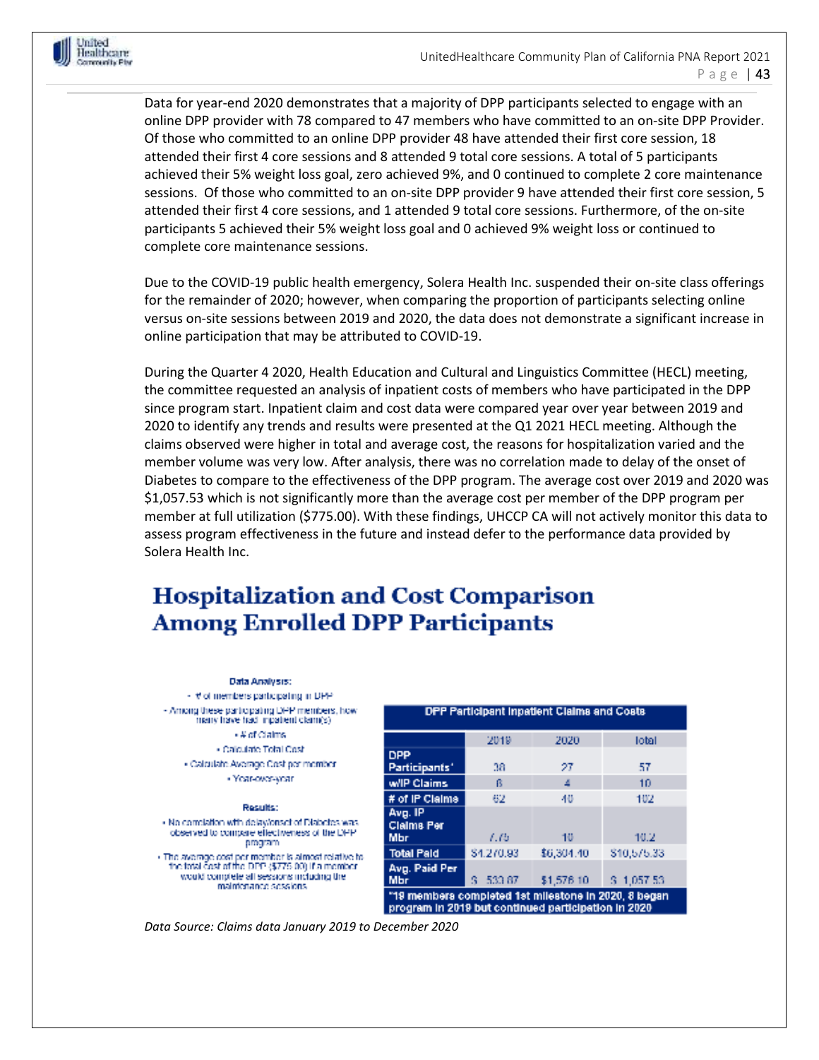Data for year-end 2020 demonstrates that a majority of DPP participants selected to engage with an online DPP provider with 78 compared to 47 members who have committed to an on-site DPP Provider. Of those who committed to an online DPP provider 48 have attended their first core session, 18 attended their first 4 core sessions and 8 attended 9 total core sessions. A total of 5 participants achieved their 5% weight loss goal, zero achieved 9%, and 0 continued to complete 2 core maintenance sessions. Of those who committed to an on-site DPP provider 9 have attended their first core session, 5 attended their first 4 core sessions, and 1 attended 9 total core sessions. Furthermore, of the on-site participants 5 achieved their 5% weight loss goal and 0 achieved 9% weight loss or continued to complete core maintenance sessions.

Due to the COVID-19 public health emergency, Solera Health Inc. suspended their on-site class offerings for the remainder of 2020; however, when comparing the proportion of participants selecting online versus on-site sessions between 2019 and 2020, the data does not demonstrate a significant increase in online participation that may be attributed to COVID-19.

During the Quarter 4 2020, Health Education and Cultural and Linguistics Committee (HECL) meeting, the committee requested an analysis of inpatient costs of members who have participated in the DPP since program start. Inpatient claim and cost data were compared year over year between 2019 and 2020 to identify any trends and results were presented at the Q1 2021 HECL meeting. Although the claims observed were higher in total and average cost, the reasons for hospitalization varied and the member volume was very low. After analysis, there was no correlation made to delay of the onset of Diabetes to compare to the effectiveness of the DPP program. The average cost over 2019 and 2020 was $1,057.53 which is not significantly more than the average cost per member of the DPP program per member at full utilization ($775.00). With these findings, UHCCP CA will not actively monitor this data to assess program effectiveness in the future and instead defer to the performance data provided by Solera Health Inc.

## Hospitalization and Cost Comparison Among Enrolled DPP Participants

**Data Analysis:**

- # of members participating in DPP
- Among these participating DPP members, how many have had inpatient claim(s)
  - # of Claims
  - Calculate Total Cost
  - Calculate Average Cost per member
  - Year-over-year

**Results:**

- No correlation with delay/onset of Diabetes was observed to compare effectiveness of the DPP program
- The average cost per member is almost relative to the total cost of the DPP ($775.00) if a member would complete all sessions including the maintenance sessions

**DPP Participant Inpatient Claims and Costs**

| | 2019 | 2020 | Total |
|---|---|---|---|
| DPP Participants* | 30 | 27 | 57 |
| w/IP Claims | 8 | 4 | 10 |
| # of IP Claims | 62 | 40 | 102 |
| Avg. IP Claims Per Mbr | 7.75 | 10 | 10.2 |
| Total Paid | $4,270.93 | $6,304.40 | $10,575.33 |
| Avg. Paid Per Mbr | $ 533.87 | $1,576.10 | $ 1,057.53 |

*19 members completed 1st milestone in 2020, 8 began program in 2019 but continued participation in 2020

*Data Source: Claims data January 2019 to December 2020*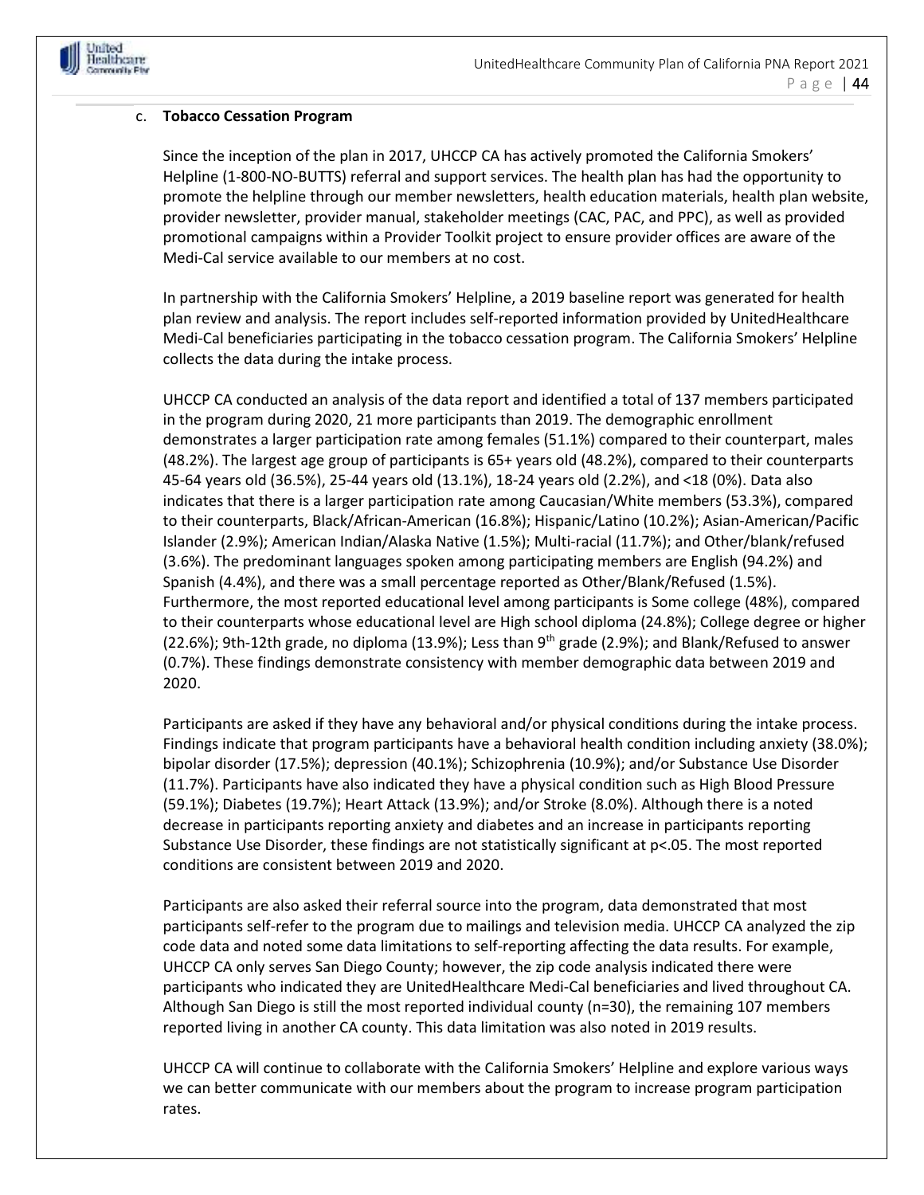c. **Tobacco Cessation Program**

Since the inception of the plan in 2017, UHCCP CA has actively promoted the California Smokers' Helpline (1-800-NO-BUTTS) referral and support services. The health plan has had the opportunity to promote the helpline through our member newsletters, health education materials, health plan website, provider newsletter, provider manual, stakeholder meetings (CAC, PAC, and PPC), as well as provided promotional campaigns within a Provider Toolkit project to ensure provider offices are aware of the Medi-Cal service available to our members at no cost.

In partnership with the California Smokers' Helpline, a 2019 baseline report was generated for health plan review and analysis. The report includes self-reported information provided by UnitedHealthcare Medi-Cal beneficiaries participating in the tobacco cessation program. The California Smokers' Helpline collects the data during the intake process.

UHCCP CA conducted an analysis of the data report and identified a total of 137 members participated in the program during 2020, 21 more participants than 2019. The demographic enrollment demonstrates a larger participation rate among females (51.1%) compared to their counterpart, males (48.2%). The largest age group of participants is 65+ years old (48.2%), compared to their counterparts 45-64 years old (36.5%), 25-44 years old (13.1%), 18-24 years old (2.2%), and <18 (0%). Data also indicates that there is a larger participation rate among Caucasian/White members (53.3%), compared to their counterparts, Black/African-American (16.8%); Hispanic/Latino (10.2%); Asian-American/Pacific Islander (2.9%); American Indian/Alaska Native (1.5%); Multi-racial (11.7%); and Other/blank/refused (3.6%). The predominant languages spoken among participating members are English (94.2%) and Spanish (4.4%), and there was a small percentage reported as Other/Blank/Refused (1.5%). Furthermore, the most reported educational level among participants is Some college (48%), compared to their counterparts whose educational level are High school diploma (24.8%); College degree or higher (22.6%); 9th-12th grade, no diploma (13.9%); Less than 9th grade (2.9%); and Blank/Refused to answer (0.7%). These findings demonstrate consistency with member demographic data between 2019 and 2020.

Participants are asked if they have any behavioral and/or physical conditions during the intake process. Findings indicate that program participants have a behavioral health condition including anxiety (38.0%); bipolar disorder (17.5%); depression (40.1%); Schizophrenia (10.9%); and/or Substance Use Disorder (11.7%). Participants have also indicated they have a physical condition such as High Blood Pressure (59.1%); Diabetes (19.7%); Heart Attack (13.9%); and/or Stroke (8.0%). Although there is a noted decrease in participants reporting anxiety and diabetes and an increase in participants reporting Substance Use Disorder, these findings are not statistically significant at $p<.05$. The most reported conditions are consistent between 2019 and 2020.

Participants are also asked their referral source into the program, data demonstrated that most participants self-refer to the program due to mailings and television media. UHCCP CA analyzed the zip code data and noted some data limitations to self-reporting affecting the data results. For example, UHCCP CA only serves San Diego County; however, the zip code analysis indicated there were participants who indicated they are UnitedHealthcare Medi-Cal beneficiaries and lived throughout CA. Although San Diego is still the most reported individual county (n=30), the remaining 107 members reported living in another CA county. This data limitation was also noted in 2019 results.

UHCCP CA will continue to collaborate with the California Smokers' Helpline and explore various ways we can better communicate with our members about the program to increase program participation rates.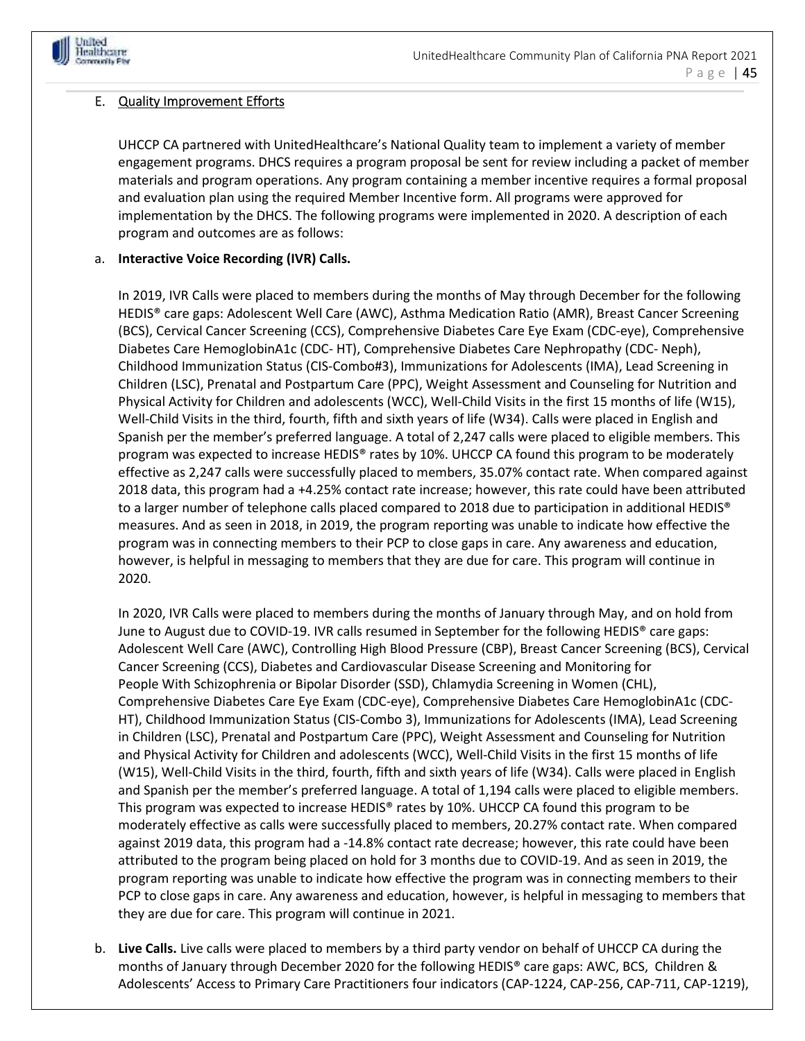E. Quality Improvement Efforts

UHCCP CA partnered with UnitedHealthcare's National Quality team to implement a variety of member engagement programs. DHCS requires a program proposal be sent for review including a packet of member materials and program operations. Any program containing a member incentive requires a formal proposal and evaluation plan using the required Member Incentive form. All programs were approved for implementation by the DHCS. The following programs were implemented in 2020. A description of each program and outcomes are as follows:

a. **Interactive Voice Recording (IVR) Calls.**

In 2019, IVR Calls were placed to members during the months of May through December for the following HEDIS® care gaps: Adolescent Well Care (AWC), Asthma Medication Ratio (AMR), Breast Cancer Screening (BCS), Cervical Cancer Screening (CCS), Comprehensive Diabetes Care Eye Exam (CDC-eye), Comprehensive Diabetes Care HemoglobinA1c (CDC- HT), Comprehensive Diabetes Care Nephropathy (CDC- Neph), Childhood Immunization Status (CIS-Combo#3), Immunizations for Adolescents (IMA), Lead Screening in Children (LSC), Prenatal and Postpartum Care (PPC), Weight Assessment and Counseling for Nutrition and Physical Activity for Children and adolescents (WCC), Well-Child Visits in the first 15 months of life (W15), Well-Child Visits in the third, fourth, fifth and sixth years of life (W34). Calls were placed in English and Spanish per the member's preferred language. A total of 2,247 calls were placed to eligible members. This program was expected to increase HEDIS® rates by 10%. UHCCP CA found this program to be moderately effective as 2,247 calls were successfully placed to members, 35.07% contact rate. When compared against 2018 data, this program had a +4.25% contact rate increase; however, this rate could have been attributed to a larger number of telephone calls placed compared to 2018 due to participation in additional HEDIS® measures. And as seen in 2018, in 2019, the program reporting was unable to indicate how effective the program was in connecting members to their PCP to close gaps in care. Any awareness and education, however, is helpful in messaging to members that they are due for care. This program will continue in 2020.

In 2020, IVR Calls were placed to members during the months of January through May, and on hold from June to August due to COVID-19. IVR calls resumed in September for the following HEDIS® care gaps: Adolescent Well Care (AWC), Controlling High Blood Pressure (CBP), Breast Cancer Screening (BCS), Cervical Cancer Screening (CCS), Diabetes and Cardiovascular Disease Screening and Monitoring for People With Schizophrenia or Bipolar Disorder (SSD), Chlamydia Screening in Women (CHL), Comprehensive Diabetes Care Eye Exam (CDC-eye), Comprehensive Diabetes Care HemoglobinA1c (CDC-HT), Childhood Immunization Status (CIS-Combo 3), Immunizations for Adolescents (IMA), Lead Screening in Children (LSC), Prenatal and Postpartum Care (PPC), Weight Assessment and Counseling for Nutrition and Physical Activity for Children and adolescents (WCC), Well-Child Visits in the first 15 months of life (W15), Well-Child Visits in the third, fourth, fifth and sixth years of life (W34). Calls were placed in English and Spanish per the member's preferred language. A total of 1,194 calls were placed to eligible members. This program was expected to increase HEDIS® rates by 10%. UHCCP CA found this program to be moderately effective as calls were successfully placed to members, 20.27% contact rate. When compared against 2019 data, this program had a -14.8% contact rate decrease; however, this rate could have been attributed to the program being placed on hold for 3 months due to COVID-19. And as seen in 2019, the program reporting was unable to indicate how effective the program was in connecting members to their PCP to close gaps in care. Any awareness and education, however, is helpful in messaging to members that they are due for care. This program will continue in 2021.

b. **Live Calls.** Live calls were placed to members by a third party vendor on behalf of UHCCP CA during the months of January through December 2020 for the following HEDIS® care gaps: AWC, BCS, Children & Adolescents' Access to Primary Care Practitioners four indicators (CAP-1224, CAP-256, CAP-711, CAP-1219),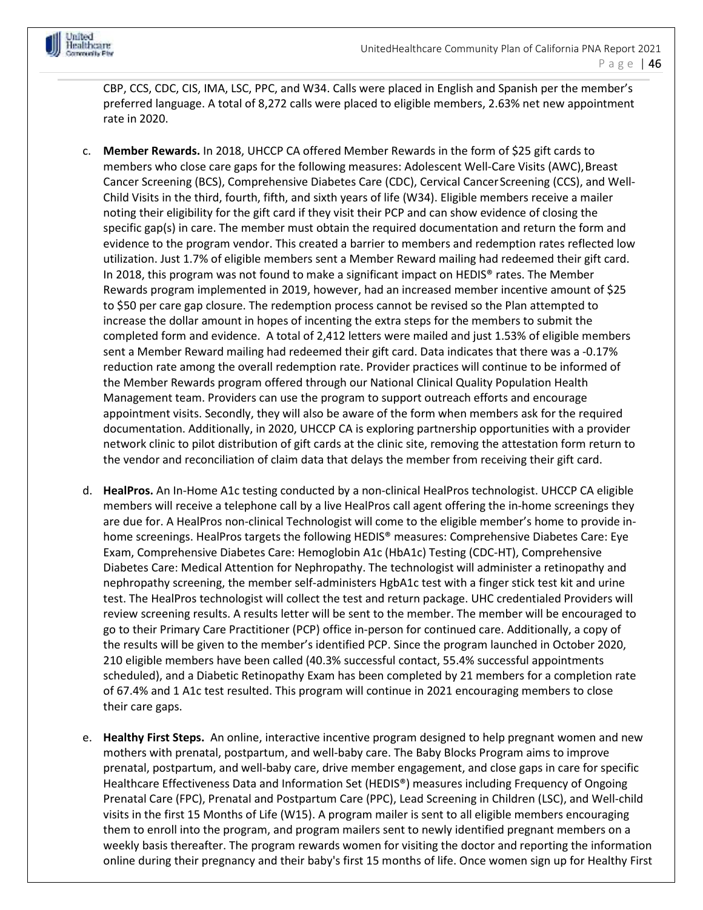CBP, CCS, CDC, CIS, IMA, LSC, PPC, and W34. Calls were placed in English and Spanish per the member's preferred language. A total of 8,272 calls were placed to eligible members, 2.63% net new appointment rate in 2020.

c. **Member Rewards.** In 2018, UHCCP CA offered Member Rewards in the form of $25 gift cards to members who close care gaps for the following measures: Adolescent Well-Care Visits (AWC), Breast Cancer Screening (BCS), Comprehensive Diabetes Care (CDC), Cervical Cancer Screening (CCS), and Well-Child Visits in the third, fourth, fifth, and sixth years of life (W34). Eligible members receive a mailer noting their eligibility for the gift card if they visit their PCP and can show evidence of closing the specific gap(s) in care. The member must obtain the required documentation and return the form and evidence to the program vendor. This created a barrier to members and redemption rates reflected low utilization. Just 1.7% of eligible members sent a Member Reward mailing had redeemed their gift card. In 2018, this program was not found to make a significant impact on HEDIS® rates. The Member Rewards program implemented in 2019, however, had an increased member incentive amount of $25 to $50 per care gap closure. The redemption process cannot be revised so the Plan attempted to increase the dollar amount in hopes of incenting the extra steps for the members to submit the completed form and evidence. A total of 2,412 letters were mailed and just 1.53% of eligible members sent a Member Reward mailing had redeemed their gift card. Data indicates that there was a -0.17% reduction rate among the overall redemption rate. Provider practices will continue to be informed of the Member Rewards program offered through our National Clinical Quality Population Health Management team. Providers can use the program to support outreach efforts and encourage appointment visits. Secondly, they will also be aware of the form when members ask for the required documentation. Additionally, in 2020, UHCCP CA is exploring partnership opportunities with a provider network clinic to pilot distribution of gift cards at the clinic site, removing the attestation form return to the vendor and reconciliation of claim data that delays the member from receiving their gift card.

d. **HealPros.** An In-Home A1c testing conducted by a non-clinical HealPros technologist. UHCCP CA eligible members will receive a telephone call by a live HealPros call agent offering the in-home screenings they are due for. A HealPros non-clinical Technologist will come to the eligible member's home to provide in-home screenings. HealPros targets the following HEDIS® measures: Comprehensive Diabetes Care: Eye Exam, Comprehensive Diabetes Care: Hemoglobin A1c (HbA1c) Testing (CDC-HT), Comprehensive Diabetes Care: Medical Attention for Nephropathy. The technologist will administer a retinopathy and nephropathy screening, the member self-administers HgbA1c test with a finger stick test kit and urine test. The HealPros technologist will collect the test and return package. UHC credentialed Providers will review screening results. A results letter will be sent to the member. The member will be encouraged to go to their Primary Care Practitioner (PCP) office in-person for continued care. Additionally, a copy of the results will be given to the member's identified PCP. Since the program launched in October 2020, 210 eligible members have been called (40.3% successful contact, 55.4% successful appointments scheduled), and a Diabetic Retinopathy Exam has been completed by 21 members for a completion rate of 67.4% and 1 A1c test resulted. This program will continue in 2021 encouraging members to close their care gaps.

e. **Healthy First Steps.** An online, interactive incentive program designed to help pregnant women and new mothers with prenatal, postpartum, and well-baby care. The Baby Blocks Program aims to improve prenatal, postpartum, and well-baby care, drive member engagement, and close gaps in care for specific Healthcare Effectiveness Data and Information Set (HEDIS®) measures including Frequency of Ongoing Prenatal Care (FPC), Prenatal and Postpartum Care (PPC), Lead Screening in Children (LSC), and Well-child visits in the first 15 Months of Life (W15). A program mailer is sent to all eligible members encouraging them to enroll into the program, and program mailers sent to newly identified pregnant members on a weekly basis thereafter. The program rewards women for visiting the doctor and reporting the information online during their pregnancy and their baby's first 15 months of life. Once women sign up for Healthy First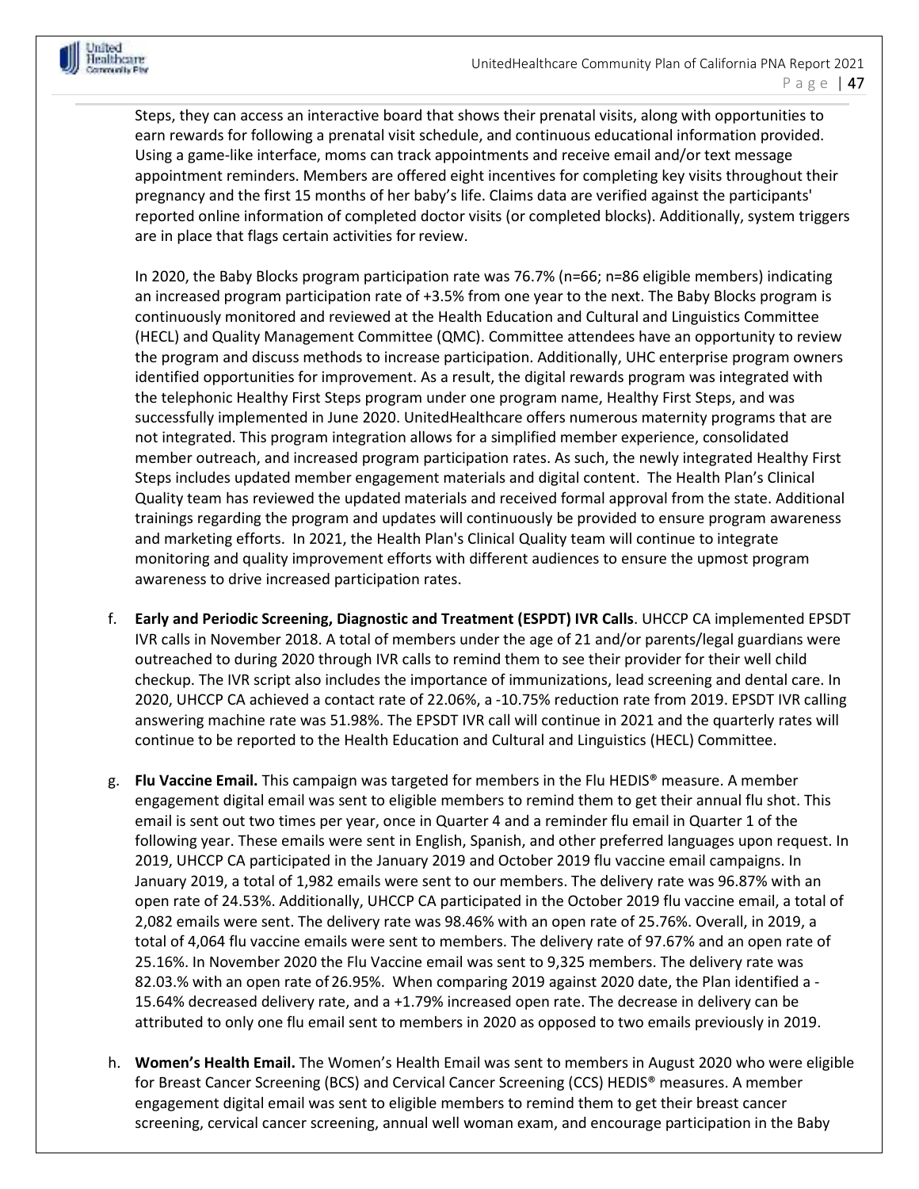Steps, they can access an interactive board that shows their prenatal visits, along with opportunities to earn rewards for following a prenatal visit schedule, and continuous educational information provided. Using a game-like interface, moms can track appointments and receive email and/or text message appointment reminders. Members are offered eight incentives for completing key visits throughout their pregnancy and the first 15 months of her baby's life. Claims data are verified against the participants' reported online information of completed doctor visits (or completed blocks). Additionally, system triggers are in place that flags certain activities for review.

In 2020, the Baby Blocks program participation rate was 76.7% (n=66; n=86 eligible members) indicating an increased program participation rate of +3.5% from one year to the next. The Baby Blocks program is continuously monitored and reviewed at the Health Education and Cultural and Linguistics Committee (HECL) and Quality Management Committee (QMC). Committee attendees have an opportunity to review the program and discuss methods to increase participation. Additionally, UHC enterprise program owners identified opportunities for improvement. As a result, the digital rewards program was integrated with the telephonic Healthy First Steps program under one program name, Healthy First Steps, and was successfully implemented in June 2020. UnitedHealthcare offers numerous maternity programs that are not integrated. This program integration allows for a simplified member experience, consolidated member outreach, and increased program participation rates. As such, the newly integrated Healthy First Steps includes updated member engagement materials and digital content. The Health Plan's Clinical Quality team has reviewed the updated materials and received formal approval from the state. Additional trainings regarding the program and updates will continuously be provided to ensure program awareness and marketing efforts. In 2021, the Health Plan's Clinical Quality team will continue to integrate monitoring and quality improvement efforts with different audiences to ensure the upmost program awareness to drive increased participation rates.

f. **Early and Periodic Screening, Diagnostic and Treatment (ESPDT) IVR Calls**. UHCCP CA implemented EPSDT IVR calls in November 2018. A total of members under the age of 21 and/or parents/legal guardians were outreached to during 2020 through IVR calls to remind them to see their provider for their well child checkup. The IVR script also includes the importance of immunizations, lead screening and dental care. In 2020, UHCCP CA achieved a contact rate of 22.06%, a -10.75% reduction rate from 2019. EPSDT IVR calling answering machine rate was 51.98%. The EPSDT IVR call will continue in 2021 and the quarterly rates will continue to be reported to the Health Education and Cultural and Linguistics (HECL) Committee.

g. **Flu Vaccine Email.** This campaign was targeted for members in the Flu HEDIS® measure. A member engagement digital email was sent to eligible members to remind them to get their annual flu shot. This email is sent out two times per year, once in Quarter 4 and a reminder flu email in Quarter 1 of the following year. These emails were sent in English, Spanish, and other preferred languages upon request. In 2019, UHCCP CA participated in the January 2019 and October 2019 flu vaccine email campaigns. In January 2019, a total of 1,982 emails were sent to our members. The delivery rate was 96.87% with an open rate of 24.53%. Additionally, UHCCP CA participated in the October 2019 flu vaccine email, a total of 2,082 emails were sent. The delivery rate was 98.46% with an open rate of 25.76%. Overall, in 2019, a total of 4,064 flu vaccine emails were sent to members. The delivery rate of 97.67% and an open rate of 25.16%. In November 2020 the Flu Vaccine email was sent to 9,325 members. The delivery rate was 82.03.% with an open rate of 26.95%. When comparing 2019 against 2020 date, the Plan identified a -15.64% decreased delivery rate, and a +1.79% increased open rate. The decrease in delivery can be attributed to only one flu email sent to members in 2020 as opposed to two emails previously in 2019.

h. **Women's Health Email.** The Women's Health Email was sent to members in August 2020 who were eligible for Breast Cancer Screening (BCS) and Cervical Cancer Screening (CCS) HEDIS® measures. A member engagement digital email was sent to eligible members to remind them to get their breast cancer screening, cervical cancer screening, annual well woman exam, and encourage participation in the Baby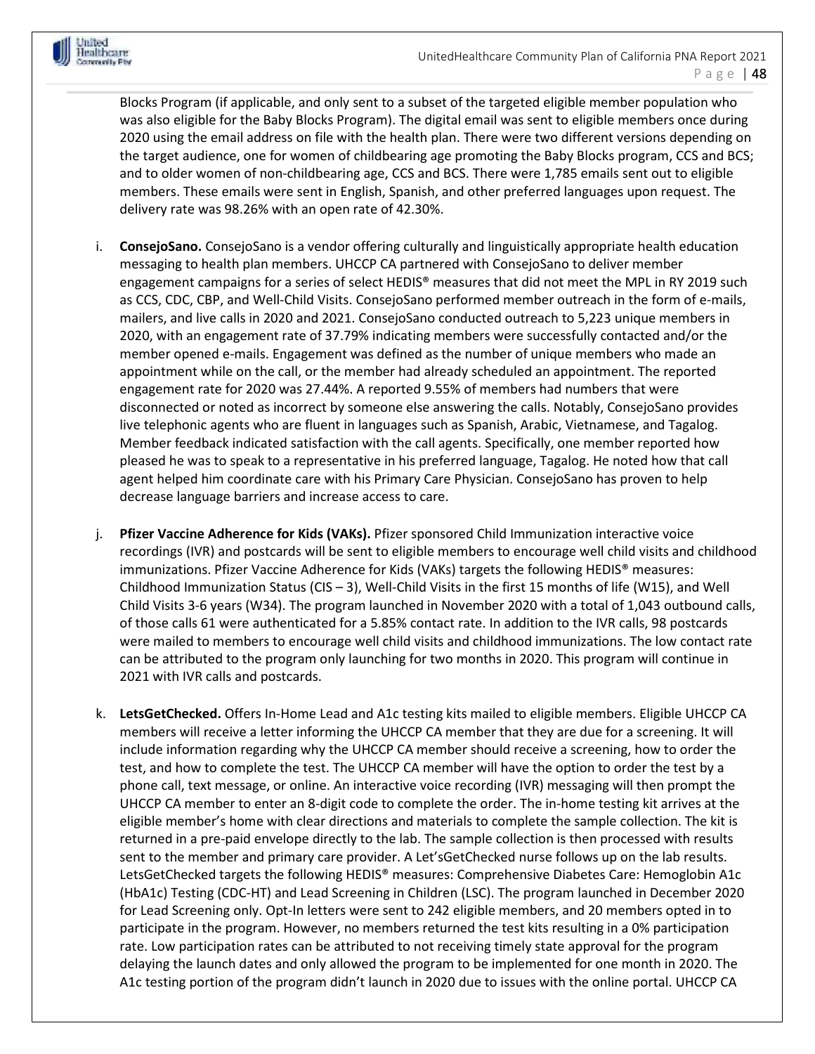Blocks Program (if applicable, and only sent to a subset of the targeted eligible member population who was also eligible for the Baby Blocks Program). The digital email was sent to eligible members once during 2020 using the email address on file with the health plan. There were two different versions depending on the target audience, one for women of childbearing age promoting the Baby Blocks program, CCS and BCS; and to older women of non-childbearing age, CCS and BCS. There were 1,785 emails sent out to eligible members. These emails were sent in English, Spanish, and other preferred languages upon request. The delivery rate was 98.26% with an open rate of 42.30%.

i. **ConsejoSano.** ConsejoSano is a vendor offering culturally and linguistically appropriate health education messaging to health plan members. UHCCP CA partnered with ConsejoSano to deliver member engagement campaigns for a series of select HEDIS® measures that did not meet the MPL in RY 2019 such as CCS, CDC, CBP, and Well-Child Visits. ConsejoSano performed member outreach in the form of e-mails, mailers, and live calls in 2020 and 2021. ConsejoSano conducted outreach to 5,223 unique members in 2020, with an engagement rate of 37.79% indicating members were successfully contacted and/or the member opened e-mails. Engagement was defined as the number of unique members who made an appointment while on the call, or the member had already scheduled an appointment. The reported engagement rate for 2020 was 27.44%. A reported 9.55% of members had numbers that were disconnected or noted as incorrect by someone else answering the calls. Notably, ConsejoSano provides live telephonic agents who are fluent in languages such as Spanish, Arabic, Vietnamese, and Tagalog. Member feedback indicated satisfaction with the call agents. Specifically, one member reported how pleased he was to speak to a representative in his preferred language, Tagalog. He noted how that call agent helped him coordinate care with his Primary Care Physician. ConsejoSano has proven to help decrease language barriers and increase access to care.

j. **Pfizer Vaccine Adherence for Kids (VAKs).** Pfizer sponsored Child Immunization interactive voice recordings (IVR) and postcards will be sent to eligible members to encourage well child visits and childhood immunizations. Pfizer Vaccine Adherence for Kids (VAKs) targets the following HEDIS® measures: Childhood Immunization Status (CIS – 3), Well-Child Visits in the first 15 months of life (W15), and Well Child Visits 3-6 years (W34). The program launched in November 2020 with a total of 1,043 outbound calls, of those calls 61 were authenticated for a 5.85% contact rate. In addition to the IVR calls, 98 postcards were mailed to members to encourage well child visits and childhood immunizations. The low contact rate can be attributed to the program only launching for two months in 2020. This program will continue in 2021 with IVR calls and postcards.

k. **LetsGetChecked.** Offers In-Home Lead and A1c testing kits mailed to eligible members. Eligible UHCCP CA members will receive a letter informing the UHCCP CA member that they are due for a screening. It will include information regarding why the UHCCP CA member should receive a screening, how to order the test, and how to complete the test. The UHCCP CA member will have the option to order the test by a phone call, text message, or online. An interactive voice recording (IVR) messaging will then prompt the UHCCP CA member to enter an 8-digit code to complete the order. The in-home testing kit arrives at the eligible member's home with clear directions and materials to complete the sample collection. The kit is returned in a pre-paid envelope directly to the lab. The sample collection is then processed with results sent to the member and primary care provider. A Let'sGetChecked nurse follows up on the lab results. LetsGetChecked targets the following HEDIS® measures: Comprehensive Diabetes Care: Hemoglobin A1c (HbA1c) Testing (CDC-HT) and Lead Screening in Children (LSC). The program launched in December 2020 for Lead Screening only. Opt-In letters were sent to 242 eligible members, and 20 members opted in to participate in the program. However, no members returned the test kits resulting in a 0% participation rate. Low participation rates can be attributed to not receiving timely state approval for the program delaying the launch dates and only allowed the program to be implemented for one month in 2020. The A1c testing portion of the program didn't launch in 2020 due to issues with the online portal. UHCCP CA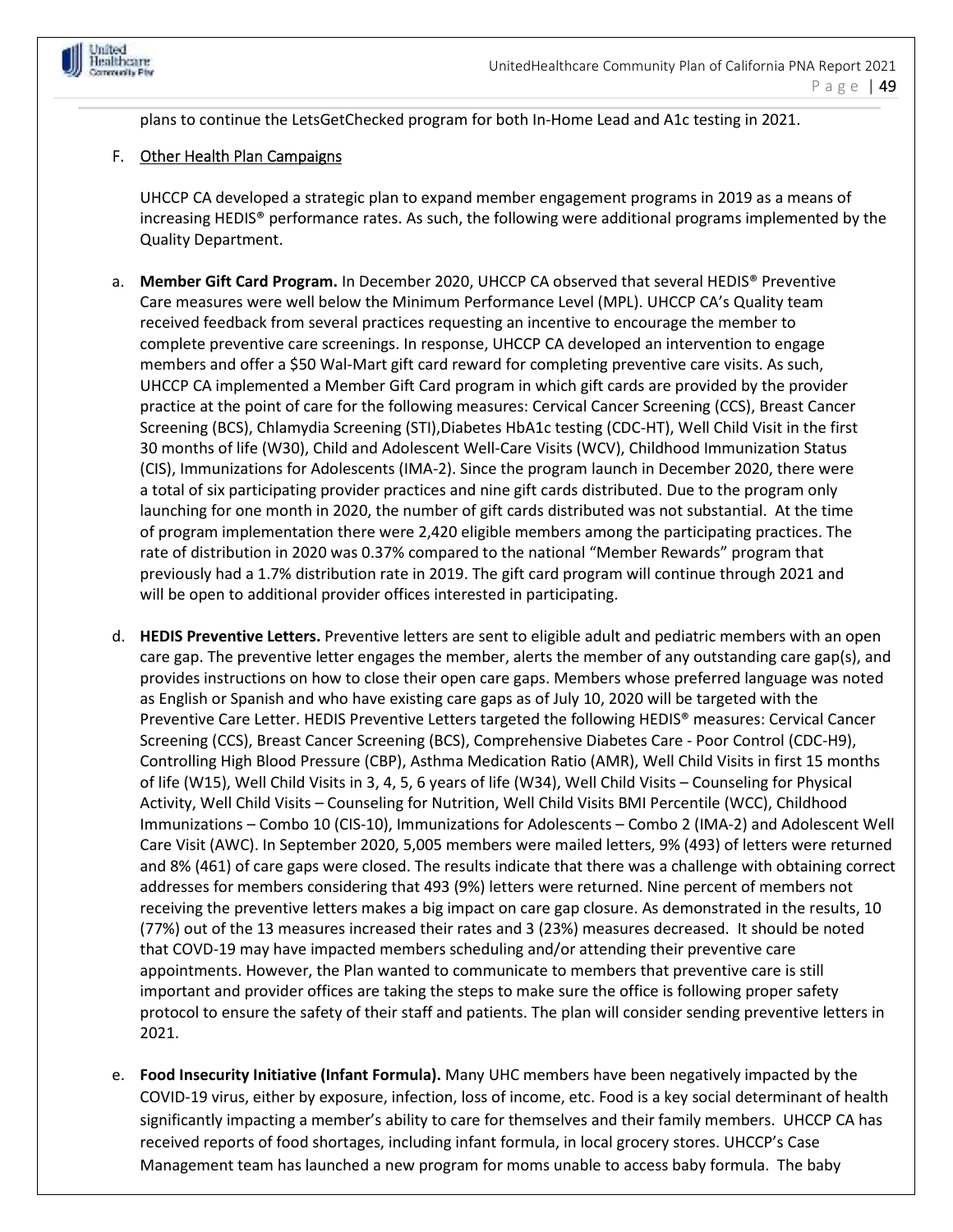plans to continue the LetsGetChecked program for both In-Home Lead and A1c testing in 2021.

F. Other Health Plan Campaigns

UHCCP CA developed a strategic plan to expand member engagement programs in 2019 as a means of increasing HEDIS® performance rates. As such, the following were additional programs implemented by the Quality Department.

a. **Member Gift Card Program.** In December 2020, UHCCP CA observed that several HEDIS® Preventive Care measures were well below the Minimum Performance Level (MPL). UHCCP CA's Quality team received feedback from several practices requesting an incentive to encourage the member to complete preventive care screenings. In response, UHCCP CA developed an intervention to engage members and offer a $50 Wal-Mart gift card reward for completing preventive care visits. As such, UHCCP CA implemented a Member Gift Card program in which gift cards are provided by the provider practice at the point of care for the following measures: Cervical Cancer Screening (CCS), Breast Cancer Screening (BCS), Chlamydia Screening (STI),Diabetes HbA1c testing (CDC-HT), Well Child Visit in the first 30 months of life (W30), Child and Adolescent Well-Care Visits (WCV), Childhood Immunization Status (CIS), Immunizations for Adolescents (IMA-2). Since the program launch in December 2020, there were a total of six participating provider practices and nine gift cards distributed. Due to the program only launching for one month in 2020, the number of gift cards distributed was not substantial. At the time of program implementation there were 2,420 eligible members among the participating practices. The rate of distribution in 2020 was 0.37% compared to the national "Member Rewards" program that previously had a 1.7% distribution rate in 2019. The gift card program will continue through 2021 and will be open to additional provider offices interested in participating.

d. **HEDIS Preventive Letters.** Preventive letters are sent to eligible adult and pediatric members with an open care gap. The preventive letter engages the member, alerts the member of any outstanding care gap(s), and provides instructions on how to close their open care gaps. Members whose preferred language was noted as English or Spanish and who have existing care gaps as of July 10, 2020 will be targeted with the Preventive Care Letter. HEDIS Preventive Letters targeted the following HEDIS® measures: Cervical Cancer Screening (CCS), Breast Cancer Screening (BCS), Comprehensive Diabetes Care - Poor Control (CDC-H9), Controlling High Blood Pressure (CBP), Asthma Medication Ratio (AMR), Well Child Visits in first 15 months of life (W15), Well Child Visits in 3, 4, 5, 6 years of life (W34), Well Child Visits – Counseling for Physical Activity, Well Child Visits – Counseling for Nutrition, Well Child Visits BMI Percentile (WCC), Childhood Immunizations – Combo 10 (CIS-10), Immunizations for Adolescents – Combo 2 (IMA-2) and Adolescent Well Care Visit (AWC). In September 2020, 5,005 members were mailed letters, 9% (493) of letters were returned and 8% (461) of care gaps were closed. The results indicate that there was a challenge with obtaining correct addresses for members considering that 493 (9%) letters were returned. Nine percent of members not receiving the preventive letters makes a big impact on care gap closure. As demonstrated in the results, 10 (77%) out of the 13 measures increased their rates and 3 (23%) measures decreased. It should be noted that COVD-19 may have impacted members scheduling and/or attending their preventive care appointments. However, the Plan wanted to communicate to members that preventive care is still important and provider offices are taking the steps to make sure the office is following proper safety protocol to ensure the safety of their staff and patients. The plan will consider sending preventive letters in 2021.

e. **Food Insecurity Initiative (Infant Formula).** Many UHC members have been negatively impacted by the COVID-19 virus, either by exposure, infection, loss of income, etc. Food is a key social determinant of health significantly impacting a member's ability to care for themselves and their family members. UHCCP CA has received reports of food shortages, including infant formula, in local grocery stores. UHCCP's Case Management team has launched a new program for moms unable to access baby formula. The baby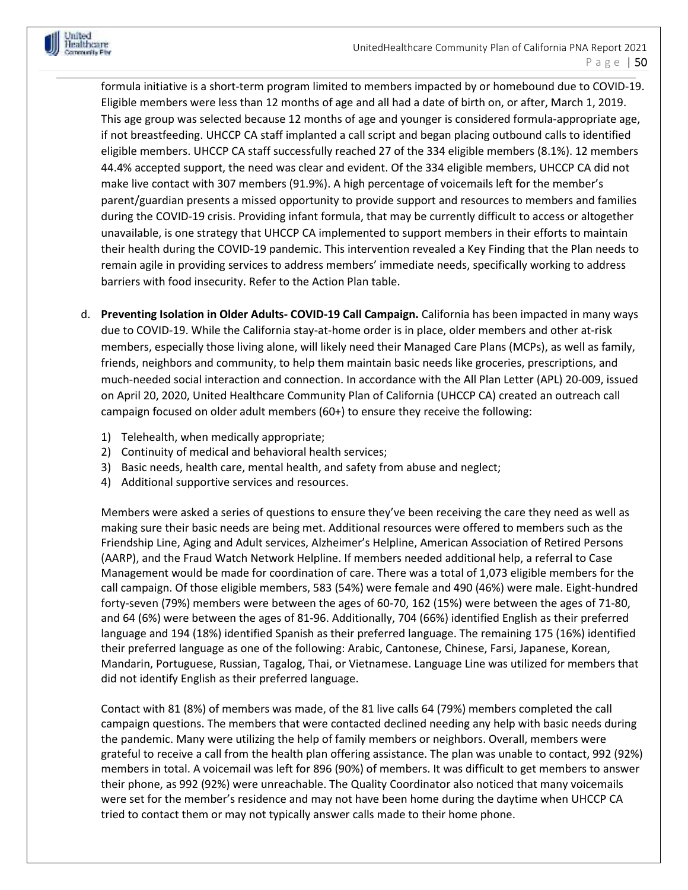formula initiative is a short-term program limited to members impacted by or homebound due to COVID-19. Eligible members were less than 12 months of age and all had a date of birth on, or after, March 1, 2019. This age group was selected because 12 months of age and younger is considered formula-appropriate age, if not breastfeeding. UHCCP CA staff implanted a call script and began placing outbound calls to identified eligible members. UHCCP CA staff successfully reached 27 of the 334 eligible members (8.1%). 12 members 44.4% accepted support, the need was clear and evident. Of the 334 eligible members, UHCCP CA did not make live contact with 307 members (91.9%). A high percentage of voicemails left for the member's parent/guardian presents a missed opportunity to provide support and resources to members and families during the COVID-19 crisis. Providing infant formula, that may be currently difficult to access or altogether unavailable, is one strategy that UHCCP CA implemented to support members in their efforts to maintain their health during the COVID-19 pandemic. This intervention revealed a Key Finding that the Plan needs to remain agile in providing services to address members' immediate needs, specifically working to address barriers with food insecurity. Refer to the Action Plan table.

d. **Preventing Isolation in Older Adults- COVID-19 Call Campaign.** California has been impacted in many ways due to COVID-19. While the California stay-at-home order is in place, older members and other at-risk members, especially those living alone, will likely need their Managed Care Plans (MCPs), as well as family, friends, neighbors and community, to help them maintain basic needs like groceries, prescriptions, and much-needed social interaction and connection. In accordance with the All Plan Letter (APL) 20-009, issued on April 20, 2020, United Healthcare Community Plan of California (UHCCP CA) created an outreach call campaign focused on older adult members (60+) to ensure they receive the following:

   1) Telehealth, when medically appropriate;
   2) Continuity of medical and behavioral health services;
   3) Basic needs, health care, mental health, and safety from abuse and neglect;
   4) Additional supportive services and resources.

   Members were asked a series of questions to ensure they've been receiving the care they need as well as making sure their basic needs are being met. Additional resources were offered to members such as the Friendship Line, Aging and Adult services, Alzheimer's Helpline, American Association of Retired Persons (AARP), and the Fraud Watch Network Helpline. If members needed additional help, a referral to Case Management would be made for coordination of care. There was a total of 1,073 eligible members for the call campaign. Of those eligible members, 583 (54%) were female and 490 (46%) were male. Eight-hundred forty-seven (79%) members were between the ages of 60-70, 162 (15%) were between the ages of 71-80, and 64 (6%) were between the ages of 81-96. Additionally, 704 (66%) identified English as their preferred language and 194 (18%) identified Spanish as their preferred language. The remaining 175 (16%) identified their preferred language as one of the following: Arabic, Cantonese, Chinese, Farsi, Japanese, Korean, Mandarin, Portuguese, Russian, Tagalog, Thai, or Vietnamese. Language Line was utilized for members that did not identify English as their preferred language.

   Contact with 81 (8%) of members was made, of the 81 live calls 64 (79%) members completed the call campaign questions. The members that were contacted declined needing any help with basic needs during the pandemic. Many were utilizing the help of family members or neighbors. Overall, members were grateful to receive a call from the health plan offering assistance. The plan was unable to contact, 992 (92%) members in total. A voicemail was left for 896 (90%) of members. It was difficult to get members to answer their phone, as 992 (92%) were unreachable. The Quality Coordinator also noticed that many voicemails were set for the member's residence and may not have been home during the daytime when UHCCP CA tried to contact them or may not typically answer calls made to their home phone.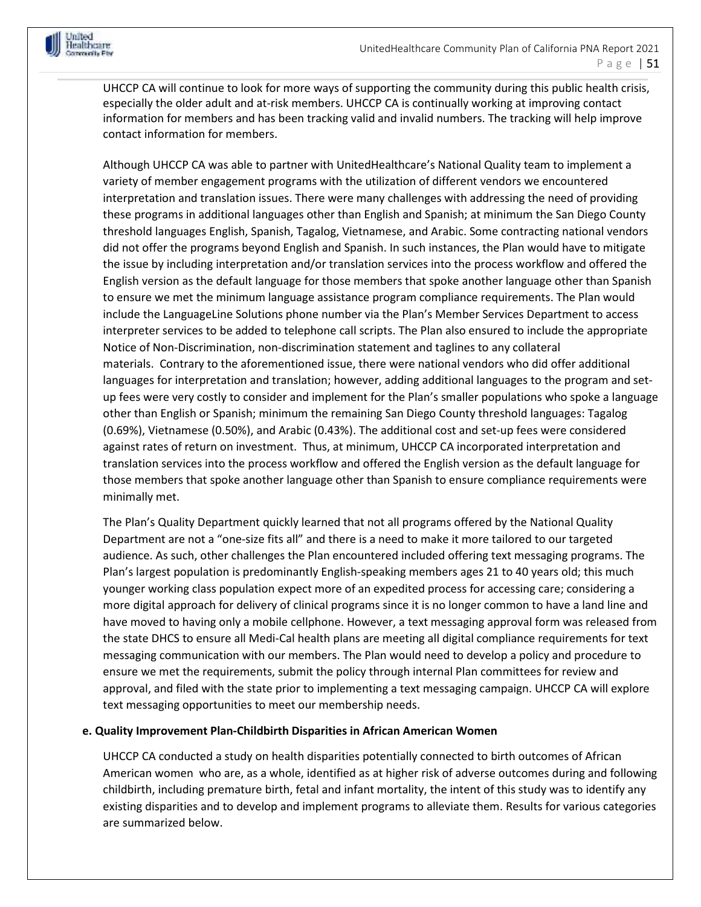UHCCP CA will continue to look for more ways of supporting the community during this public health crisis, especially the older adult and at-risk members. UHCCP CA is continually working at improving contact information for members and has been tracking valid and invalid numbers. The tracking will help improve contact information for members.

Although UHCCP CA was able to partner with UnitedHealthcare's National Quality team to implement a variety of member engagement programs with the utilization of different vendors we encountered interpretation and translation issues. There were many challenges with addressing the need of providing these programs in additional languages other than English and Spanish; at minimum the San Diego County threshold languages English, Spanish, Tagalog, Vietnamese, and Arabic. Some contracting national vendors did not offer the programs beyond English and Spanish. In such instances, the Plan would have to mitigate the issue by including interpretation and/or translation services into the process workflow and offered the English version as the default language for those members that spoke another language other than Spanish to ensure we met the minimum language assistance program compliance requirements. The Plan would include the LanguageLine Solutions phone number via the Plan's Member Services Department to access interpreter services to be added to telephone call scripts. The Plan also ensured to include the appropriate Notice of Non-Discrimination, non-discrimination statement and taglines to any collateral materials. Contrary to the aforementioned issue, there were national vendors who did offer additional languages for interpretation and translation; however, adding additional languages to the program and set-up fees were very costly to consider and implement for the Plan's smaller populations who spoke a language other than English or Spanish; minimum the remaining San Diego County threshold languages: Tagalog (0.69%), Vietnamese (0.50%), and Arabic (0.43%). The additional cost and set-up fees were considered against rates of return on investment. Thus, at minimum, UHCCP CA incorporated interpretation and translation services into the process workflow and offered the English version as the default language for those members that spoke another language other than Spanish to ensure compliance requirements were minimally met.

The Plan's Quality Department quickly learned that not all programs offered by the National Quality Department are not a "one-size fits all" and there is a need to make it more tailored to our targeted audience. As such, other challenges the Plan encountered included offering text messaging programs. The Plan's largest population is predominantly English-speaking members ages 21 to 40 years old; this much younger working class population expect more of an expedited process for accessing care; considering a more digital approach for delivery of clinical programs since it is no longer common to have a land line and have moved to having only a mobile cellphone. However, a text messaging approval form was released from the state DHCS to ensure all Medi-Cal health plans are meeting all digital compliance requirements for text messaging communication with our members. The Plan would need to develop a policy and procedure to ensure we met the requirements, submit the policy through internal Plan committees for review and approval, and filed with the state prior to implementing a text messaging campaign. UHCCP CA will explore text messaging opportunities to meet our membership needs.

**e. Quality Improvement Plan-Childbirth Disparities in African American Women**

UHCCP CA conducted a study on health disparities potentially connected to birth outcomes of African American women who are, as a whole, identified as at higher risk of adverse outcomes during and following childbirth, including premature birth, fetal and infant mortality, the intent of this study was to identify any existing disparities and to develop and implement programs to alleviate them. Results for various categories are summarized below.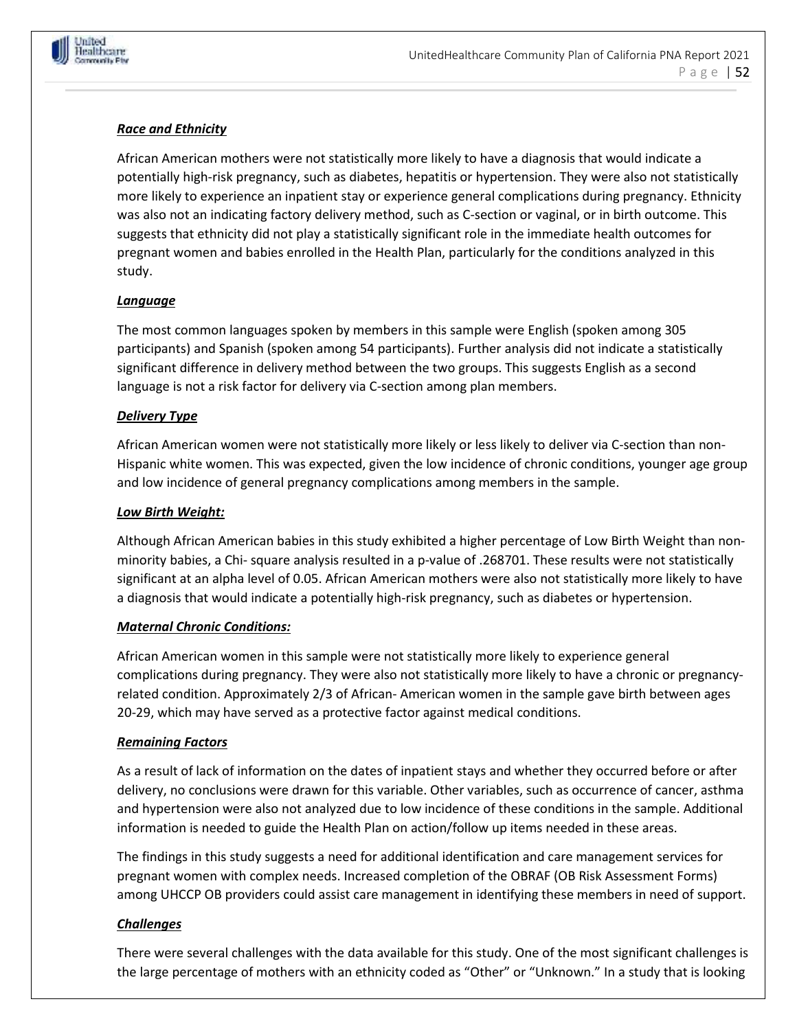***Race and Ethnicity***

African American mothers were not statistically more likely to have a diagnosis that would indicate a potentially high-risk pregnancy, such as diabetes, hepatitis or hypertension. They were also not statistically more likely to experience an inpatient stay or experience general complications during pregnancy. Ethnicity was also not an indicating factory delivery method, such as C-section or vaginal, or in birth outcome. This suggests that ethnicity did not play a statistically significant role in the immediate health outcomes for pregnant women and babies enrolled in the Health Plan, particularly for the conditions analyzed in this study.

***Language***

The most common languages spoken by members in this sample were English (spoken among 305 participants) and Spanish (spoken among 54 participants). Further analysis did not indicate a statistically significant difference in delivery method between the two groups. This suggests English as a second language is not a risk factor for delivery via C-section among plan members.

***Delivery Type***

African American women were not statistically more likely or less likely to deliver via C-section than non-Hispanic white women. This was expected, given the low incidence of chronic conditions, younger age group and low incidence of general pregnancy complications among members in the sample.

***Low Birth Weight:***

Although African American babies in this study exhibited a higher percentage of Low Birth Weight than non-minority babies, a Chi- square analysis resulted in a p-value of .268701. These results were not statistically significant at an alpha level of 0.05. African American mothers were also not statistically more likely to have a diagnosis that would indicate a potentially high-risk pregnancy, such as diabetes or hypertension.

***Maternal Chronic Conditions:***

African American women in this sample were not statistically more likely to experience general complications during pregnancy. They were also not statistically more likely to have a chronic or pregnancy-related condition. Approximately 2/3 of African- American women in the sample gave birth between ages 20-29, which may have served as a protective factor against medical conditions.

***Remaining Factors***

As a result of lack of information on the dates of inpatient stays and whether they occurred before or after delivery, no conclusions were drawn for this variable. Other variables, such as occurrence of cancer, asthma and hypertension were also not analyzed due to low incidence of these conditions in the sample. Additional information is needed to guide the Health Plan on action/follow up items needed in these areas.

The findings in this study suggests a need for additional identification and care management services for pregnant women with complex needs. Increased completion of the OBRAF (OB Risk Assessment Forms) among UHCCP OB providers could assist care management in identifying these members in need of support.

***Challenges***

There were several challenges with the data available for this study. One of the most significant challenges is the large percentage of mothers with an ethnicity coded as "Other" or "Unknown." In a study that is looking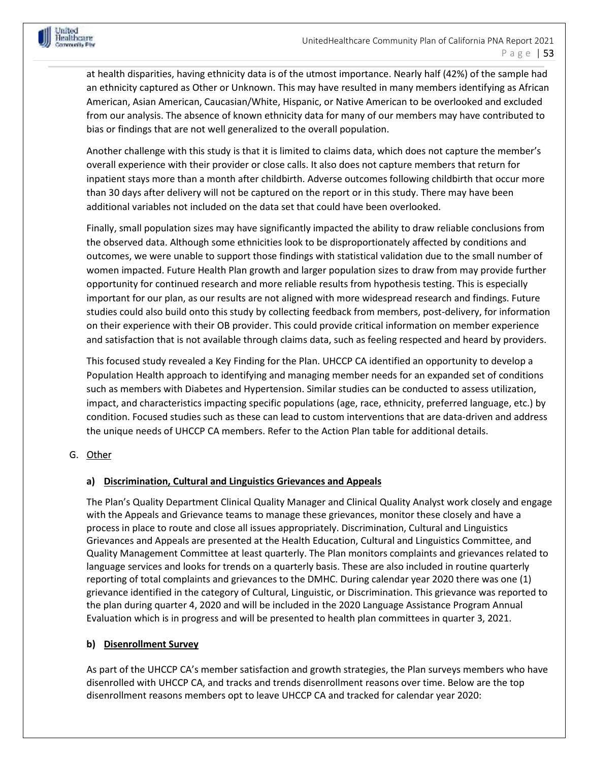at health disparities, having ethnicity data is of the utmost importance. Nearly half (42%) of the sample had an ethnicity captured as Other or Unknown. This may have resulted in many members identifying as African American, Asian American, Caucasian/White, Hispanic, or Native American to be overlooked and excluded from our analysis. The absence of known ethnicity data for many of our members may have contributed to bias or findings that are not well generalized to the overall population.

Another challenge with this study is that it is limited to claims data, which does not capture the member's overall experience with their provider or close calls. It also does not capture members that return for inpatient stays more than a month after childbirth. Adverse outcomes following childbirth that occur more than 30 days after delivery will not be captured on the report or in this study. There may have been additional variables not included on the data set that could have been overlooked.

Finally, small population sizes may have significantly impacted the ability to draw reliable conclusions from the observed data. Although some ethnicities look to be disproportionately affected by conditions and outcomes, we were unable to support those findings with statistical validation due to the small number of women impacted. Future Health Plan growth and larger population sizes to draw from may provide further opportunity for continued research and more reliable results from hypothesis testing. This is especially important for our plan, as our results are not aligned with more widespread research and findings. Future studies could also build onto this study by collecting feedback from members, post-delivery, for information on their experience with their OB provider. This could provide critical information on member experience and satisfaction that is not available through claims data, such as feeling respected and heard by providers.

This focused study revealed a Key Finding for the Plan. UHCCP CA identified an opportunity to develop a Population Health approach to identifying and managing member needs for an expanded set of conditions such as members with Diabetes and Hypertension. Similar studies can be conducted to assess utilization, impact, and characteristics impacting specific populations (age, race, ethnicity, preferred language, etc.) by condition. Focused studies such as these can lead to custom interventions that are data-driven and address the unique needs of UHCCP CA members. Refer to the Action Plan table for additional details.

## G. Other

### a) Discrimination, Cultural and Linguistics Grievances and Appeals

The Plan's Quality Department Clinical Quality Manager and Clinical Quality Analyst work closely and engage with the Appeals and Grievance teams to manage these grievances, monitor these closely and have a process in place to route and close all issues appropriately. Discrimination, Cultural and Linguistics Grievances and Appeals are presented at the Health Education, Cultural and Linguistics Committee, and Quality Management Committee at least quarterly. The Plan monitors complaints and grievances related to language services and looks for trends on a quarterly basis. These are also included in routine quarterly reporting of total complaints and grievances to the DMHC. During calendar year 2020 there was one (1) grievance identified in the category of Cultural, Linguistic, or Discrimination. This grievance was reported to the plan during quarter 4, 2020 and will be included in the 2020 Language Assistance Program Annual Evaluation which is in progress and will be presented to health plan committees in quarter 3, 2021.

### b) Disenrollment Survey

As part of the UHCCP CA's member satisfaction and growth strategies, the Plan surveys members who have disenrolled with UHCCP CA, and tracks and trends disenrollment reasons over time. Below are the top disenrollment reasons members opt to leave UHCCP CA and tracked for calendar year 2020: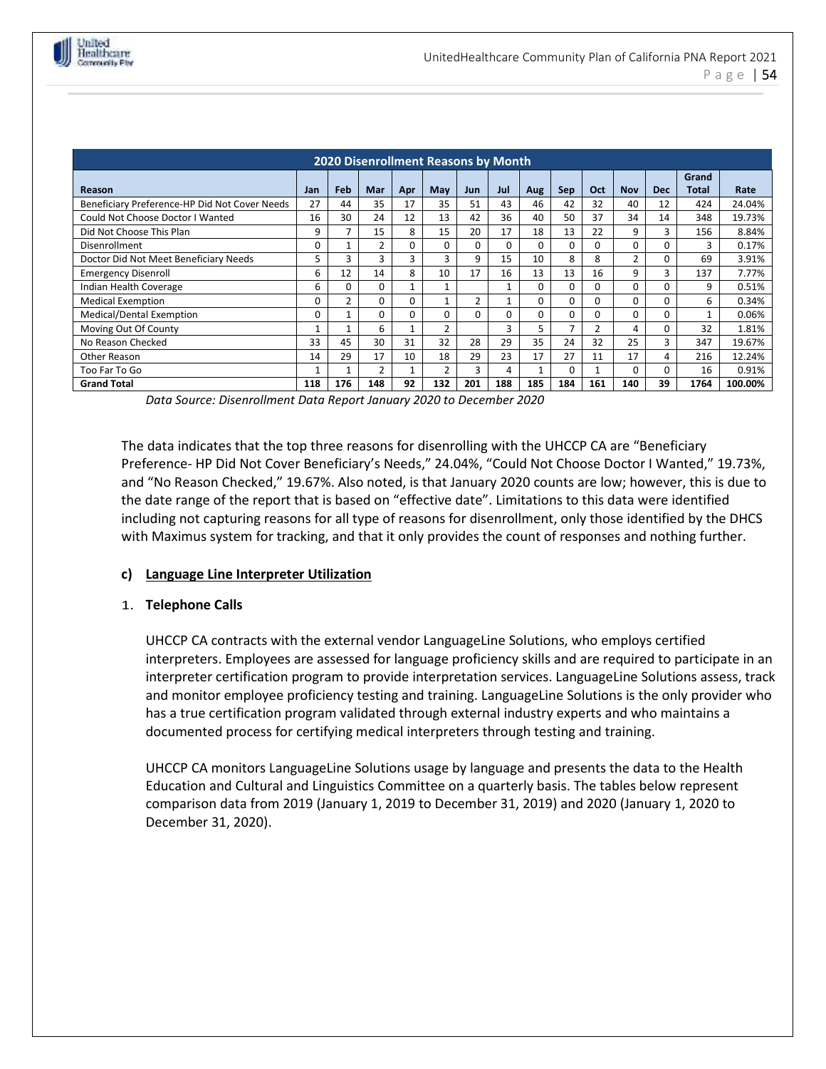| 2020 Disenrollment Reasons by Month | | | | | | | | | | | | | | |
|---|---|---|---|---|---|---|---|---|---|---|---|---|---|---|
| **Reason** | **Jan** | **Feb** | **Mar** | **Apr** | **May** | **Jun** | **Jul** | **Aug** | **Sep** | **Oct** | **Nov** | **Dec** | **Grand Total** | **Rate** |
| Beneficiary Preference-HP Did Not Cover Needs | 27 | 44 | 35 | 17 | 35 | 51 | 43 | 46 | 42 | 32 | 40 | 12 | 424 | 24.04% |
| Could Not Choose Doctor I Wanted | 16 | 30 | 24 | 12 | 13 | 42 | 36 | 40 | 50 | 37 | 34 | 14 | 348 | 19.73% |
| Did Not Choose This Plan | 9 | 7 | 15 | 8 | 15 | 20 | 17 | 18 | 13 | 22 | 9 | 3 | 156 | 8.84% |
| Disenrollment | 0 | 1 | 2 | 0 | 0 | 0 | 0 | 0 | 0 | 0 | 0 | 0 | 3 | 0.17% |
| Doctor Did Not Meet Beneficiary Needs | 5 | 3 | 3 | 3 | 3 | 9 | 15 | 10 | 8 | 8 | 2 | 0 | 69 | 3.91% |
| Emergency Disenroll | 6 | 12 | 14 | 8 | 10 | 17 | 16 | 13 | 13 | 16 | 9 | 3 | 137 | 7.77% |
| Indian Health Coverage | 6 | 0 | 0 | 1 | 1 | | 1 | 0 | 0 | 0 | 0 | 0 | 9 | 0.51% |
| Medical Exemption | 0 | 2 | 0 | 0 | 1 | 2 | 1 | 0 | 0 | 0 | 0 | 0 | 6 | 0.34% |
| Medical/Dental Exemption | 0 | 1 | 0 | 0 | 0 | 0 | 0 | 0 | 0 | 0 | 0 | 0 | 1 | 0.06% |
| Moving Out Of County | 1 | 1 | 6 | 1 | 2 | | 3 | 5 | 7 | 2 | 4 | 0 | 32 | 1.81% |
| No Reason Checked | 33 | 45 | 30 | 31 | 32 | 28 | 29 | 35 | 24 | 32 | 25 | 3 | 347 | 19.67% |
| Other Reason | 14 | 29 | 17 | 10 | 18 | 29 | 23 | 17 | 27 | 11 | 17 | 4 | 216 | 12.24% |
| Too Far To Go | 1 | 1 | 2 | 1 | 2 | 3 | 4 | 1 | 0 | 1 | 0 | 0 | 16 | 0.91% |
| **Grand Total** | **118** | **176** | **148** | **92** | **132** | **201** | **188** | **185** | **184** | **161** | **140** | **39** | **1764** | **100.00%** |

*Data Source: Disenrollment Data Report January 2020 to December 2020*

The data indicates that the top three reasons for disenrolling with the UHCCP CA are "Beneficiary Preference- HP Did Not Cover Beneficiary's Needs," 24.04%, "Could Not Choose Doctor I Wanted," 19.73%, and "No Reason Checked," 19.67%. Also noted, is that January 2020 counts are low; however, this is due to the date range of the report that is based on "effective date". Limitations to this data were identified including not capturing reasons for all type of reasons for disenrollment, only those identified by the DHCS with Maximus system for tracking, and that it only provides the count of responses and nothing further.

### c) <u>Language Line Interpreter Utilization</u>

#### 1. Telephone Calls

UHCCP CA contracts with the external vendor LanguageLine Solutions, who employs certified interpreters. Employees are assessed for language proficiency skills and are required to participate in an interpreter certification program to provide interpretation services. LanguageLine Solutions assess, track and monitor employee proficiency testing and training. LanguageLine Solutions is the only provider who has a true certification program validated through external industry experts and who maintains a documented process for certifying medical interpreters through testing and training.

UHCCP CA monitors LanguageLine Solutions usage by language and presents the data to the Health Education and Cultural and Linguistics Committee on a quarterly basis. The tables below represent comparison data from 2019 (January 1, 2019 to December 31, 2019) and 2020 (January 1, 2020 to December 31, 2020).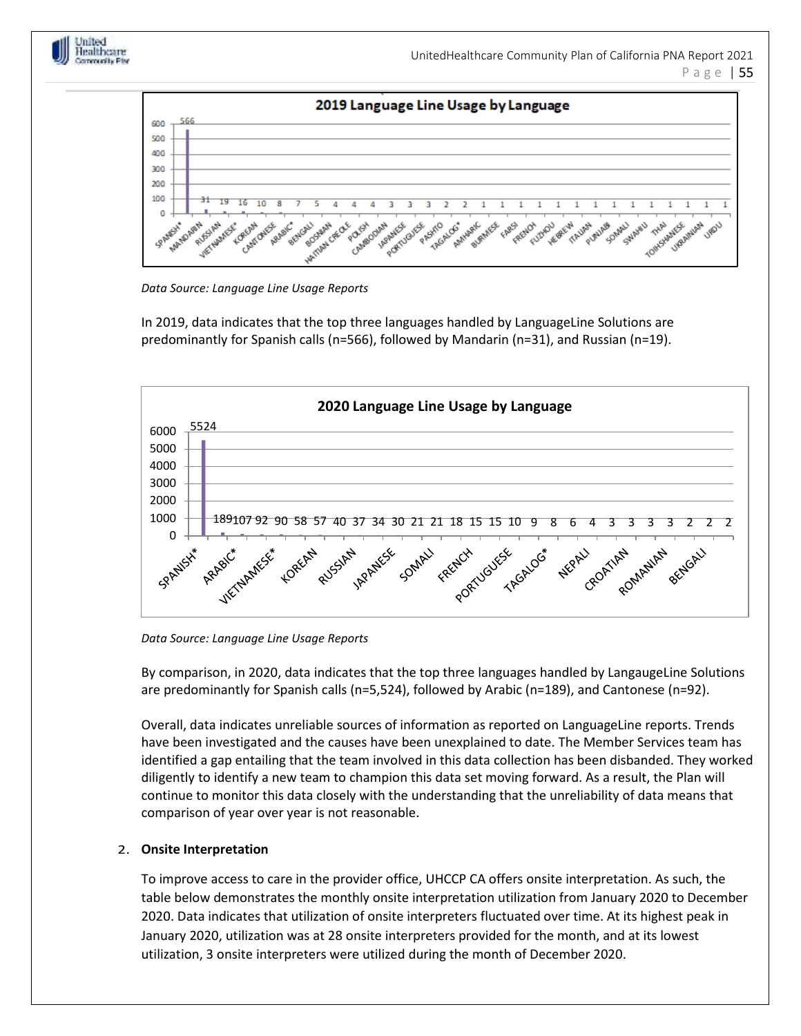**2019 Language Line Usage by Language**

*Data Source: Language Line Usage Reports*

In 2019, data indicates that the top three languages handled by LanguageLine Solutions are predominantly for Spanish calls (n=566), followed by Mandarin (n=31), and Russian (n=19).

**2020 Language Line Usage by Language**

*Data Source: Language Line Usage Reports*

By comparison, in 2020, data indicates that the top three languages handled by LangaugeLine Solutions are predominantly for Spanish calls (n=5,524), followed by Arabic (n=189), and Cantonese (n=92).

Overall, data indicates unreliable sources of information as reported on LanguageLine reports. Trends have been investigated and the causes have been unexplained to date. The Member Services team has identified a gap entailing that the team involved in this data collection has been disbanded. They worked diligently to identify a new team to champion this data set moving forward. As a result, the Plan will continue to monitor this data closely with the understanding that the unreliability of data means that comparison of year over year is not reasonable.

2. **Onsite Interpretation**

To improve access to care in the provider office, UHCCP CA offers onsite interpretation. As such, the table below demonstrates the monthly onsite interpretation utilization from January 2020 to December 2020. Data indicates that utilization of onsite interpreters fluctuated over time. At its highest peak in January 2020, utilization was at 28 onsite interpreters provided for the month, and at its lowest utilization, 3 onsite interpreters were utilized during the month of December 2020.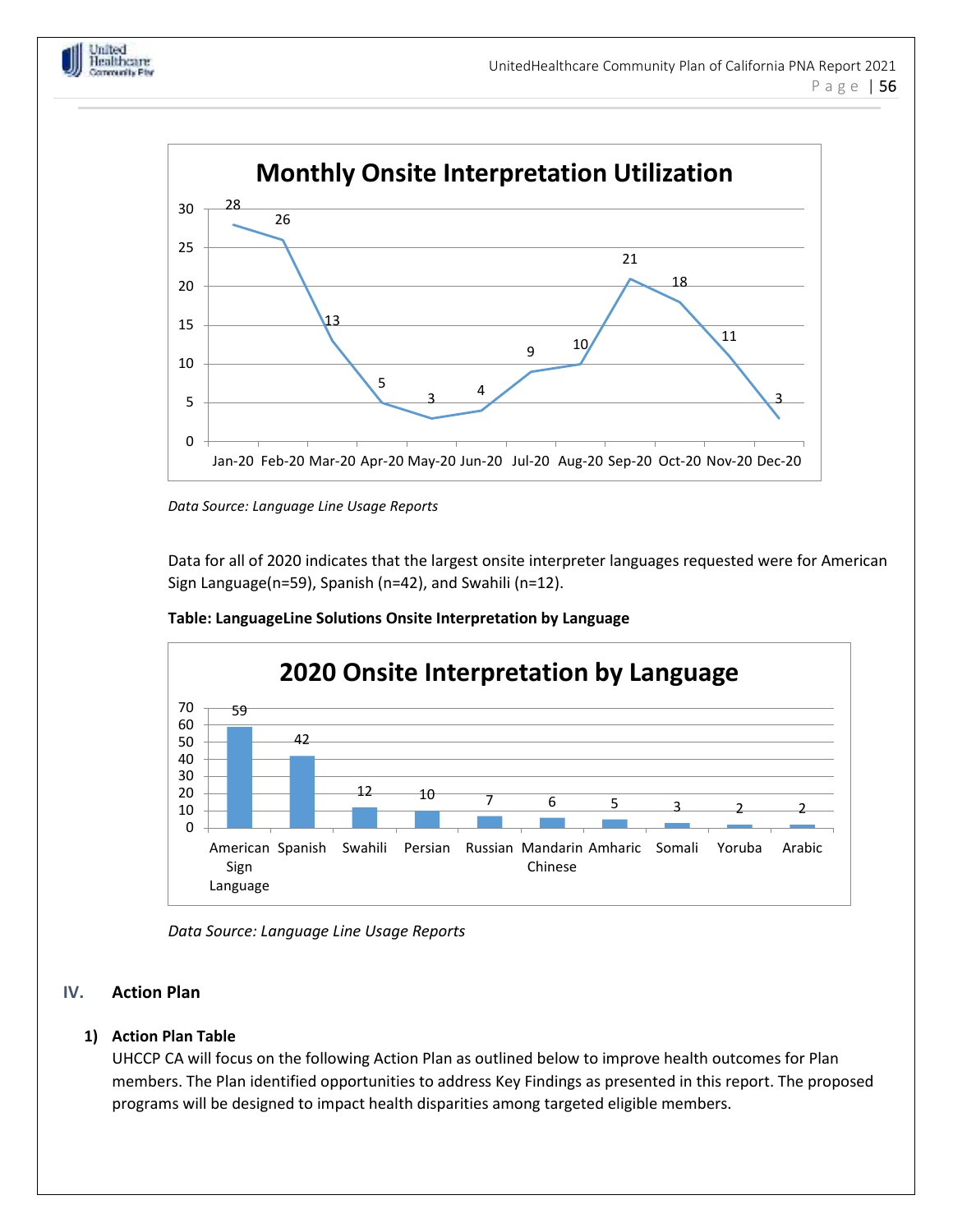Monthly Onsite Interpretation Utilization

30
25
20
15
10
5
0

28
26
13
5
3
4
9
10
21
18
11
3

Jan-20 Feb-20 Mar-20 Apr-20 May-20 Jun-20 Jul-20 Aug-20 Sep-20 Oct-20 Nov-20 Dec-20

*Data Source: Language Line Usage Reports*

Data for all of 2020 indicates that the largest onsite interpreter languages requested were for American Sign Language(n=59), Spanish (n=42), and Swahili (n=12).

**Table: LanguageLine Solutions Onsite Interpretation by Language**

2020 Onsite Interpretation by Language

70
60
50
40
30
20
10
0

59
42
12
10
7
6
5
3
2
2

American Sign Language
Spanish
Swahili
Persian
Russian
Mandarin Chinese
Amharic
Somali
Yoruba
Arabic

*Data Source: Language Line Usage Reports*

## IV. Action Plan

### 1) Action Plan Table

UHCCP CA will focus on the following Action Plan as outlined below to improve health outcomes for Plan members. The Plan identified opportunities to address Key Findings as presented in this report. The proposed programs will be designed to impact health disparities among targeted eligible members.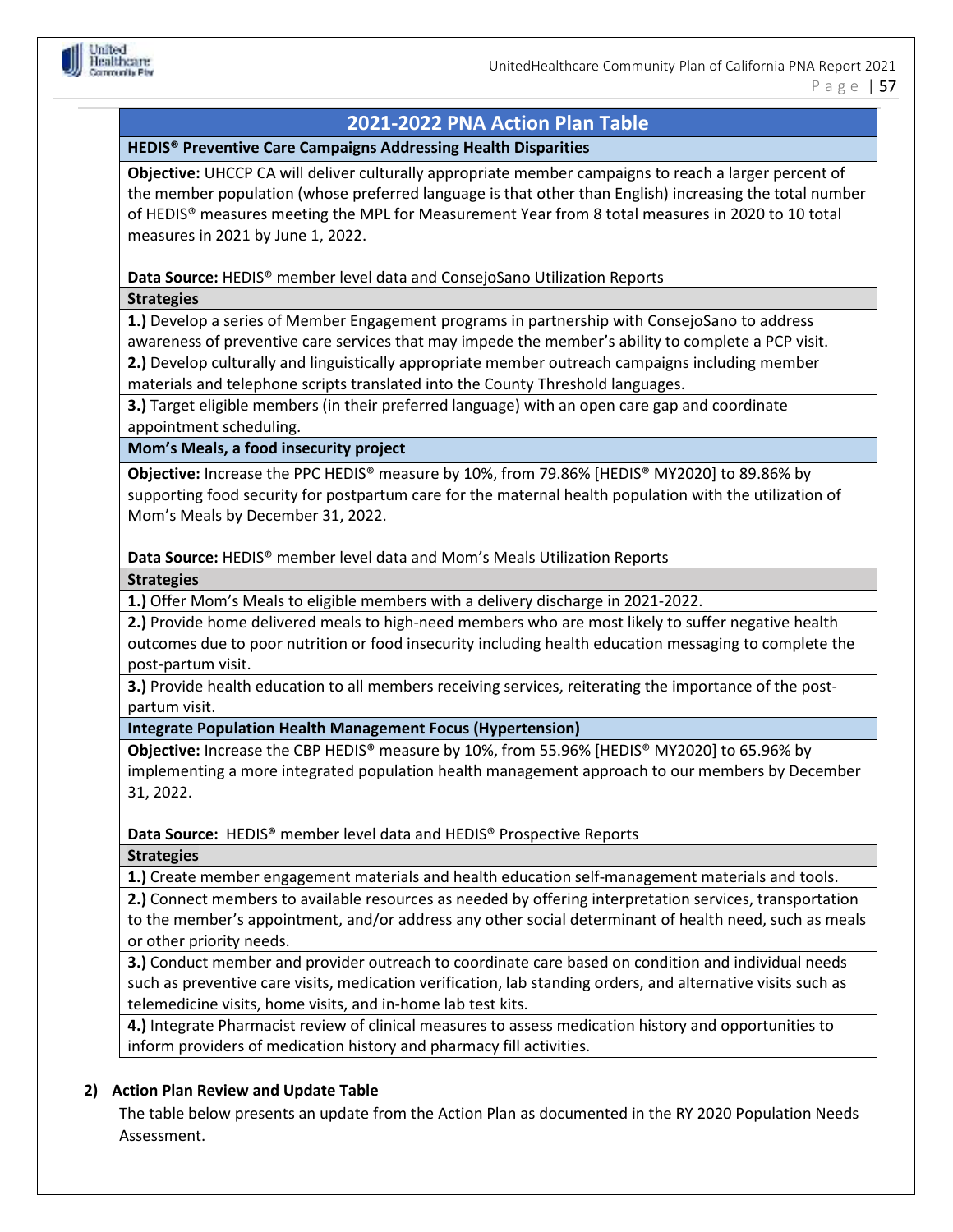| 2021-2022 PNA Action Plan Table |
|---|
| **HEDIS® Preventive Care Campaigns Addressing Health Disparities** |
| **Objective:** UHCCP CA will deliver culturally appropriate member campaigns to reach a larger percent of the member population (whose preferred language is that other than English) increasing the total number of HEDIS® measures meeting the MPL for Measurement Year from 8 total measures in 2020 to 10 total measures in 2021 by June 1, 2022.<br><br>**Data Source:** HEDIS® member level data and ConsejoSano Utilization Reports |
| **Strategies** |
| **1.)** Develop a series of Member Engagement programs in partnership with ConsejoSano to address awareness of preventive care services that may impede the member's ability to complete a PCP visit. |
| **2.)** Develop culturally and linguistically appropriate member outreach campaigns including member materials and telephone scripts translated into the County Threshold languages. |
| **3.)** Target eligible members (in their preferred language) with an open care gap and coordinate appointment scheduling. |
| **Mom's Meals, a food insecurity project** |
| **Objective:** Increase the PPC HEDIS® measure by 10%, from 79.86% [HEDIS® MY2020] to 89.86% by supporting food security for postpartum care for the maternal health population with the utilization of Mom's Meals by December 31, 2022.<br><br>**Data Source:** HEDIS® member level data and Mom's Meals Utilization Reports |
| **Strategies** |
| **1.)** Offer Mom's Meals to eligible members with a delivery discharge in 2021-2022. |
| **2.)** Provide home delivered meals to high-need members who are most likely to suffer negative health outcomes due to poor nutrition or food insecurity including health education messaging to complete the post-partum visit. |
| **3.)** Provide health education to all members receiving services, reiterating the importance of the post-partum visit. |
| **Integrate Population Health Management Focus (Hypertension)** |
| **Objective:** Increase the CBP HEDIS® measure by 10%, from 55.96% [HEDIS® MY2020] to 65.96% by implementing a more integrated population health management approach to our members by December 31, 2022.<br><br>**Data Source:** HEDIS® member level data and HEDIS® Prospective Reports |
| **Strategies** |
| **1.)** Create member engagement materials and health education self-management materials and tools. |
| **2.)** Connect members to available resources as needed by offering interpretation services, transportation to the member's appointment, and/or address any other social determinant of health need, such as meals or other priority needs. |
| **3.)** Conduct member and provider outreach to coordinate care based on condition and individual needs such as preventive care visits, medication verification, lab standing orders, and alternative visits such as telemedicine visits, home visits, and in-home lab test kits. |
| **4.)** Integrate Pharmacist review of clinical measures to assess medication history and opportunities to inform providers of medication history and pharmacy fill activities. |

**2) Action Plan Review and Update Table**

The table below presents an update from the Action Plan as documented in the RY 2020 Population Needs Assessment.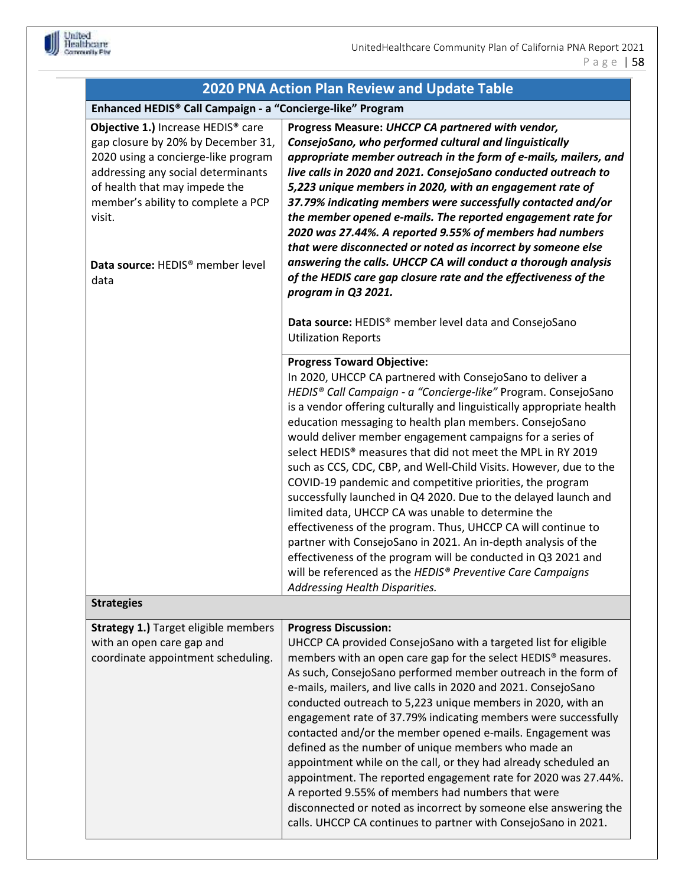## 2020 PNA Action Plan Review and Update Table

**Enhanced HEDIS® Call Campaign - a "Concierge-like" Program**

| | |
|---|---|
| **Objective 1.)** Increase HEDIS® care gap closure by 20% by December 31, 2020 using a concierge-like program addressing any social determinants of health that may impede the member's ability to complete a PCP visit.<br><br>**Data source:** HEDIS® member level data | **Progress Measure:** ***UHCCP CA partnered with vendor, ConsejoSano, who performed cultural and linguistically appropriate member outreach in the form of e-mails, mailers, and live calls in 2020 and 2021. ConsejoSano conducted outreach to 5,223 unique members in 2020, with an engagement rate of 37.79% indicating members were successfully contacted and/or the member opened e-mails. The reported engagement rate for 2020 was 27.44%. A reported 9.55% of members had numbers that were disconnected or noted as incorrect by someone else answering the calls. UHCCP CA will conduct a thorough analysis of the HEDIS care gap closure rate and the effectiveness of the program in Q3 2021.***<br><br>**Data source:** HEDIS® member level data and ConsejoSano Utilization Reports |
| | **Progress Toward Objective:**<br>In 2020, UHCCP CA partnered with ConsejoSano to deliver a *HEDIS® Call Campaign - a "Concierge-like"* Program. ConsejoSano is a vendor offering culturally and linguistically appropriate health education messaging to health plan members. ConsejoSano would deliver member engagement campaigns for a series of select HEDIS® measures that did not meet the MPL in RY 2019 such as CCS, CDC, CBP, and Well-Child Visits. However, due to the COVID-19 pandemic and competitive priorities, the program successfully launched in Q4 2020. Due to the delayed launch and limited data, UHCCP CA was unable to determine the effectiveness of the program. Thus, UHCCP CA will continue to partner with ConsejoSano in 2021. An in-depth analysis of the effectiveness of the program will be conducted in Q3 2021 and will be referenced as the *HEDIS® Preventive Care Campaigns Addressing Health Disparities.* |
| **Strategies** | |
| **Strategy 1.)** Target eligible members with an open care gap and coordinate appointment scheduling. | **Progress Discussion:**<br>UHCCP CA provided ConsejoSano with a targeted list for eligible members with an open care gap for the select HEDIS® measures. As such, ConsejoSano performed member outreach in the form of e-mails, mailers, and live calls in 2020 and 2021. ConsejoSano conducted outreach to 5,223 unique members in 2020, with an engagement rate of 37.79% indicating members were successfully contacted and/or the member opened e-mails. Engagement was defined as the number of unique members who made an appointment while on the call, or they had already scheduled an appointment. The reported engagement rate for 2020 was 27.44%. A reported 9.55% of members had numbers that were disconnected or noted as incorrect by someone else answering the calls. UHCCP CA continues to partner with ConsejoSano in 2021. |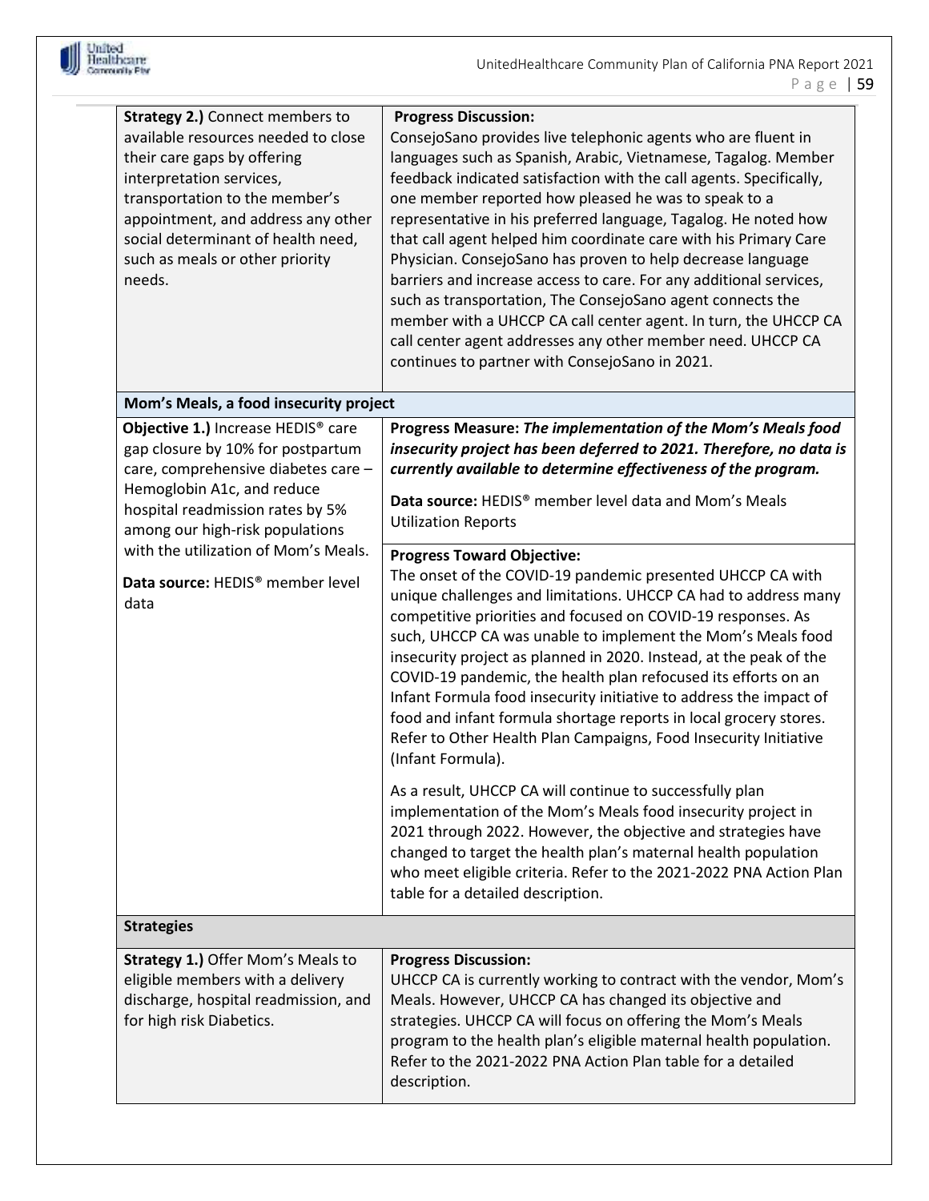| | |
|---|---|
| **Strategy 2.)** Connect members to available resources needed to close their care gaps by offering interpretation services, transportation to the member's appointment, and address any other social determinant of health need, such as meals or other priority needs. | **Progress Discussion:** ConsejoSano provides live telephonic agents who are fluent in languages such as Spanish, Arabic, Vietnamese, Tagalog. Member feedback indicated satisfaction with the call agents. Specifically, one member reported how pleased he was to speak to a representative in his preferred language, Tagalog. He noted how that call agent helped him coordinate care with his Primary Care Physician. ConsejoSano has proven to help decrease language barriers and increase access to care. For any additional services, such as transportation, The ConsejoSano agent connects the member with a UHCCP CA call center agent. In turn, the UHCCP CA call center agent addresses any other member need. UHCCP CA continues to partner with ConsejoSano in 2021. |
| **Mom's Meals, a food insecurity project** | |
| **Objective 1.)** Increase HEDIS® care gap closure by 10% for postpartum care, comprehensive diabetes care – Hemoglobin A1c, and reduce hospital readmission rates by 5% among our high-risk populations with the utilization of Mom's Meals.<br><br>**Data source:** HEDIS® member level data | **Progress Measure:** ***The implementation of the Mom's Meals food insecurity project has been deferred to 2021. Therefore, no data is currently available to determine effectiveness of the program.***<br><br>**Data source:** HEDIS® member level data and Mom's Meals Utilization Reports |
| | **Progress Toward Objective:** The onset of the COVID-19 pandemic presented UHCCP CA with unique challenges and limitations. UHCCP CA had to address many competitive priorities and focused on COVID-19 responses. As such, UHCCP CA was unable to implement the Mom's Meals food insecurity project as planned in 2020. Instead, at the peak of the COVID-19 pandemic, the health plan refocused its efforts on an Infant Formula food insecurity initiative to address the impact of food and infant formula shortage reports in local grocery stores. Refer to Other Health Plan Campaigns, Food Insecurity Initiative (Infant Formula).<br><br>As a result, UHCCP CA will continue to successfully plan implementation of the Mom's Meals food insecurity project in 2021 through 2022. However, the objective and strategies have changed to target the health plan's maternal health population who meet eligible criteria. Refer to the 2021-2022 PNA Action Plan table for a detailed description. |
| **Strategies** | |
| **Strategy 1.)** Offer Mom's Meals to eligible members with a delivery discharge, hospital readmission, and for high risk Diabetics. | **Progress Discussion:** UHCCP CA is currently working to contract with the vendor, Mom's Meals. However, UHCCP CA has changed its objective and strategies. UHCCP CA will focus on offering the Mom's Meals program to the health plan's eligible maternal health population. Refer to the 2021-2022 PNA Action Plan table for a detailed description. |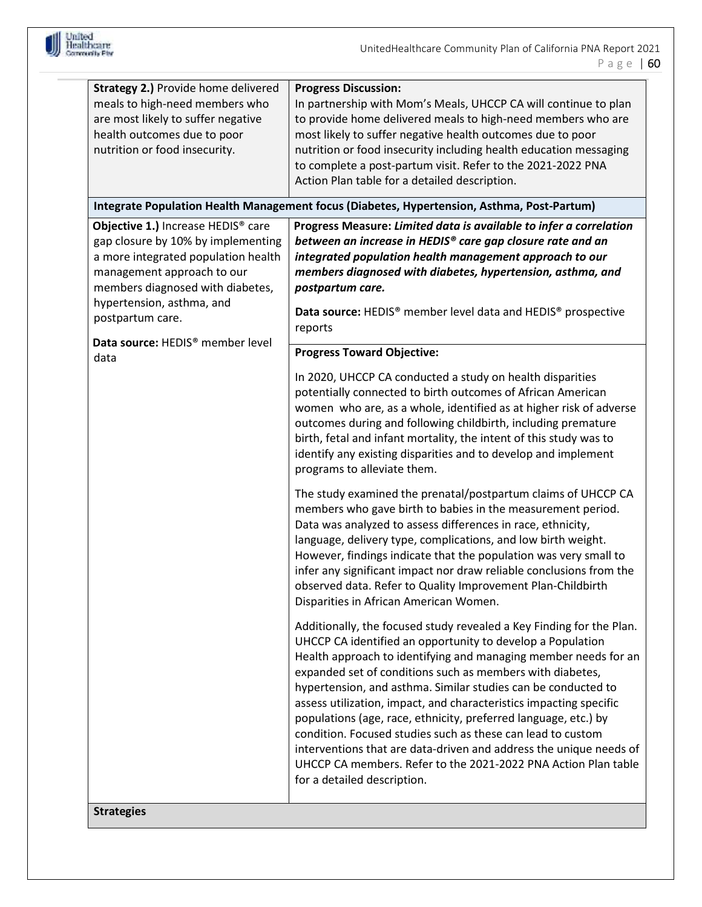| | |
|---|---|
| **Strategy 2.)** Provide home delivered meals to high-need members who are most likely to suffer negative health outcomes due to poor nutrition or food insecurity. | **Progress Discussion:**<br>In partnership with Mom's Meals, UHCCP CA will continue to plan to provide home delivered meals to high-need members who are most likely to suffer negative health outcomes due to poor nutrition or food insecurity including health education messaging to complete a post-partum visit. Refer to the 2021-2022 PNA Action Plan table for a detailed description. |
| **Integrate Population Health Management focus (Diabetes, Hypertension, Asthma, Post-Partum)** | |
| **Objective 1.)** Increase HEDIS® care gap closure by 10% by implementing a more integrated population health management approach to our members diagnosed with diabetes, hypertension, asthma, and postpartum care.<br><br>**Data source:** HEDIS® member level data | **Progress Measure:** ***Limited data is available to infer a correlation between an increase in HEDIS® care gap closure rate and an integrated population health management approach to our members diagnosed with diabetes, hypertension, asthma, and postpartum care.***<br><br>**Data source:** HEDIS® member level data and HEDIS® prospective reports |
| | **Progress Toward Objective:**<br><br>In 2020, UHCCP CA conducted a study on health disparities potentially connected to birth outcomes of African American women who are, as a whole, identified as at higher risk of adverse outcomes during and following childbirth, including premature birth, fetal and infant mortality, the intent of this study was to identify any existing disparities and to develop and implement programs to alleviate them.<br><br>The study examined the prenatal/postpartum claims of UHCCP CA members who gave birth to babies in the measurement period. Data was analyzed to assess differences in race, ethnicity, language, delivery type, complications, and low birth weight. However, findings indicate that the population was very small to infer any significant impact nor draw reliable conclusions from the observed data. Refer to Quality Improvement Plan-Childbirth Disparities in African American Women.<br><br>Additionally, the focused study revealed a Key Finding for the Plan. UHCCP CA identified an opportunity to develop a Population Health approach to identifying and managing member needs for an expanded set of conditions such as members with diabetes, hypertension, and asthma. Similar studies can be conducted to assess utilization, impact, and characteristics impacting specific populations (age, race, ethnicity, preferred language, etc.) by condition. Focused studies such as these can lead to custom interventions that are data-driven and address the unique needs of UHCCP CA members. Refer to the 2021-2022 PNA Action Plan table for a detailed description. |
| **Strategies** | |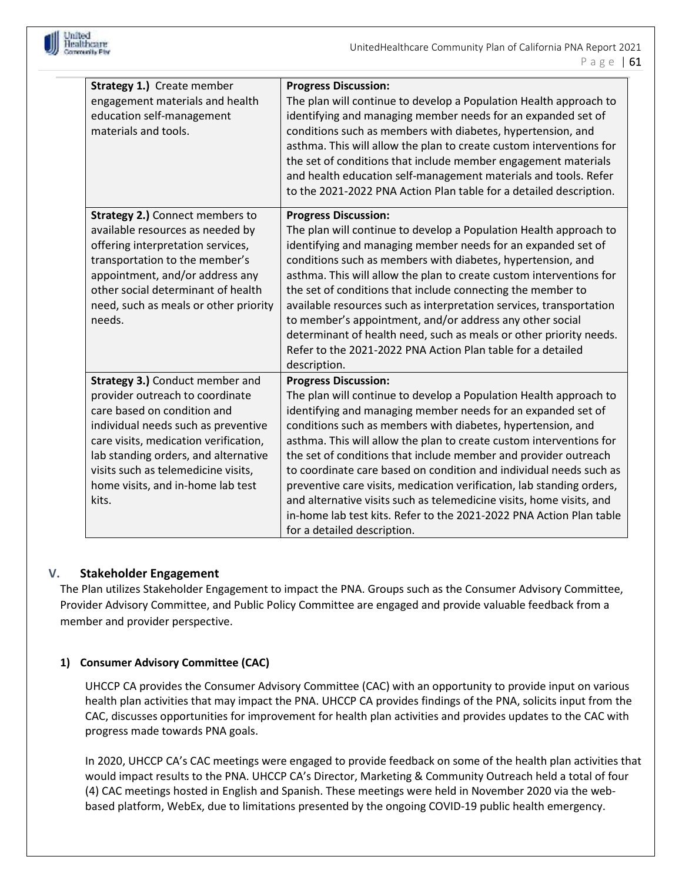| Strategy | Progress Discussion |
| --- | --- |
| **Strategy 1.)** Create member engagement materials and health education self-management materials and tools. | **Progress Discussion:** The plan will continue to develop a Population Health approach to identifying and managing member needs for an expanded set of conditions such as members with diabetes, hypertension, and asthma. This will allow the plan to create custom interventions for the set of conditions that include member engagement materials and health education self-management materials and tools. Refer to the 2021-2022 PNA Action Plan table for a detailed description. |
| **Strategy 2.)** Connect members to available resources as needed by offering interpretation services, transportation to the member's appointment, and/or address any other social determinant of health need, such as meals or other priority needs. | **Progress Discussion:** The plan will continue to develop a Population Health approach to identifying and managing member needs for an expanded set of conditions such as members with diabetes, hypertension, and asthma. This will allow the plan to create custom interventions for the set of conditions that include connecting the member to available resources such as interpretation services, transportation to member's appointment, and/or address any other social determinant of health need, such as meals or other priority needs. Refer to the 2021-2022 PNA Action Plan table for a detailed description. |
| **Strategy 3.)** Conduct member and provider outreach to coordinate care based on condition and individual needs such as preventive care visits, medication verification, lab standing orders, and alternative visits such as telemedicine visits, home visits, and in-home lab test kits. | **Progress Discussion:** The plan will continue to develop a Population Health approach to identifying and managing member needs for an expanded set of conditions such as members with diabetes, hypertension, and asthma. This will allow the plan to create custom interventions for the set of conditions that include member and provider outreach to coordinate care based on condition and individual needs such as preventive care visits, medication verification, lab standing orders, and alternative visits such as telemedicine visits, home visits, and in-home lab test kits. Refer to the 2021-2022 PNA Action Plan table for a detailed description. |

## V. Stakeholder Engagement

The Plan utilizes Stakeholder Engagement to impact the PNA. Groups such as the Consumer Advisory Committee, Provider Advisory Committee, and Public Policy Committee are engaged and provide valuable feedback from a member and provider perspective.

### 1) Consumer Advisory Committee (CAC)

UHCCP CA provides the Consumer Advisory Committee (CAC) with an opportunity to provide input on various health plan activities that may impact the PNA. UHCCP CA provides findings of the PNA, solicits input from the CAC, discusses opportunities for improvement for health plan activities and provides updates to the CAC with progress made towards PNA goals.

In 2020, UHCCP CA's CAC meetings were engaged to provide feedback on some of the health plan activities that would impact results to the PNA. UHCCP CA's Director, Marketing & Community Outreach held a total of four (4) CAC meetings hosted in English and Spanish. These meetings were held in November 2020 via the web-based platform, WebEx, due to limitations presented by the ongoing COVID-19 public health emergency.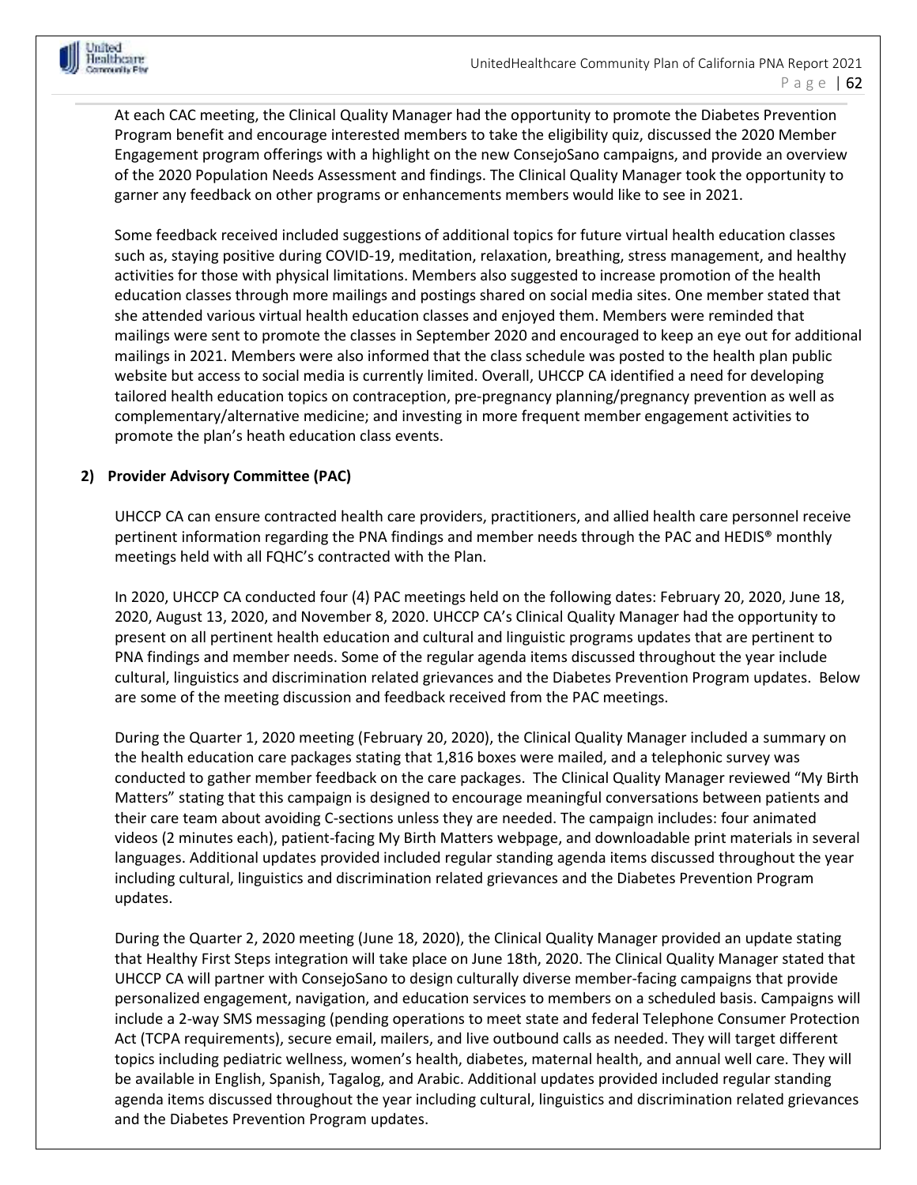At each CAC meeting, the Clinical Quality Manager had the opportunity to promote the Diabetes Prevention Program benefit and encourage interested members to take the eligibility quiz, discussed the 2020 Member Engagement program offerings with a highlight on the new ConsejoSano campaigns, and provide an overview of the 2020 Population Needs Assessment and findings. The Clinical Quality Manager took the opportunity to garner any feedback on other programs or enhancements members would like to see in 2021.

Some feedback received included suggestions of additional topics for future virtual health education classes such as, staying positive during COVID-19, meditation, relaxation, breathing, stress management, and healthy activities for those with physical limitations. Members also suggested to increase promotion of the health education classes through more mailings and postings shared on social media sites. One member stated that she attended various virtual health education classes and enjoyed them. Members were reminded that mailings were sent to promote the classes in September 2020 and encouraged to keep an eye out for additional mailings in 2021. Members were also informed that the class schedule was posted to the health plan public website but access to social media is currently limited. Overall, UHCCP CA identified a need for developing tailored health education topics on contraception, pre-pregnancy planning/pregnancy prevention as well as complementary/alternative medicine; and investing in more frequent member engagement activities to promote the plan's heath education class events.

**2) Provider Advisory Committee (PAC)**

UHCCP CA can ensure contracted health care providers, practitioners, and allied health care personnel receive pertinent information regarding the PNA findings and member needs through the PAC and HEDIS® monthly meetings held with all FQHC's contracted with the Plan.

In 2020, UHCCP CA conducted four (4) PAC meetings held on the following dates: February 20, 2020, June 18, 2020, August 13, 2020, and November 8, 2020. UHCCP CA's Clinical Quality Manager had the opportunity to present on all pertinent health education and cultural and linguistic programs updates that are pertinent to PNA findings and member needs. Some of the regular agenda items discussed throughout the year include cultural, linguistics and discrimination related grievances and the Diabetes Prevention Program updates. Below are some of the meeting discussion and feedback received from the PAC meetings.

During the Quarter 1, 2020 meeting (February 20, 2020), the Clinical Quality Manager included a summary on the health education care packages stating that 1,816 boxes were mailed, and a telephonic survey was conducted to gather member feedback on the care packages. The Clinical Quality Manager reviewed "My Birth Matters" stating that this campaign is designed to encourage meaningful conversations between patients and their care team about avoiding C-sections unless they are needed. The campaign includes: four animated videos (2 minutes each), patient-facing My Birth Matters webpage, and downloadable print materials in several languages. Additional updates provided included regular standing agenda items discussed throughout the year including cultural, linguistics and discrimination related grievances and the Diabetes Prevention Program updates.

During the Quarter 2, 2020 meeting (June 18, 2020), the Clinical Quality Manager provided an update stating that Healthy First Steps integration will take place on June 18th, 2020. The Clinical Quality Manager stated that UHCCP CA will partner with ConsejoSano to design culturally diverse member-facing campaigns that provide personalized engagement, navigation, and education services to members on a scheduled basis. Campaigns will include a 2-way SMS messaging (pending operations to meet state and federal Telephone Consumer Protection Act (TCPA requirements), secure email, mailers, and live outbound calls as needed. They will target different topics including pediatric wellness, women's health, diabetes, maternal health, and annual well care. They will be available in English, Spanish, Tagalog, and Arabic. Additional updates provided included regular standing agenda items discussed throughout the year including cultural, linguistics and discrimination related grievances and the Diabetes Prevention Program updates.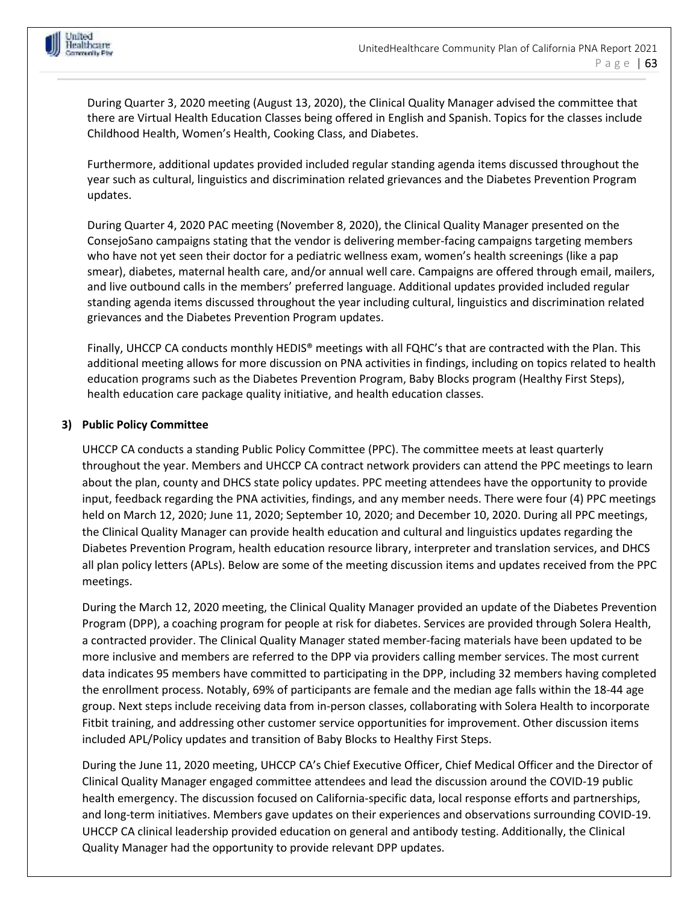During Quarter 3, 2020 meeting (August 13, 2020), the Clinical Quality Manager advised the committee that there are Virtual Health Education Classes being offered in English and Spanish. Topics for the classes include Childhood Health, Women's Health, Cooking Class, and Diabetes.

Furthermore, additional updates provided included regular standing agenda items discussed throughout the year such as cultural, linguistics and discrimination related grievances and the Diabetes Prevention Program updates.

During Quarter 4, 2020 PAC meeting (November 8, 2020), the Clinical Quality Manager presented on the ConsejoSano campaigns stating that the vendor is delivering member-facing campaigns targeting members who have not yet seen their doctor for a pediatric wellness exam, women's health screenings (like a pap smear), diabetes, maternal health care, and/or annual well care. Campaigns are offered through email, mailers, and live outbound calls in the members' preferred language. Additional updates provided included regular standing agenda items discussed throughout the year including cultural, linguistics and discrimination related grievances and the Diabetes Prevention Program updates.

Finally, UHCCP CA conducts monthly HEDIS® meetings with all FQHC's that are contracted with the Plan. This additional meeting allows for more discussion on PNA activities in findings, including on topics related to health education programs such as the Diabetes Prevention Program, Baby Blocks program (Healthy First Steps), health education care package quality initiative, and health education classes.

**3) Public Policy Committee**

UHCCP CA conducts a standing Public Policy Committee (PPC). The committee meets at least quarterly throughout the year. Members and UHCCP CA contract network providers can attend the PPC meetings to learn about the plan, county and DHCS state policy updates. PPC meeting attendees have the opportunity to provide input, feedback regarding the PNA activities, findings, and any member needs. There were four (4) PPC meetings held on March 12, 2020; June 11, 2020; September 10, 2020; and December 10, 2020. During all PPC meetings, the Clinical Quality Manager can provide health education and cultural and linguistics updates regarding the Diabetes Prevention Program, health education resource library, interpreter and translation services, and DHCS all plan policy letters (APLs). Below are some of the meeting discussion items and updates received from the PPC meetings.

During the March 12, 2020 meeting, the Clinical Quality Manager provided an update of the Diabetes Prevention Program (DPP), a coaching program for people at risk for diabetes. Services are provided through Solera Health, a contracted provider. The Clinical Quality Manager stated member-facing materials have been updated to be more inclusive and members are referred to the DPP via providers calling member services. The most current data indicates 95 members have committed to participating in the DPP, including 32 members having completed the enrollment process. Notably, 69% of participants are female and the median age falls within the 18-44 age group. Next steps include receiving data from in-person classes, collaborating with Solera Health to incorporate Fitbit training, and addressing other customer service opportunities for improvement. Other discussion items included APL/Policy updates and transition of Baby Blocks to Healthy First Steps.

During the June 11, 2020 meeting, UHCCP CA's Chief Executive Officer, Chief Medical Officer and the Director of Clinical Quality Manager engaged committee attendees and lead the discussion around the COVID-19 public health emergency. The discussion focused on California-specific data, local response efforts and partnerships, and long-term initiatives. Members gave updates on their experiences and observations surrounding COVID-19. UHCCP CA clinical leadership provided education on general and antibody testing. Additionally, the Clinical Quality Manager had the opportunity to provide relevant DPP updates.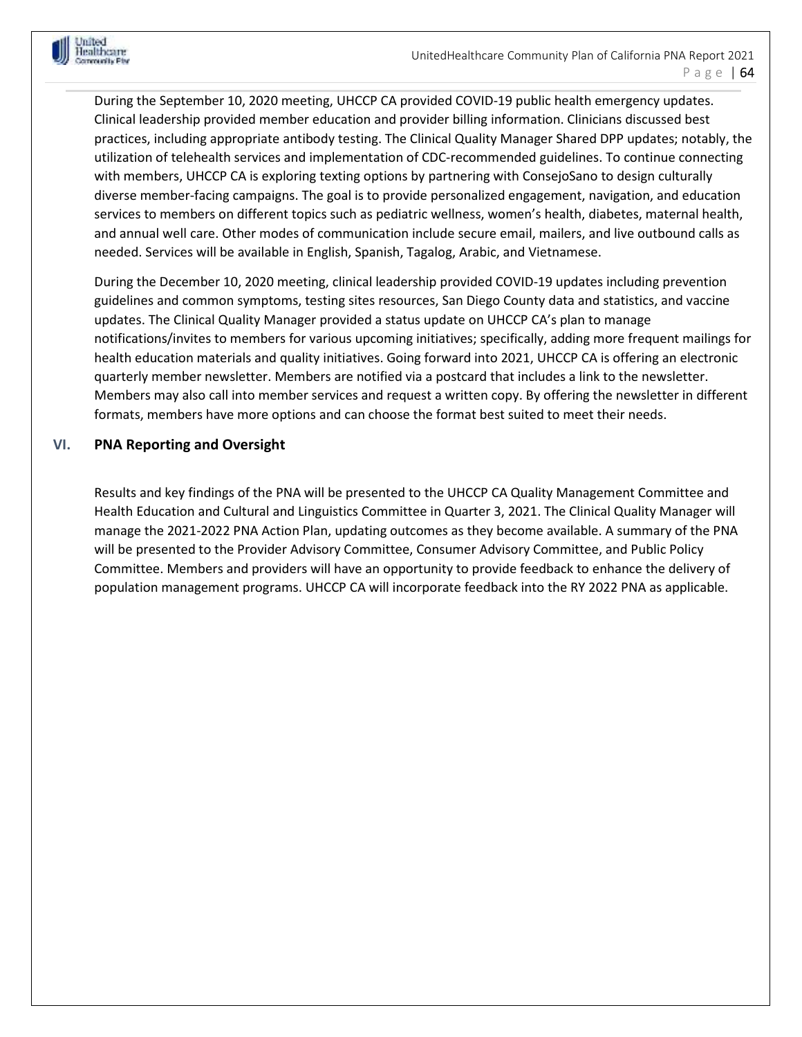During the September 10, 2020 meeting, UHCCP CA provided COVID-19 public health emergency updates. Clinical leadership provided member education and provider billing information. Clinicians discussed best practices, including appropriate antibody testing. The Clinical Quality Manager Shared DPP updates; notably, the utilization of telehealth services and implementation of CDC-recommended guidelines. To continue connecting with members, UHCCP CA is exploring texting options by partnering with ConsejoSano to design culturally diverse member-facing campaigns. The goal is to provide personalized engagement, navigation, and education services to members on different topics such as pediatric wellness, women's health, diabetes, maternal health, and annual well care. Other modes of communication include secure email, mailers, and live outbound calls as needed. Services will be available in English, Spanish, Tagalog, Arabic, and Vietnamese.

During the December 10, 2020 meeting, clinical leadership provided COVID-19 updates including prevention guidelines and common symptoms, testing sites resources, San Diego County data and statistics, and vaccine updates. The Clinical Quality Manager provided a status update on UHCCP CA's plan to manage notifications/invites to members for various upcoming initiatives; specifically, adding more frequent mailings for health education materials and quality initiatives. Going forward into 2021, UHCCP CA is offering an electronic quarterly member newsletter. Members are notified via a postcard that includes a link to the newsletter. Members may also call into member services and request a written copy. By offering the newsletter in different formats, members have more options and can choose the format best suited to meet their needs.

## VI. PNA Reporting and Oversight

Results and key findings of the PNA will be presented to the UHCCP CA Quality Management Committee and Health Education and Cultural and Linguistics Committee in Quarter 3, 2021. The Clinical Quality Manager will manage the 2021-2022 PNA Action Plan, updating outcomes as they become available. A summary of the PNA will be presented to the Provider Advisory Committee, Consumer Advisory Committee, and Public Policy Committee. Members and providers will have an opportunity to provide feedback to enhance the delivery of population management programs. UHCCP CA will incorporate feedback into the RY 2022 PNA as applicable.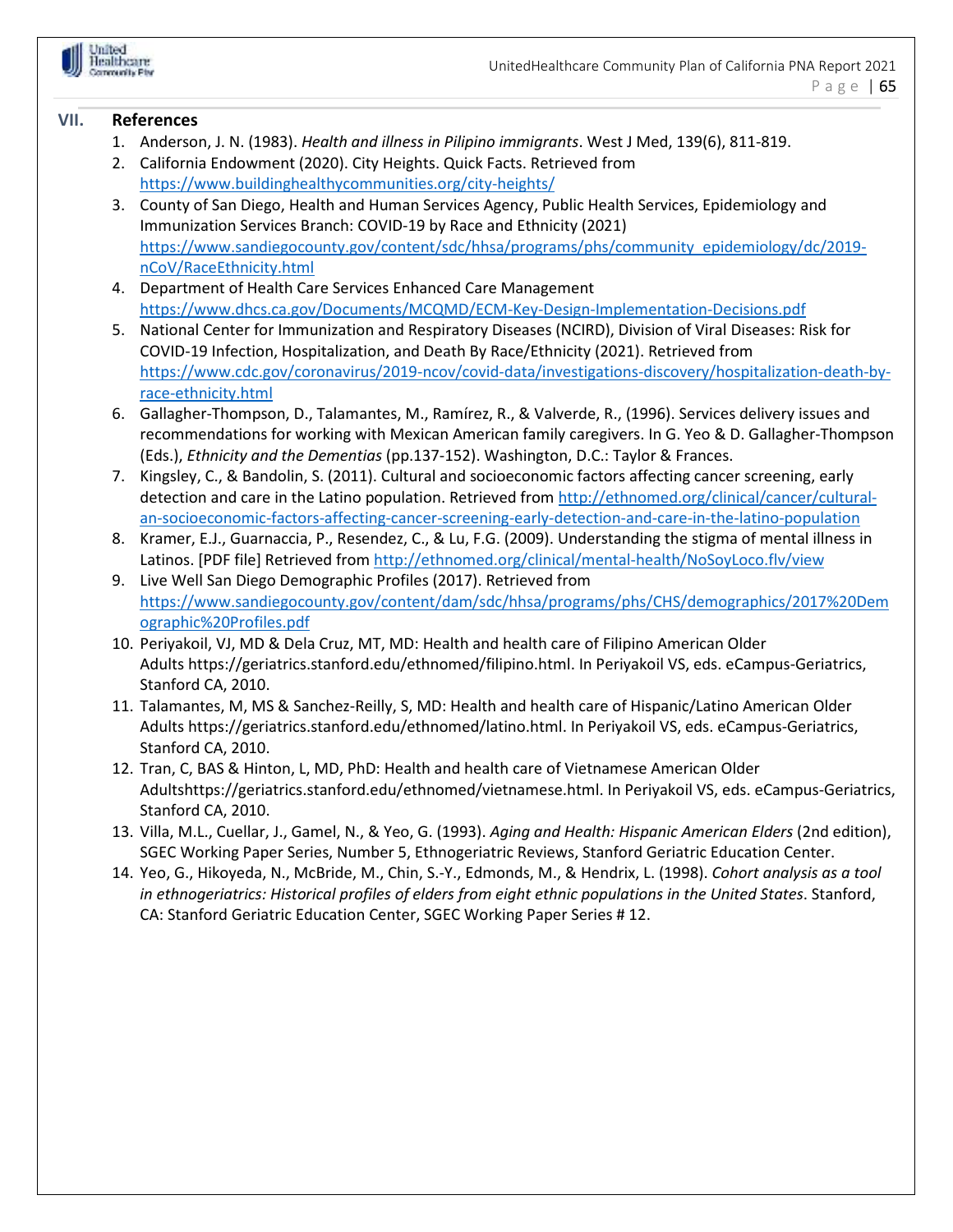## VII. References

1. Anderson, J. N. (1983). *Health and illness in Pilipino immigrants*. West J Med, 139(6), 811-819.
2. California Endowment (2020). City Heights. Quick Facts. Retrieved from https://www.buildinghealthycommunities.org/city-heights/
3. County of San Diego, Health and Human Services Agency, Public Health Services, Epidemiology and Immunization Services Branch: COVID-19 by Race and Ethnicity (2021) https://www.sandiegocounty.gov/content/sdc/hhsa/programs/phs/community_epidemiology/dc/2019-nCoV/RaceEthnicity.html
4. Department of Health Care Services Enhanced Care Management https://www.dhcs.ca.gov/Documents/MCQMD/ECM-Key-Design-Implementation-Decisions.pdf
5. National Center for Immunization and Respiratory Diseases (NCIRD), Division of Viral Diseases: Risk for COVID-19 Infection, Hospitalization, and Death By Race/Ethnicity (2021). Retrieved from https://www.cdc.gov/coronavirus/2019-ncov/covid-data/investigations-discovery/hospitalization-death-by-race-ethnicity.html
6. Gallagher-Thompson, D., Talamantes, M., Ramírez, R., & Valverde, R., (1996). Services delivery issues and recommendations for working with Mexican American family caregivers. In G. Yeo & D. Gallagher-Thompson (Eds.), *Ethnicity and the Dementias* (pp.137-152). Washington, D.C.: Taylor & Frances.
7. Kingsley, C., & Bandolin, S. (2011). Cultural and socioeconomic factors affecting cancer screening, early detection and care in the Latino population. Retrieved from http://ethnomed.org/clinical/cancer/cultural-an-socioeconomic-factors-affecting-cancer-screening-early-detection-and-care-in-the-latino-population
8. Kramer, E.J., Guarnaccia, P., Resendez, C., & Lu, F.G. (2009). Understanding the stigma of mental illness in Latinos. [PDF file] Retrieved from http://ethnomed.org/clinical/mental-health/NoSoyLoco.flv/view
9. Live Well San Diego Demographic Profiles (2017). Retrieved from https://www.sandiegocounty.gov/content/dam/sdc/hhsa/programs/phs/CHS/demographics/2017%20Demographic%20Profiles.pdf
10. Periyakoil, VJ, MD & Dela Cruz, MT, MD: Health and health care of Filipino American Older Adults https://geriatrics.stanford.edu/ethnomed/filipino.html. In Periyakoil VS, eds. eCampus-Geriatrics, Stanford CA, 2010.
11. Talamantes, M, MS & Sanchez-Reilly, S, MD: Health and health care of Hispanic/Latino American Older Adults https://geriatrics.stanford.edu/ethnomed/latino.html. In Periyakoil VS, eds. eCampus-Geriatrics, Stanford CA, 2010.
12. Tran, C, BAS & Hinton, L, MD, PhD: Health and health care of Vietnamese American Older Adultshttps://geriatrics.stanford.edu/ethnomed/vietnamese.html. In Periyakoil VS, eds. eCampus-Geriatrics, Stanford CA, 2010.
13. Villa, M.L., Cuellar, J., Gamel, N., & Yeo, G. (1993). *Aging and Health: Hispanic American Elders* (2nd edition), SGEC Working Paper Series, Number 5, Ethnogeriatric Reviews, Stanford Geriatric Education Center.
14. Yeo, G., Hikoyeda, N., McBride, M., Chin, S.-Y., Edmonds, M., & Hendrix, L. (1998). *Cohort analysis as a tool in ethnogeriatrics: Historical profiles of elders from eight ethnic populations in the United States*. Stanford, CA: Stanford Geriatric Education Center, SGEC Working Paper Series # 12.